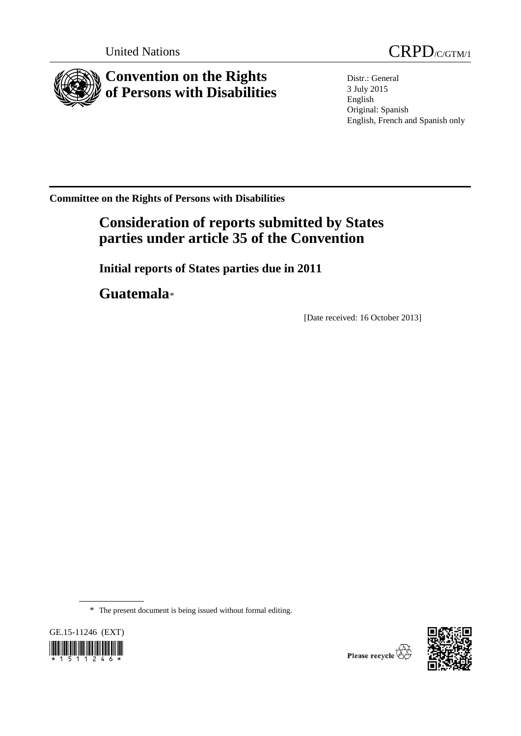United Nations

CRPD/C/GTM/1

# Convention on the Rights of Persons with Disabilities

Distr.: General
3 July 2015
English
Original: Spanish
English, French and Spanish only

**Committee on the Rights of Persons with Disabilities**

## Consideration of reports submitted by States parties under article 35 of the Convention

### Initial reports of States parties due in 2011

## Guatemala*

[Date received: 16 October 2013]

* The present document is being issued without formal editing.

GE.15-11246 (EXT)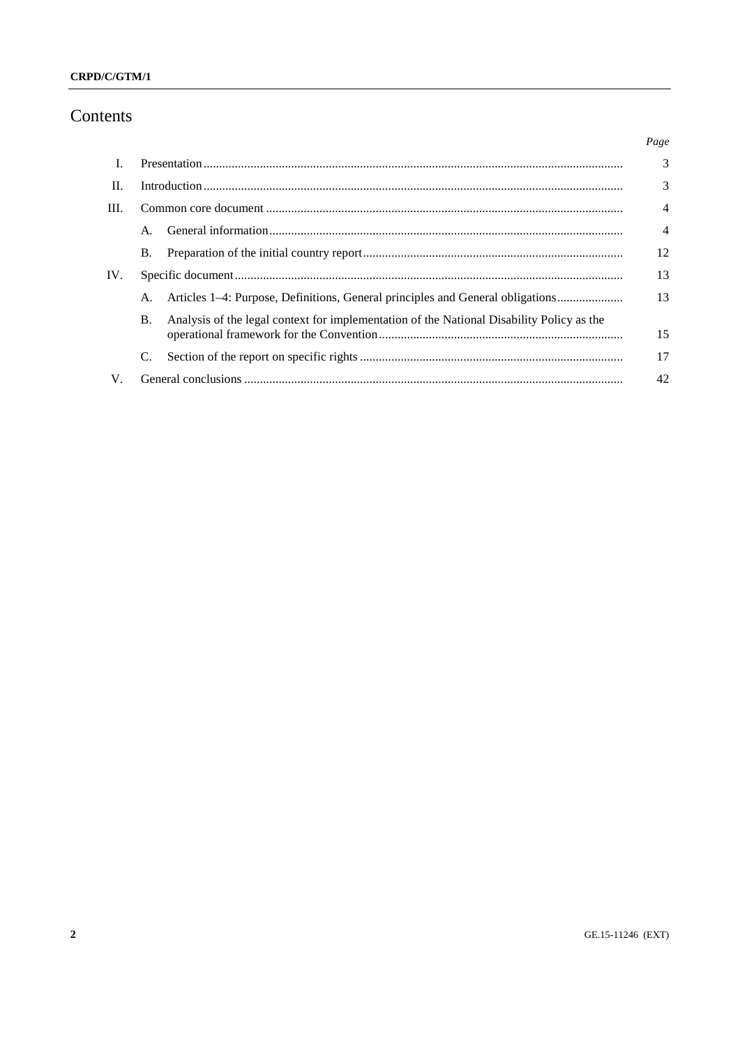# Contents

| | | | Page |
|---|---|---|---|
| I. | Presentation | | 3 |
| II. | Introduction | | 3 |
| III. | Common core document | | 4 |
| | A. | General information | 4 |
| | B. | Preparation of the initial country report | 12 |
| IV. | Specific document | | 13 |
| | A. | Articles 1–4: Purpose, Definitions, General principles and General obligations | 13 |
| | B. | Analysis of the legal context for implementation of the National Disability Policy as the operational framework for the Convention | 15 |
| | C. | Section of the report on specific rights | 17 |
| V. | General conclusions | | 42 |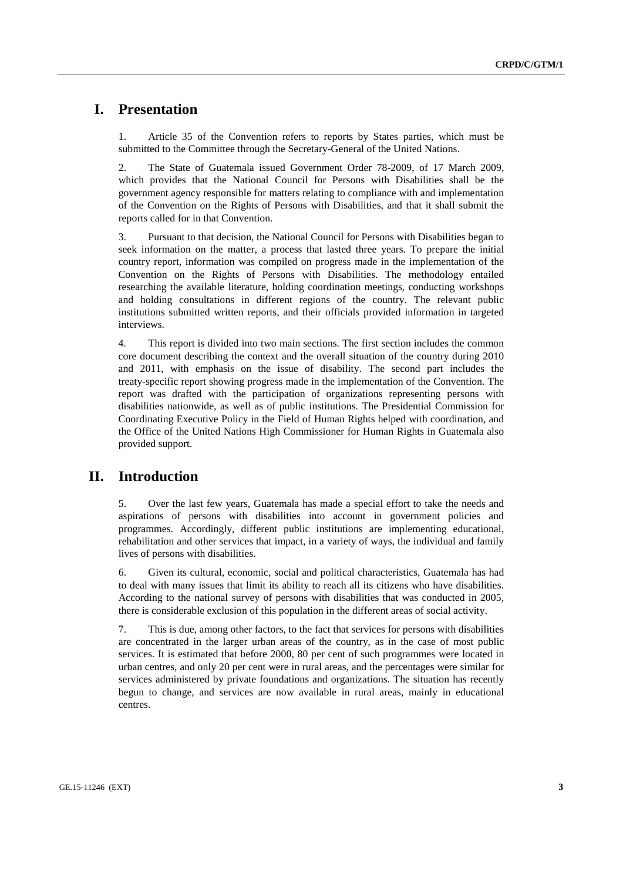# I. Presentation

1. Article 35 of the Convention refers to reports by States parties, which must be submitted to the Committee through the Secretary-General of the United Nations.

2. The State of Guatemala issued Government Order 78-2009, of 17 March 2009, which provides that the National Council for Persons with Disabilities shall be the government agency responsible for matters relating to compliance with and implementation of the Convention on the Rights of Persons with Disabilities, and that it shall submit the reports called for in that Convention.

3. Pursuant to that decision, the National Council for Persons with Disabilities began to seek information on the matter, a process that lasted three years. To prepare the initial country report, information was compiled on progress made in the implementation of the Convention on the Rights of Persons with Disabilities. The methodology entailed researching the available literature, holding coordination meetings, conducting workshops and holding consultations in different regions of the country. The relevant public institutions submitted written reports, and their officials provided information in targeted interviews.

4. This report is divided into two main sections. The first section includes the common core document describing the context and the overall situation of the country during 2010 and 2011, with emphasis on the issue of disability. The second part includes the treaty-specific report showing progress made in the implementation of the Convention. The report was drafted with the participation of organizations representing persons with disabilities nationwide, as well as of public institutions. The Presidential Commission for Coordinating Executive Policy in the Field of Human Rights helped with coordination, and the Office of the United Nations High Commissioner for Human Rights in Guatemala also provided support.

# II. Introduction

5. Over the last few years, Guatemala has made a special effort to take the needs and aspirations of persons with disabilities into account in government policies and programmes. Accordingly, different public institutions are implementing educational, rehabilitation and other services that impact, in a variety of ways, the individual and family lives of persons with disabilities.

6. Given its cultural, economic, social and political characteristics, Guatemala has had to deal with many issues that limit its ability to reach all its citizens who have disabilities. According to the national survey of persons with disabilities that was conducted in 2005, there is considerable exclusion of this population in the different areas of social activity.

7. This is due, among other factors, to the fact that services for persons with disabilities are concentrated in the larger urban areas of the country, as in the case of most public services. It is estimated that before 2000, 80 per cent of such programmes were located in urban centres, and only 20 per cent were in rural areas, and the percentages were similar for services administered by private foundations and organizations. The situation has recently begun to change, and services are now available in rural areas, mainly in educational centres.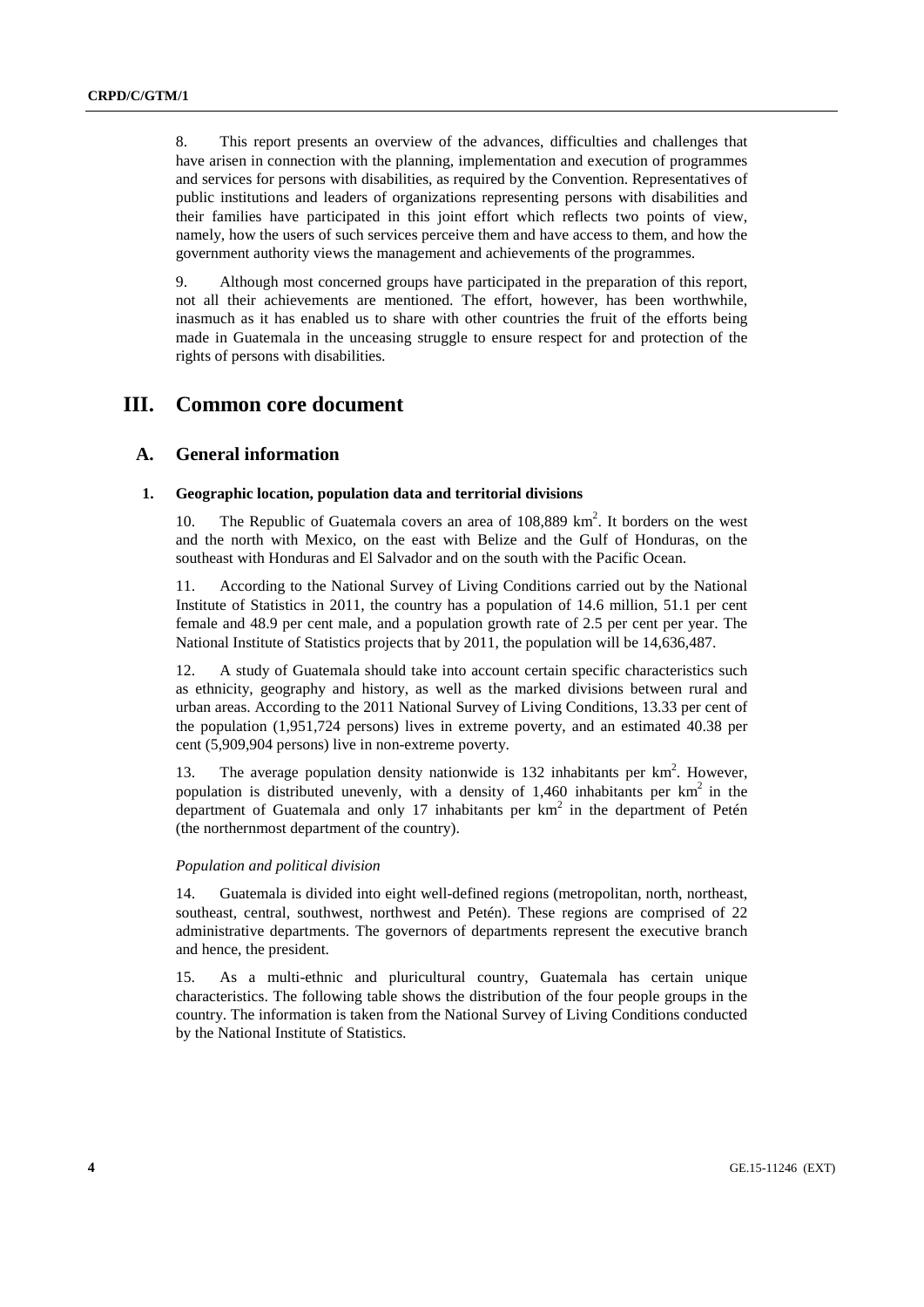8. This report presents an overview of the advances, difficulties and challenges that have arisen in connection with the planning, implementation and execution of programmes and services for persons with disabilities, as required by the Convention. Representatives of public institutions and leaders of organizations representing persons with disabilities and their families have participated in this joint effort which reflects two points of view, namely, how the users of such services perceive them and have access to them, and how the government authority views the management and achievements of the programmes.

9. Although most concerned groups have participated in the preparation of this report, not all their achievements are mentioned. The effort, however, has been worthwhile, inasmuch as it has enabled us to share with other countries the fruit of the efforts being made in Guatemala in the unceasing struggle to ensure respect for and protection of the rights of persons with disabilities.

# III. Common core document

## A. General information

### 1. Geographic location, population data and territorial divisions

10. The Republic of Guatemala covers an area of 108,889 km$^2$. It borders on the west and the north with Mexico, on the east with Belize and the Gulf of Honduras, on the southeast with Honduras and El Salvador and on the south with the Pacific Ocean.

11. According to the National Survey of Living Conditions carried out by the National Institute of Statistics in 2011, the country has a population of 14.6 million, 51.1 per cent female and 48.9 per cent male, and a population growth rate of 2.5 per cent per year. The National Institute of Statistics projects that by 2011, the population will be 14,636,487.

12. A study of Guatemala should take into account certain specific characteristics such as ethnicity, geography and history, as well as the marked divisions between rural and urban areas. According to the 2011 National Survey of Living Conditions, 13.33 per cent of the population (1,951,724 persons) lives in extreme poverty, and an estimated 40.38 per cent (5,909,904 persons) live in non-extreme poverty.

13. The average population density nationwide is 132 inhabitants per km$^2$. However, population is distributed unevenly, with a density of 1,460 inhabitants per km$^2$ in the department of Guatemala and only 17 inhabitants per km$^2$ in the department of Petén (the northernmost department of the country).

*Population and political division*

14. Guatemala is divided into eight well-defined regions (metropolitan, north, northeast, southeast, central, southwest, northwest and Petén). These regions are comprised of 22 administrative departments. The governors of departments represent the executive branch and hence, the president.

15. As a multi-ethnic and pluricultural country, Guatemala has certain unique characteristics. The following table shows the distribution of the four people groups in the country. The information is taken from the National Survey of Living Conditions conducted by the National Institute of Statistics.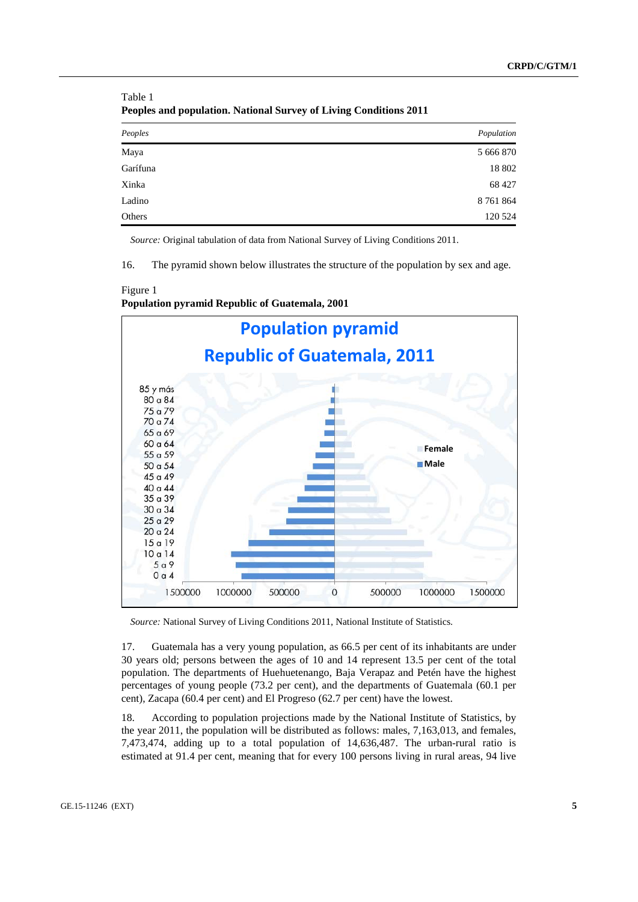Table 1
**Peoples and population. National Survey of Living Conditions 2011**

| *Peoples* | *Population* |
|---|---|
| Maya | 5 666 870 |
| Garífuna | 18 802 |
| Xinka | 68 427 |
| Ladino | 8 761 864 |
| Others | 120 524 |

*Source:* Original tabulation of data from National Survey of Living Conditions 2011.

16. The pyramid shown below illustrates the structure of the population by sex and age.

Figure 1
**Population pyramid Republic of Guatemala, 2001**

*Source:* National Survey of Living Conditions 2011, National Institute of Statistics.

17. Guatemala has a very young population, as 66.5 per cent of its inhabitants are under 30 years old; persons between the ages of 10 and 14 represent 13.5 per cent of the total population. The departments of Huehuetenango, Baja Verapaz and Petén have the highest percentages of young people (73.2 per cent), and the departments of Guatemala (60.1 per cent), Zacapa (60.4 per cent) and El Progreso (62.7 per cent) have the lowest.

18. According to population projections made by the National Institute of Statistics, by the year 2011, the population will be distributed as follows: males, 7,163,013, and females, 7,473,474, adding up to a total population of 14,636,487. The urban-rural ratio is estimated at 91.4 per cent, meaning that for every 100 persons living in rural areas, 94 live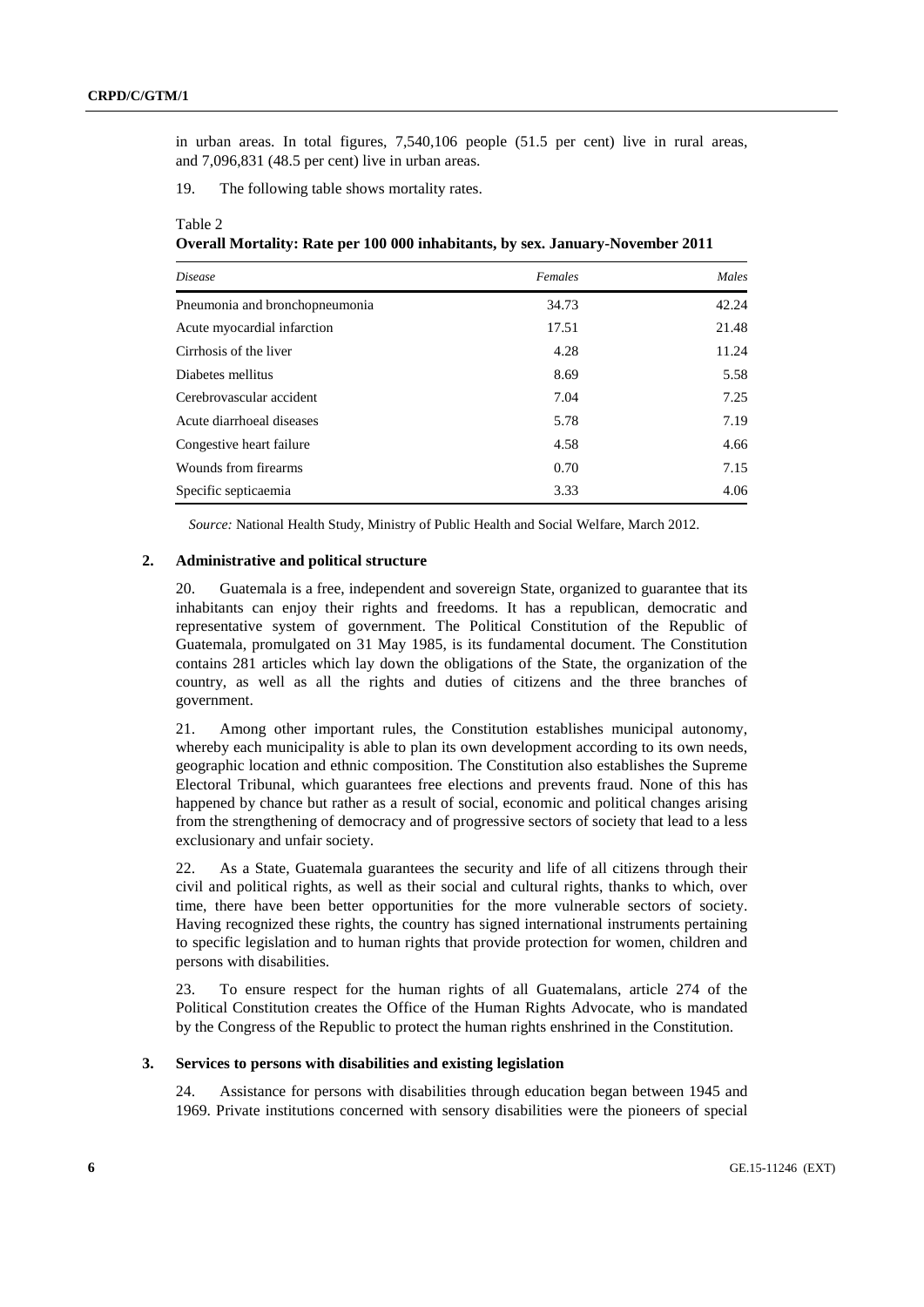in urban areas. In total figures, 7,540,106 people (51.5 per cent) live in rural areas, and 7,096,831 (48.5 per cent) live in urban areas.

19. The following table shows mortality rates.

Table 2
**Overall Mortality: Rate per 100 000 inhabitants, by sex. January-November 2011**

| *Disease* | *Females* | *Males* |
|---|---|---|
| Pneumonia and bronchopneumonia | 34.73 | 42.24 |
| Acute myocardial infarction | 17.51 | 21.48 |
| Cirrhosis of the liver | 4.28 | 11.24 |
| Diabetes mellitus | 8.69 | 5.58 |
| Cerebrovascular accident | 7.04 | 7.25 |
| Acute diarrhoeal diseases | 5.78 | 7.19 |
| Congestive heart failure | 4.58 | 4.66 |
| Wounds from firearms | 0.70 | 7.15 |
| Specific septicaemia | 3.33 | 4.06 |

*Source:* National Health Study, Ministry of Public Health and Social Welfare, March 2012.

## 2. Administrative and political structure

20. Guatemala is a free, independent and sovereign State, organized to guarantee that its inhabitants can enjoy their rights and freedoms. It has a republican, democratic and representative system of government. The Political Constitution of the Republic of Guatemala, promulgated on 31 May 1985, is its fundamental document. The Constitution contains 281 articles which lay down the obligations of the State, the organization of the country, as well as all the rights and duties of citizens and the three branches of government.

21. Among other important rules, the Constitution establishes municipal autonomy, whereby each municipality is able to plan its own development according to its own needs, geographic location and ethnic composition. The Constitution also establishes the Supreme Electoral Tribunal, which guarantees free elections and prevents fraud. None of this has happened by chance but rather as a result of social, economic and political changes arising from the strengthening of democracy and of progressive sectors of society that lead to a less exclusionary and unfair society.

22. As a State, Guatemala guarantees the security and life of all citizens through their civil and political rights, as well as their social and cultural rights, thanks to which, over time, there have been better opportunities for the more vulnerable sectors of society. Having recognized these rights, the country has signed international instruments pertaining to specific legislation and to human rights that provide protection for women, children and persons with disabilities.

23. To ensure respect for the human rights of all Guatemalans, article 274 of the Political Constitution creates the Office of the Human Rights Advocate, who is mandated by the Congress of the Republic to protect the human rights enshrined in the Constitution.

## 3. Services to persons with disabilities and existing legislation

24. Assistance for persons with disabilities through education began between 1945 and 1969. Private institutions concerned with sensory disabilities were the pioneers of special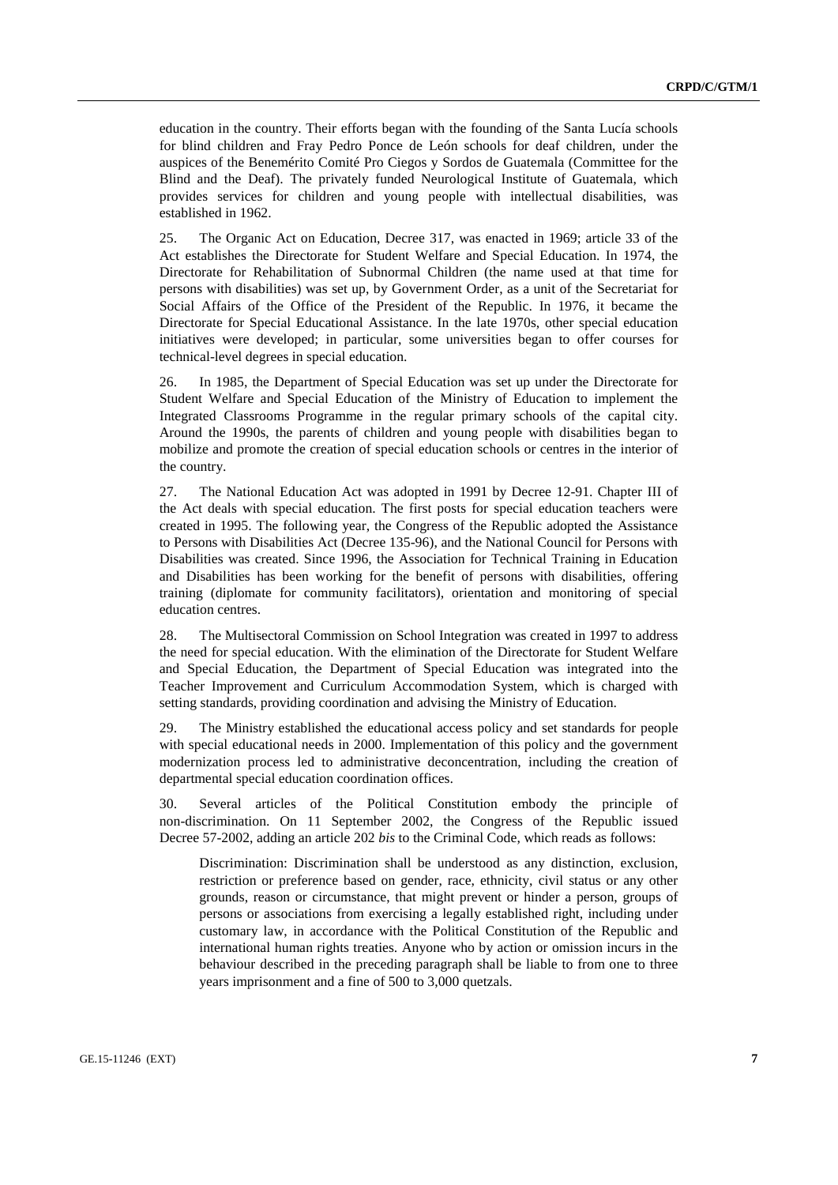education in the country. Their efforts began with the founding of the Santa Lucía schools for blind children and Fray Pedro Ponce de León schools for deaf children, under the auspices of the Benemérito Comité Pro Ciegos y Sordos de Guatemala (Committee for the Blind and the Deaf). The privately funded Neurological Institute of Guatemala, which provides services for children and young people with intellectual disabilities, was established in 1962.

25. The Organic Act on Education, Decree 317, was enacted in 1969; article 33 of the Act establishes the Directorate for Student Welfare and Special Education. In 1974, the Directorate for Rehabilitation of Subnormal Children (the name used at that time for persons with disabilities) was set up, by Government Order, as a unit of the Secretariat for Social Affairs of the Office of the President of the Republic. In 1976, it became the Directorate for Special Educational Assistance. In the late 1970s, other special education initiatives were developed; in particular, some universities began to offer courses for technical-level degrees in special education.

26. In 1985, the Department of Special Education was set up under the Directorate for Student Welfare and Special Education of the Ministry of Education to implement the Integrated Classrooms Programme in the regular primary schools of the capital city. Around the 1990s, the parents of children and young people with disabilities began to mobilize and promote the creation of special education schools or centres in the interior of the country.

27. The National Education Act was adopted in 1991 by Decree 12-91. Chapter III of the Act deals with special education. The first posts for special education teachers were created in 1995. The following year, the Congress of the Republic adopted the Assistance to Persons with Disabilities Act (Decree 135-96), and the National Council for Persons with Disabilities was created. Since 1996, the Association for Technical Training in Education and Disabilities has been working for the benefit of persons with disabilities, offering training (diplomate for community facilitators), orientation and monitoring of special education centres.

28. The Multisectoral Commission on School Integration was created in 1997 to address the need for special education. With the elimination of the Directorate for Student Welfare and Special Education, the Department of Special Education was integrated into the Teacher Improvement and Curriculum Accommodation System, which is charged with setting standards, providing coordination and advising the Ministry of Education.

29. The Ministry established the educational access policy and set standards for people with special educational needs in 2000. Implementation of this policy and the government modernization process led to administrative deconcentration, including the creation of departmental special education coordination offices.

30. Several articles of the Political Constitution embody the principle of non-discrimination. On 11 September 2002, the Congress of the Republic issued Decree 57-2002, adding an article 202 *bis* to the Criminal Code, which reads as follows:

> Discrimination: Discrimination shall be understood as any distinction, exclusion, restriction or preference based on gender, race, ethnicity, civil status or any other grounds, reason or circumstance, that might prevent or hinder a person, groups of persons or associations from exercising a legally established right, including under customary law, in accordance with the Political Constitution of the Republic and international human rights treaties. Anyone who by action or omission incurs in the behaviour described in the preceding paragraph shall be liable to from one to three years imprisonment and a fine of 500 to 3,000 quetzals.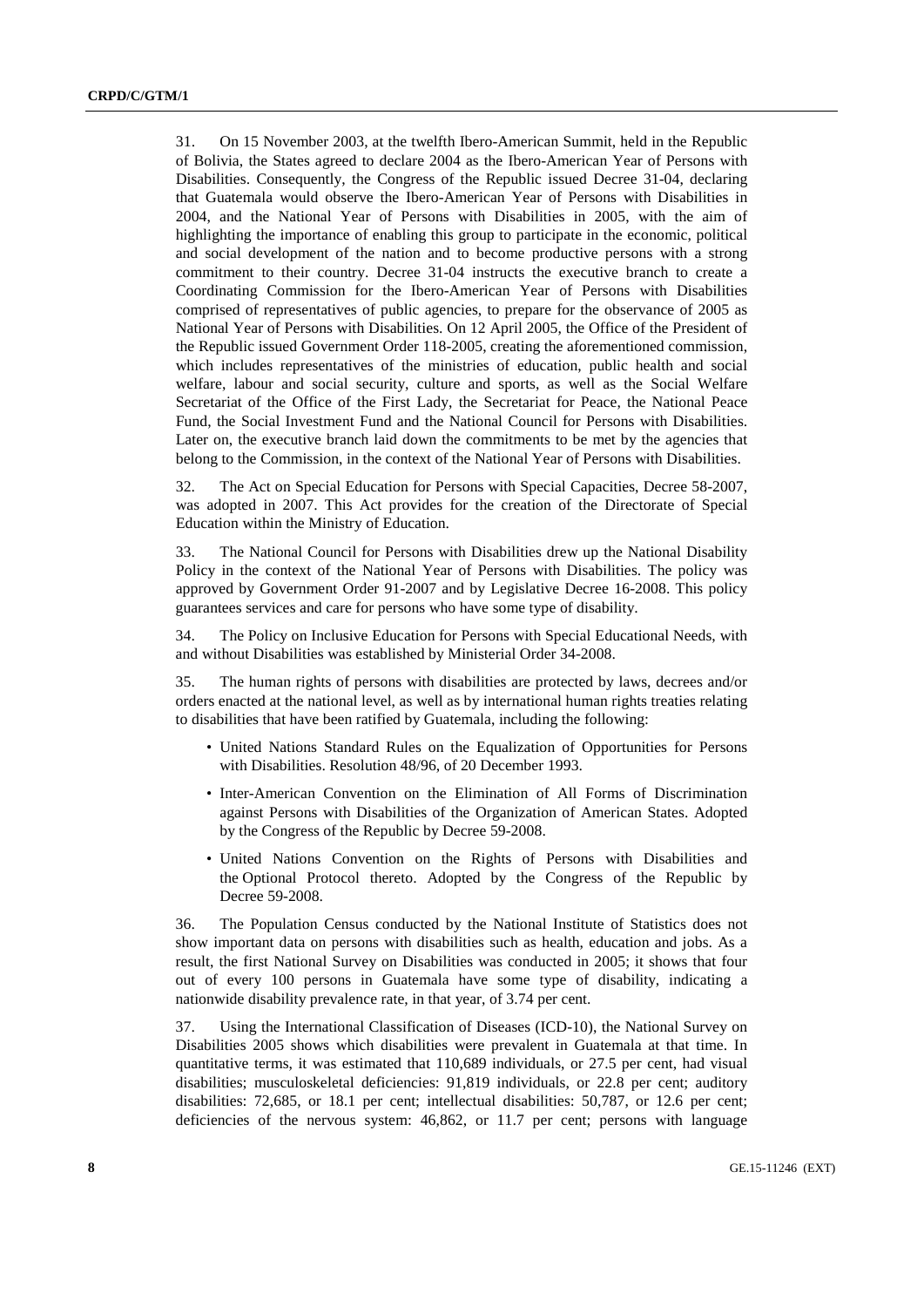31. On 15 November 2003, at the twelfth Ibero-American Summit, held in the Republic of Bolivia, the States agreed to declare 2004 as the Ibero-American Year of Persons with Disabilities. Consequently, the Congress of the Republic issued Decree 31-04, declaring that Guatemala would observe the Ibero-American Year of Persons with Disabilities in 2004, and the National Year of Persons with Disabilities in 2005, with the aim of highlighting the importance of enabling this group to participate in the economic, political and social development of the nation and to become productive persons with a strong commitment to their country. Decree 31-04 instructs the executive branch to create a Coordinating Commission for the Ibero-American Year of Persons with Disabilities comprised of representatives of public agencies, to prepare for the observance of 2005 as National Year of Persons with Disabilities. On 12 April 2005, the Office of the President of the Republic issued Government Order 118-2005, creating the aforementioned commission, which includes representatives of the ministries of education, public health and social welfare, labour and social security, culture and sports, as well as the Social Welfare Secretariat of the Office of the First Lady, the Secretariat for Peace, the National Peace Fund, the Social Investment Fund and the National Council for Persons with Disabilities. Later on, the executive branch laid down the commitments to be met by the agencies that belong to the Commission, in the context of the National Year of Persons with Disabilities.

32. The Act on Special Education for Persons with Special Capacities, Decree 58-2007, was adopted in 2007. This Act provides for the creation of the Directorate of Special Education within the Ministry of Education.

33. The National Council for Persons with Disabilities drew up the National Disability Policy in the context of the National Year of Persons with Disabilities. The policy was approved by Government Order 91-2007 and by Legislative Decree 16-2008. This policy guarantees services and care for persons who have some type of disability.

34. The Policy on Inclusive Education for Persons with Special Educational Needs, with and without Disabilities was established by Ministerial Order 34-2008.

35. The human rights of persons with disabilities are protected by laws, decrees and/or orders enacted at the national level, as well as by international human rights treaties relating to disabilities that have been ratified by Guatemala, including the following:

- United Nations Standard Rules on the Equalization of Opportunities for Persons with Disabilities. Resolution 48/96, of 20 December 1993.
- Inter-American Convention on the Elimination of All Forms of Discrimination against Persons with Disabilities of the Organization of American States. Adopted by the Congress of the Republic by Decree 59-2008.
- United Nations Convention on the Rights of Persons with Disabilities and the Optional Protocol thereto. Adopted by the Congress of the Republic by Decree 59-2008.

36. The Population Census conducted by the National Institute of Statistics does not show important data on persons with disabilities such as health, education and jobs. As a result, the first National Survey on Disabilities was conducted in 2005; it shows that four out of every 100 persons in Guatemala have some type of disability, indicating a nationwide disability prevalence rate, in that year, of 3.74 per cent.

37. Using the International Classification of Diseases (ICD-10), the National Survey on Disabilities 2005 shows which disabilities were prevalent in Guatemala at that time. In quantitative terms, it was estimated that 110,689 individuals, or 27.5 per cent, had visual disabilities; musculoskeletal deficiencies: 91,819 individuals, or 22.8 per cent; auditory disabilities: 72,685, or 18.1 per cent; intellectual disabilities: 50,787, or 12.6 per cent; deficiencies of the nervous system: 46,862, or 11.7 per cent; persons with language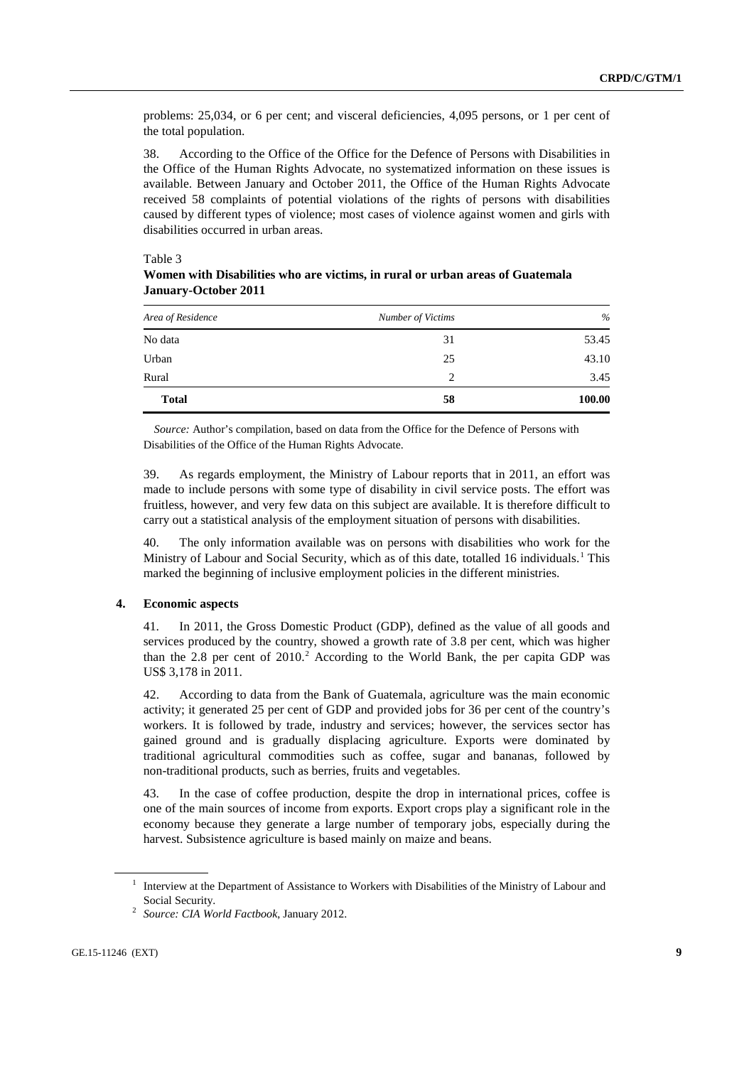problems: 25,034, or 6 per cent; and visceral deficiencies, 4,095 persons, or 1 per cent of the total population.

38. According to the Office of the Office for the Defence of Persons with Disabilities in the Office of the Human Rights Advocate, no systematized information on these issues is available. Between January and October 2011, the Office of the Human Rights Advocate received 58 complaints of potential violations of the rights of persons with disabilities caused by different types of violence; most cases of violence against women and girls with disabilities occurred in urban areas.

Table 3

**Women with Disabilities who are victims, in rural or urban areas of Guatemala January-October 2011**

| *Area of Residence* | *Number of Victims* | *%* |
|---|---|---|
| No data | 31 | 53.45 |
| Urban | 25 | 43.10 |
| Rural | 2 | 3.45 |
| **Total** | **58** | **100.00** |

*Source:* Author's compilation, based on data from the Office for the Defence of Persons with Disabilities of the Office of the Human Rights Advocate.

39. As regards employment, the Ministry of Labour reports that in 2011, an effort was made to include persons with some type of disability in civil service posts. The effort was fruitless, however, and very few data on this subject are available. It is therefore difficult to carry out a statistical analysis of the employment situation of persons with disabilities.

40. The only information available was on persons with disabilities who work for the Ministry of Labour and Social Security, which as of this date, totalled 16 individuals.[1] This marked the beginning of inclusive employment policies in the different ministries.

### 4. Economic aspects

41. In 2011, the Gross Domestic Product (GDP), defined as the value of all goods and services produced by the country, showed a growth rate of 3.8 per cent, which was higher than the 2.8 per cent of 2010.[2] According to the World Bank, the per capita GDP was US$ 3,178 in 2011.

42. According to data from the Bank of Guatemala, agriculture was the main economic activity; it generated 25 per cent of GDP and provided jobs for 36 per cent of the country's workers. It is followed by trade, industry and services; however, the services sector has gained ground and is gradually displacing agriculture. Exports were dominated by traditional agricultural commodities such as coffee, sugar and bananas, followed by non-traditional products, such as berries, fruits and vegetables.

43. In the case of coffee production, despite the drop in international prices, coffee is one of the main sources of income from exports. Export crops play a significant role in the economy because they generate a large number of temporary jobs, especially during the harvest. Subsistence agriculture is based mainly on maize and beans.

[1] Interview at the Department of Assistance to Workers with Disabilities of the Ministry of Labour and Social Security.

[2] *Source: CIA World Factbook*, January 2012.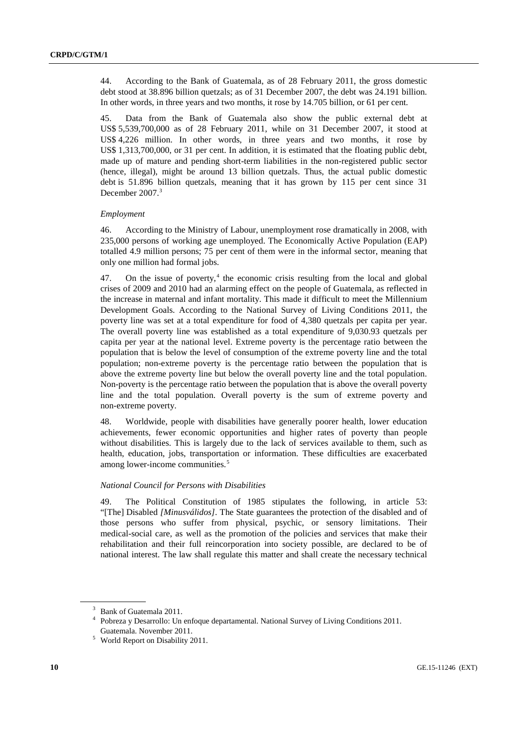44. According to the Bank of Guatemala, as of 28 February 2011, the gross domestic debt stood at 38.896 billion quetzals; as of 31 December 2007, the debt was 24.191 billion. In other words, in three years and two months, it rose by 14.705 billion, or 61 per cent.

45. Data from the Bank of Guatemala also show the public external debt at US$ 5,539,700,000 as of 28 February 2011, while on 31 December 2007, it stood at US$ 4,226 million. In other words, in three years and two months, it rose by US$ 1,313,700,000, or 31 per cent. In addition, it is estimated that the floating public debt, made up of mature and pending short-term liabilities in the non-registered public sector (hence, illegal), might be around 13 billion quetzals. Thus, the actual public domestic debt is 51.896 billion quetzals, meaning that it has grown by 115 per cent since 31 December 2007.[3]

*Employment*

46. According to the Ministry of Labour, unemployment rose dramatically in 2008, with 235,000 persons of working age unemployed. The Economically Active Population (EAP) totalled 4.9 million persons; 75 per cent of them were in the informal sector, meaning that only one million had formal jobs.

47. On the issue of poverty,[4] the economic crisis resulting from the local and global crises of 2009 and 2010 had an alarming effect on the people of Guatemala, as reflected in the increase in maternal and infant mortality. This made it difficult to meet the Millennium Development Goals. According to the National Survey of Living Conditions 2011, the poverty line was set at a total expenditure for food of 4,380 quetzals per capita per year. The overall poverty line was established as a total expenditure of 9,030.93 quetzals per capita per year at the national level. Extreme poverty is the percentage ratio between the population that is below the level of consumption of the extreme poverty line and the total population; non-extreme poverty is the percentage ratio between the population that is above the extreme poverty line but below the overall poverty line and the total population. Non-poverty is the percentage ratio between the population that is above the overall poverty line and the total population. Overall poverty is the sum of extreme poverty and non-extreme poverty.

48. Worldwide, people with disabilities have generally poorer health, lower education achievements, fewer economic opportunities and higher rates of poverty than people without disabilities. This is largely due to the lack of services available to them, such as health, education, jobs, transportation or information. These difficulties are exacerbated among lower-income communities.[5]

*National Council for Persons with Disabilities*

49. The Political Constitution of 1985 stipulates the following, in article 53: "[The] Disabled *[Minusválidos]*. The State guarantees the protection of the disabled and of those persons who suffer from physical, psychic, or sensory limitations. Their medical-social care, as well as the promotion of the policies and services that make their rehabilitation and their full reincorporation into society possible, are declared to be of national interest. The law shall regulate this matter and shall create the necessary technical

---

[3] Bank of Guatemala 2011.

[4] Pobreza y Desarrollo: Un enfoque departamental. National Survey of Living Conditions 2011. Guatemala. November 2011.

[5] World Report on Disability 2011.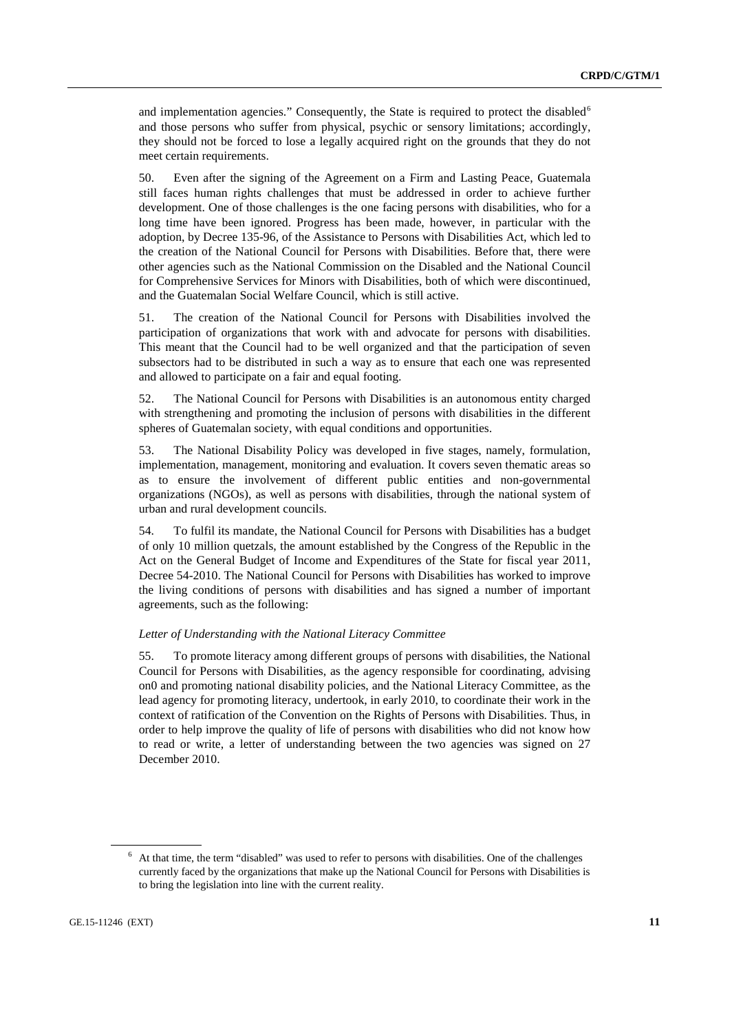and implementation agencies." Consequently, the State is required to protect the disabled[6] and those persons who suffer from physical, psychic or sensory limitations; accordingly, they should not be forced to lose a legally acquired right on the grounds that they do not meet certain requirements.

50. Even after the signing of the Agreement on a Firm and Lasting Peace, Guatemala still faces human rights challenges that must be addressed in order to achieve further development. One of those challenges is the one facing persons with disabilities, who for a long time have been ignored. Progress has been made, however, in particular with the adoption, by Decree 135-96, of the Assistance to Persons with Disabilities Act, which led to the creation of the National Council for Persons with Disabilities. Before that, there were other agencies such as the National Commission on the Disabled and the National Council for Comprehensive Services for Minors with Disabilities, both of which were discontinued, and the Guatemalan Social Welfare Council, which is still active.

51. The creation of the National Council for Persons with Disabilities involved the participation of organizations that work with and advocate for persons with disabilities. This meant that the Council had to be well organized and that the participation of seven subsectors had to be distributed in such a way as to ensure that each one was represented and allowed to participate on a fair and equal footing.

52. The National Council for Persons with Disabilities is an autonomous entity charged with strengthening and promoting the inclusion of persons with disabilities in the different spheres of Guatemalan society, with equal conditions and opportunities.

53. The National Disability Policy was developed in five stages, namely, formulation, implementation, management, monitoring and evaluation. It covers seven thematic areas so as to ensure the involvement of different public entities and non-governmental organizations (NGOs), as well as persons with disabilities, through the national system of urban and rural development councils.

54. To fulfil its mandate, the National Council for Persons with Disabilities has a budget of only 10 million quetzals, the amount established by the Congress of the Republic in the Act on the General Budget of Income and Expenditures of the State for fiscal year 2011, Decree 54-2010. The National Council for Persons with Disabilities has worked to improve the living conditions of persons with disabilities and has signed a number of important agreements, such as the following:

*Letter of Understanding with the National Literacy Committee*

55. To promote literacy among different groups of persons with disabilities, the National Council for Persons with Disabilities, as the agency responsible for coordinating, advising on0 and promoting national disability policies, and the National Literacy Committee, as the lead agency for promoting literacy, undertook, in early 2010, to coordinate their work in the context of ratification of the Convention on the Rights of Persons with Disabilities. Thus, in order to help improve the quality of life of persons with disabilities who did not know how to read or write, a letter of understanding between the two agencies was signed on 27 December 2010.

[6] At that time, the term "disabled" was used to refer to persons with disabilities. One of the challenges currently faced by the organizations that make up the National Council for Persons with Disabilities is to bring the legislation into line with the current reality.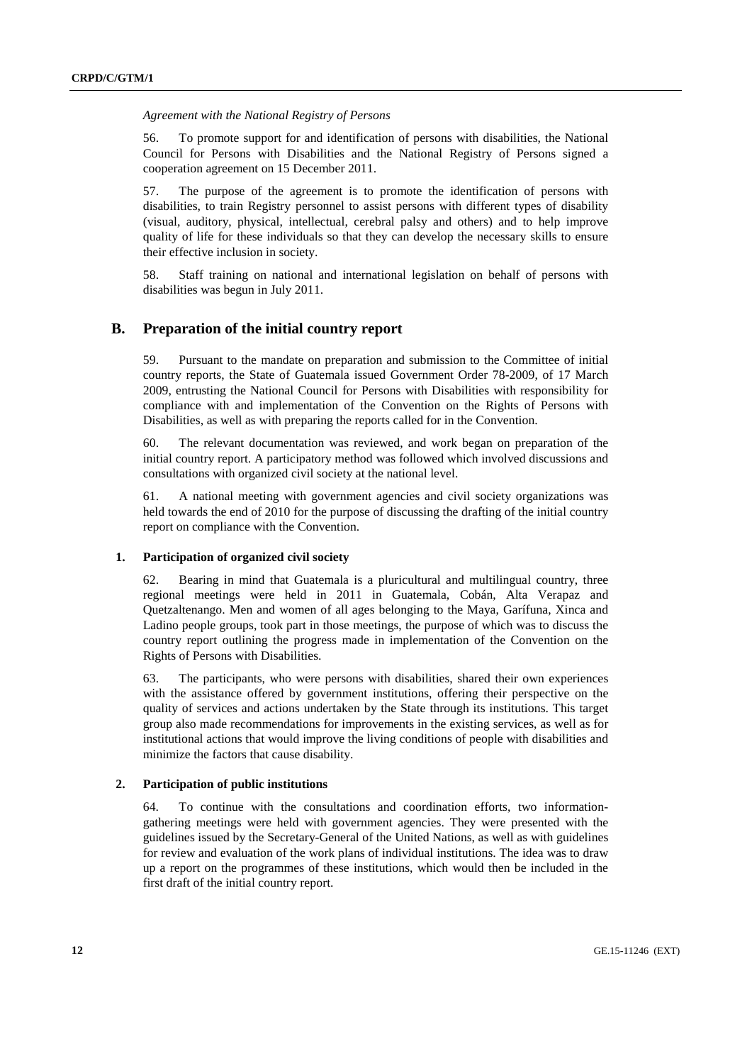*Agreement with the National Registry of Persons*

56. To promote support for and identification of persons with disabilities, the National Council for Persons with Disabilities and the National Registry of Persons signed a cooperation agreement on 15 December 2011.

57. The purpose of the agreement is to promote the identification of persons with disabilities, to train Registry personnel to assist persons with different types of disability (visual, auditory, physical, intellectual, cerebral palsy and others) and to help improve quality of life for these individuals so that they can develop the necessary skills to ensure their effective inclusion in society.

58. Staff training on national and international legislation on behalf of persons with disabilities was begun in July 2011.

## B. Preparation of the initial country report

59. Pursuant to the mandate on preparation and submission to the Committee of initial country reports, the State of Guatemala issued Government Order 78-2009, of 17 March 2009, entrusting the National Council for Persons with Disabilities with responsibility for compliance with and implementation of the Convention on the Rights of Persons with Disabilities, as well as with preparing the reports called for in the Convention.

60. The relevant documentation was reviewed, and work began on preparation of the initial country report. A participatory method was followed which involved discussions and consultations with organized civil society at the national level.

61. A national meeting with government agencies and civil society organizations was held towards the end of 2010 for the purpose of discussing the drafting of the initial country report on compliance with the Convention.

### 1. Participation of organized civil society

62. Bearing in mind that Guatemala is a pluricultural and multilingual country, three regional meetings were held in 2011 in Guatemala, Cobán, Alta Verapaz and Quetzaltenango. Men and women of all ages belonging to the Maya, Garífuna, Xinca and Ladino people groups, took part in those meetings, the purpose of which was to discuss the country report outlining the progress made in implementation of the Convention on the Rights of Persons with Disabilities.

63. The participants, who were persons with disabilities, shared their own experiences with the assistance offered by government institutions, offering their perspective on the quality of services and actions undertaken by the State through its institutions. This target group also made recommendations for improvements in the existing services, as well as for institutional actions that would improve the living conditions of people with disabilities and minimize the factors that cause disability.

### 2. Participation of public institutions

64. To continue with the consultations and coordination efforts, two information-gathering meetings were held with government agencies. They were presented with the guidelines issued by the Secretary-General of the United Nations, as well as with guidelines for review and evaluation of the work plans of individual institutions. The idea was to draw up a report on the programmes of these institutions, which would then be included in the first draft of the initial country report.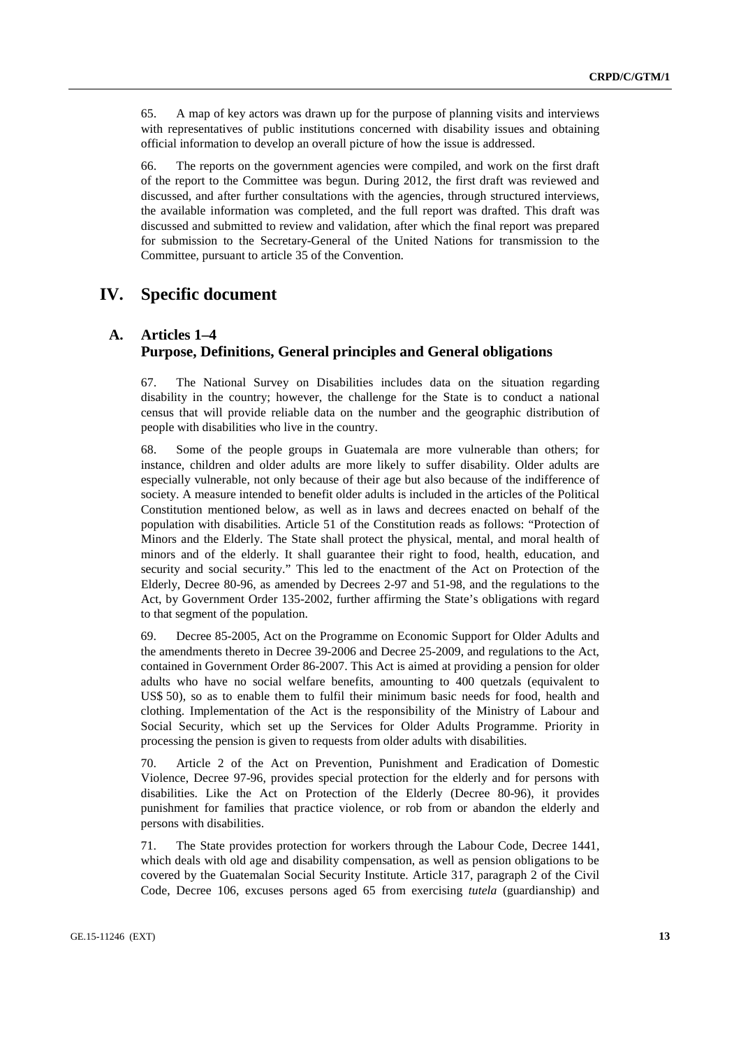65. A map of key actors was drawn up for the purpose of planning visits and interviews with representatives of public institutions concerned with disability issues and obtaining official information to develop an overall picture of how the issue is addressed.

66. The reports on the government agencies were compiled, and work on the first draft of the report to the Committee was begun. During 2012, the first draft was reviewed and discussed, and after further consultations with the agencies, through structured interviews, the available information was completed, and the full report was drafted. This draft was discussed and submitted to review and validation, after which the final report was prepared for submission to the Secretary-General of the United Nations for transmission to the Committee, pursuant to article 35 of the Convention.

# IV. Specific document

## A. Articles 1–4
## Purpose, Definitions, General principles and General obligations

67. The National Survey on Disabilities includes data on the situation regarding disability in the country; however, the challenge for the State is to conduct a national census that will provide reliable data on the number and the geographic distribution of people with disabilities who live in the country.

68. Some of the people groups in Guatemala are more vulnerable than others; for instance, children and older adults are more likely to suffer disability. Older adults are especially vulnerable, not only because of their age but also because of the indifference of society. A measure intended to benefit older adults is included in the articles of the Political Constitution mentioned below, as well as in laws and decrees enacted on behalf of the population with disabilities. Article 51 of the Constitution reads as follows: "Protection of Minors and the Elderly. The State shall protect the physical, mental, and moral health of minors and of the elderly. It shall guarantee their right to food, health, education, and security and social security." This led to the enactment of the Act on Protection of the Elderly, Decree 80-96, as amended by Decrees 2-97 and 51-98, and the regulations to the Act, by Government Order 135-2002, further affirming the State's obligations with regard to that segment of the population.

69. Decree 85-2005, Act on the Programme on Economic Support for Older Adults and the amendments thereto in Decree 39-2006 and Decree 25-2009, and regulations to the Act, contained in Government Order 86-2007. This Act is aimed at providing a pension for older adults who have no social welfare benefits, amounting to 400 quetzals (equivalent to US$ 50), so as to enable them to fulfil their minimum basic needs for food, health and clothing. Implementation of the Act is the responsibility of the Ministry of Labour and Social Security, which set up the Services for Older Adults Programme. Priority in processing the pension is given to requests from older adults with disabilities.

70. Article 2 of the Act on Prevention, Punishment and Eradication of Domestic Violence, Decree 97-96, provides special protection for the elderly and for persons with disabilities. Like the Act on Protection of the Elderly (Decree 80-96), it provides punishment for families that practice violence, or rob from or abandon the elderly and persons with disabilities.

71. The State provides protection for workers through the Labour Code, Decree 1441, which deals with old age and disability compensation, as well as pension obligations to be covered by the Guatemalan Social Security Institute. Article 317, paragraph 2 of the Civil Code, Decree 106, excuses persons aged 65 from exercising *tutela* (guardianship) and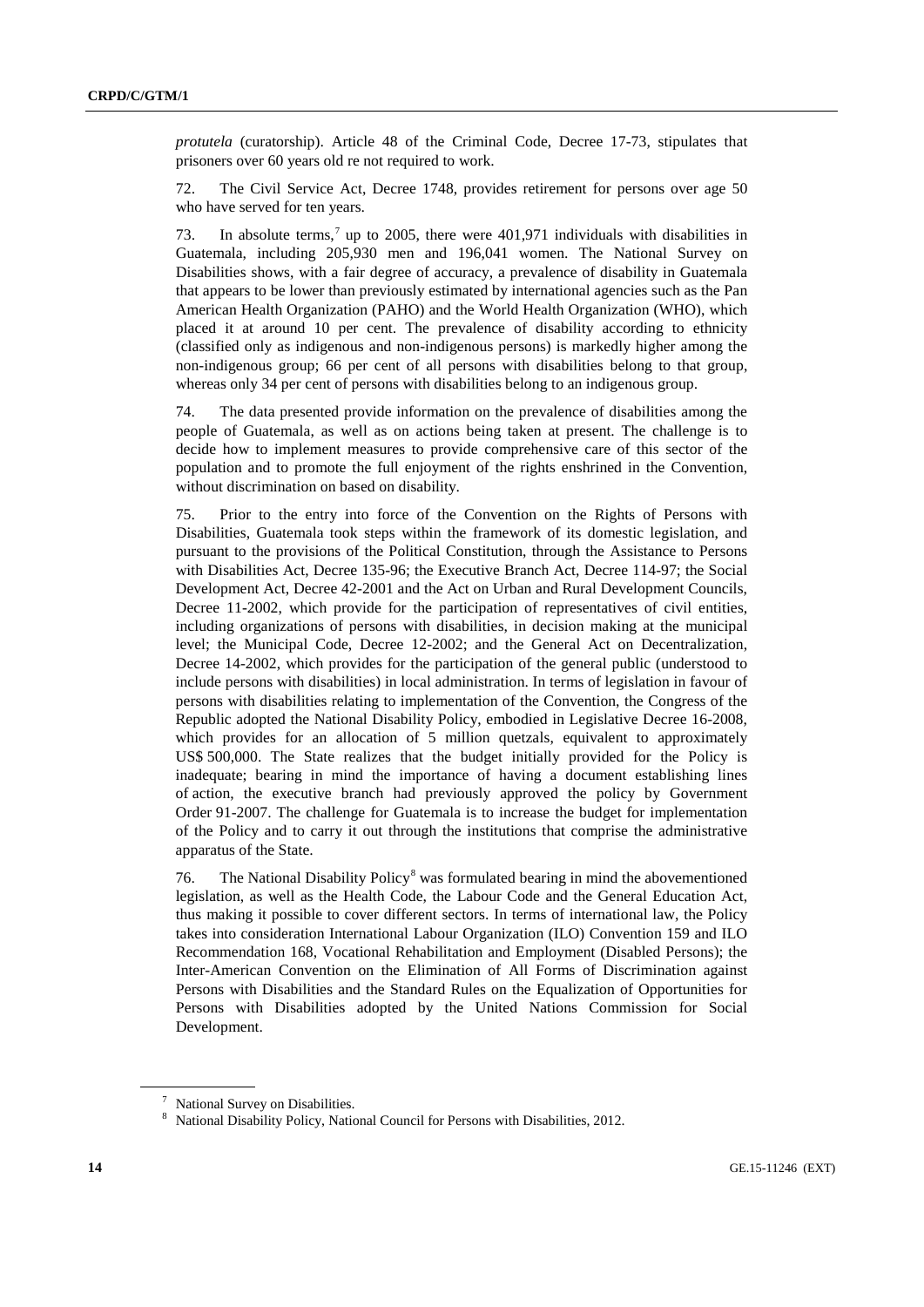*protutela* (curatorship). Article 48 of the Criminal Code, Decree 17-73, stipulates that prisoners over 60 years old re not required to work.

72. The Civil Service Act, Decree 1748, provides retirement for persons over age 50 who have served for ten years.

73. In absolute terms,[7] up to 2005, there were 401,971 individuals with disabilities in Guatemala, including 205,930 men and 196,041 women. The National Survey on Disabilities shows, with a fair degree of accuracy, a prevalence of disability in Guatemala that appears to be lower than previously estimated by international agencies such as the Pan American Health Organization (PAHO) and the World Health Organization (WHO), which placed it at around 10 per cent. The prevalence of disability according to ethnicity (classified only as indigenous and non-indigenous persons) is markedly higher among the non-indigenous group; 66 per cent of all persons with disabilities belong to that group, whereas only 34 per cent of persons with disabilities belong to an indigenous group.

74. The data presented provide information on the prevalence of disabilities among the people of Guatemala, as well as on actions being taken at present. The challenge is to decide how to implement measures to provide comprehensive care of this sector of the population and to promote the full enjoyment of the rights enshrined in the Convention, without discrimination on based on disability.

75. Prior to the entry into force of the Convention on the Rights of Persons with Disabilities, Guatemala took steps within the framework of its domestic legislation, and pursuant to the provisions of the Political Constitution, through the Assistance to Persons with Disabilities Act, Decree 135-96; the Executive Branch Act, Decree 114-97; the Social Development Act, Decree 42-2001 and the Act on Urban and Rural Development Councils, Decree 11-2002, which provide for the participation of representatives of civil entities, including organizations of persons with disabilities, in decision making at the municipal level; the Municipal Code, Decree 12-2002; and the General Act on Decentralization, Decree 14-2002, which provides for the participation of the general public (understood to include persons with disabilities) in local administration. In terms of legislation in favour of persons with disabilities relating to implementation of the Convention, the Congress of the Republic adopted the National Disability Policy, embodied in Legislative Decree 16-2008, which provides for an allocation of 5 million quetzals, equivalent to approximately US$ 500,000. The State realizes that the budget initially provided for the Policy is inadequate; bearing in mind the importance of having a document establishing lines of action, the executive branch had previously approved the policy by Government Order 91-2007. The challenge for Guatemala is to increase the budget for implementation of the Policy and to carry it out through the institutions that comprise the administrative apparatus of the State.

76. The National Disability Policy[8] was formulated bearing in mind the abovementioned legislation, as well as the Health Code, the Labour Code and the General Education Act, thus making it possible to cover different sectors. In terms of international law, the Policy takes into consideration International Labour Organization (ILO) Convention 159 and ILO Recommendation 168, Vocational Rehabilitation and Employment (Disabled Persons); the Inter-American Convention on the Elimination of All Forms of Discrimination against Persons with Disabilities and the Standard Rules on the Equalization of Opportunities for Persons with Disabilities adopted by the United Nations Commission for Social Development.

[7] National Survey on Disabilities.

[8] National Disability Policy, National Council for Persons with Disabilities, 2012.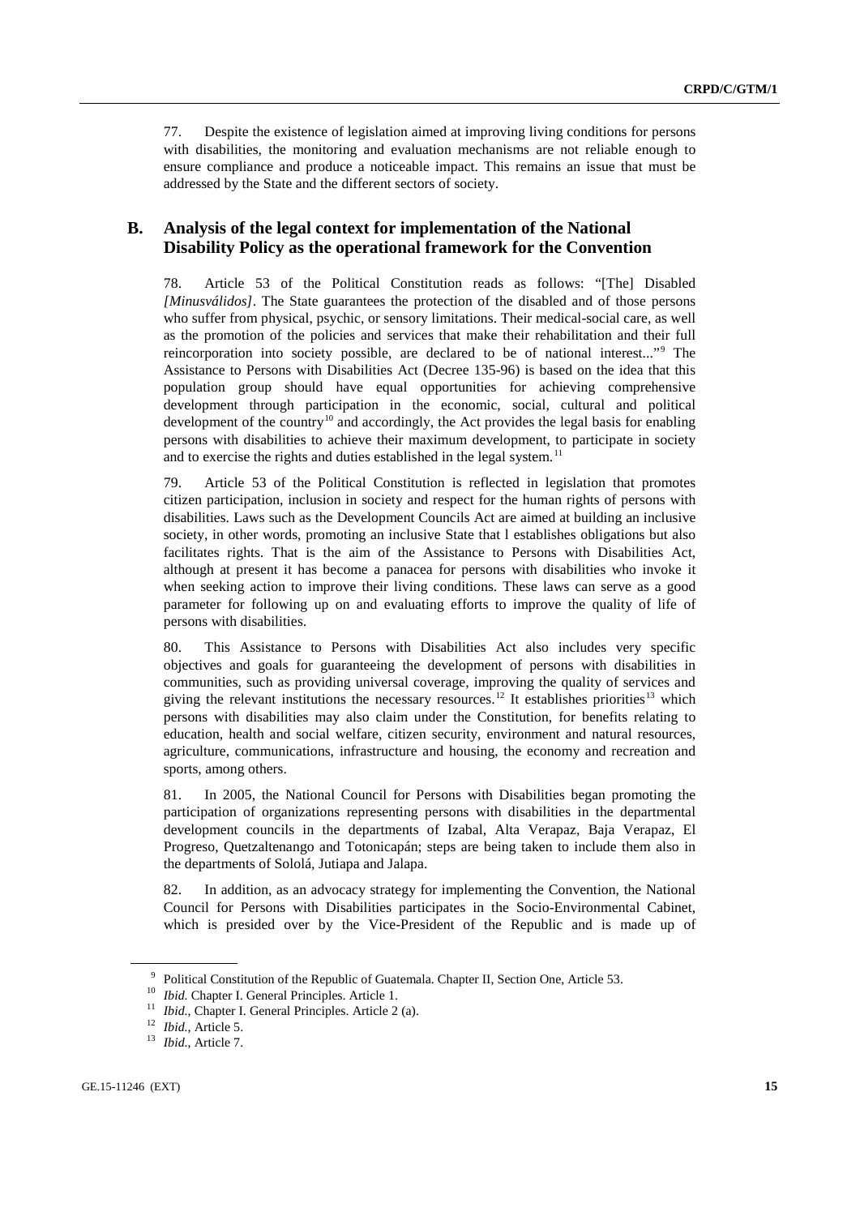77. Despite the existence of legislation aimed at improving living conditions for persons with disabilities, the monitoring and evaluation mechanisms are not reliable enough to ensure compliance and produce a noticeable impact. This remains an issue that must be addressed by the State and the different sectors of society.

## B. Analysis of the legal context for implementation of the National Disability Policy as the operational framework for the Convention

78. Article 53 of the Political Constitution reads as follows: "[The] Disabled *[Minusválidos]*. The State guarantees the protection of the disabled and of those persons who suffer from physical, psychic, or sensory limitations. Their medical-social care, as well as the promotion of the policies and services that make their rehabilitation and their full reincorporation into society possible, are declared to be of national interest..."[9] The Assistance to Persons with Disabilities Act (Decree 135-96) is based on the idea that this population group should have equal opportunities for achieving comprehensive development through participation in the economic, social, cultural and political development of the country[10] and accordingly, the Act provides the legal basis for enabling persons with disabilities to achieve their maximum development, to participate in society and to exercise the rights and duties established in the legal system.[11]

79. Article 53 of the Political Constitution is reflected in legislation that promotes citizen participation, inclusion in society and respect for the human rights of persons with disabilities. Laws such as the Development Councils Act are aimed at building an inclusive society, in other words, promoting an inclusive State that l establishes obligations but also facilitates rights. That is the aim of the Assistance to Persons with Disabilities Act, although at present it has become a panacea for persons with disabilities who invoke it when seeking action to improve their living conditions. These laws can serve as a good parameter for following up on and evaluating efforts to improve the quality of life of persons with disabilities.

80. This Assistance to Persons with Disabilities Act also includes very specific objectives and goals for guaranteeing the development of persons with disabilities in communities, such as providing universal coverage, improving the quality of services and giving the relevant institutions the necessary resources.[12] It establishes priorities[13] which persons with disabilities may also claim under the Constitution, for benefits relating to education, health and social welfare, citizen security, environment and natural resources, agriculture, communications, infrastructure and housing, the economy and recreation and sports, among others.

81. In 2005, the National Council for Persons with Disabilities began promoting the participation of organizations representing persons with disabilities in the departmental development councils in the departments of Izabal, Alta Verapaz, Baja Verapaz, El Progreso, Quetzaltenango and Totonicapán; steps are being taken to include them also in the departments of Sololá, Jutiapa and Jalapa.

82. In addition, as an advocacy strategy for implementing the Convention, the National Council for Persons with Disabilities participates in the Socio-Environmental Cabinet, which is presided over by the Vice-President of the Republic and is made up of

---

[9] Political Constitution of the Republic of Guatemala. Chapter II, Section One, Article 53.

[10] *Ibid.* Chapter I. General Principles. Article 1.

[11] *Ibid.*, Chapter I. General Principles. Article 2 (a).

[12] *Ibid.*, Article 5.

[13] *Ibid.*, Article 7.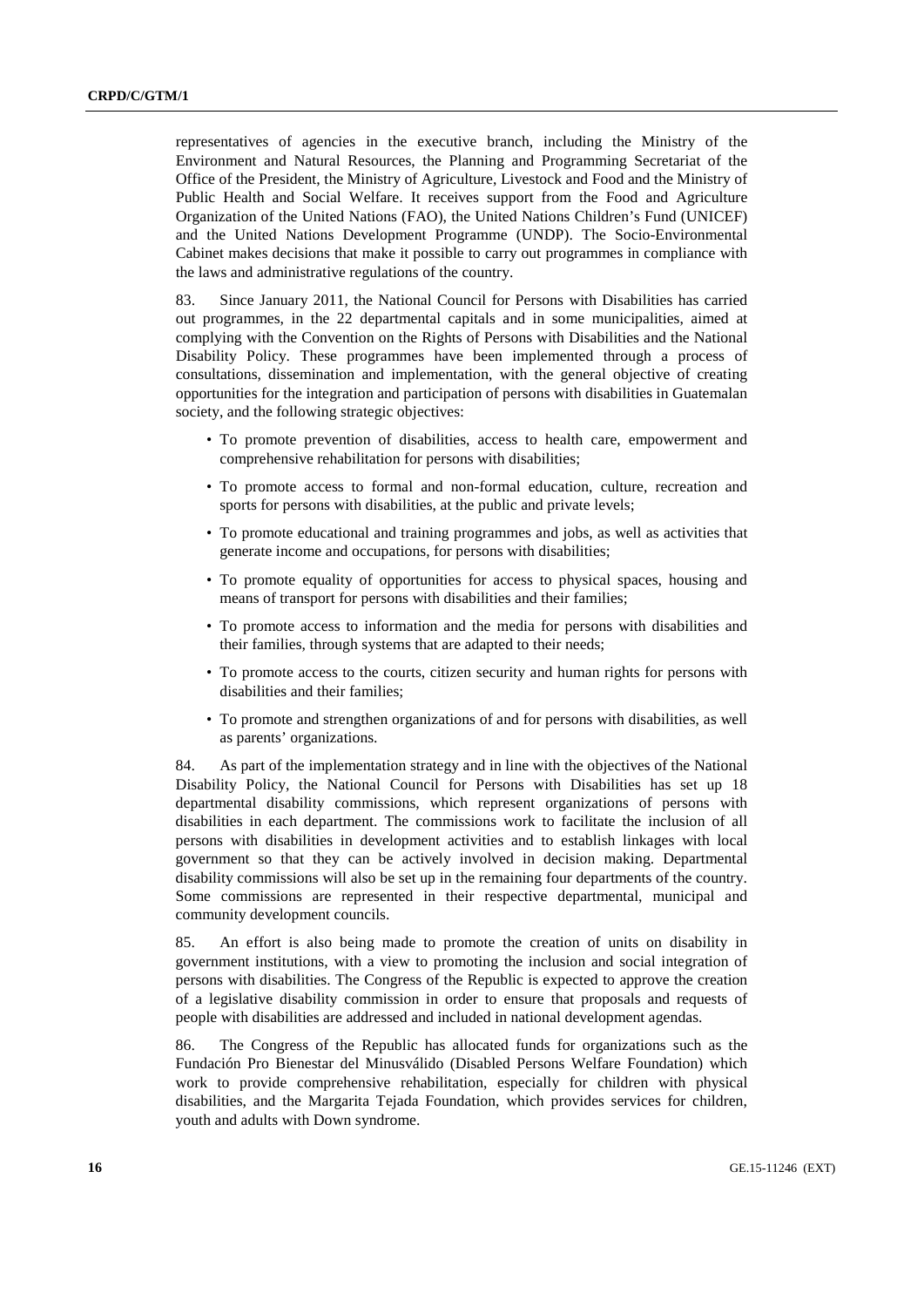representatives of agencies in the executive branch, including the Ministry of the Environment and Natural Resources, the Planning and Programming Secretariat of the Office of the President, the Ministry of Agriculture, Livestock and Food and the Ministry of Public Health and Social Welfare. It receives support from the Food and Agriculture Organization of the United Nations (FAO), the United Nations Children's Fund (UNICEF) and the United Nations Development Programme (UNDP). The Socio-Environmental Cabinet makes decisions that make it possible to carry out programmes in compliance with the laws and administrative regulations of the country.

83. Since January 2011, the National Council for Persons with Disabilities has carried out programmes, in the 22 departmental capitals and in some municipalities, aimed at complying with the Convention on the Rights of Persons with Disabilities and the National Disability Policy. These programmes have been implemented through a process of consultations, dissemination and implementation, with the general objective of creating opportunities for the integration and participation of persons with disabilities in Guatemalan society, and the following strategic objectives:

- To promote prevention of disabilities, access to health care, empowerment and comprehensive rehabilitation for persons with disabilities;
- To promote access to formal and non-formal education, culture, recreation and sports for persons with disabilities, at the public and private levels;
- To promote educational and training programmes and jobs, as well as activities that generate income and occupations, for persons with disabilities;
- To promote equality of opportunities for access to physical spaces, housing and means of transport for persons with disabilities and their families;
- To promote access to information and the media for persons with disabilities and their families, through systems that are adapted to their needs;
- To promote access to the courts, citizen security and human rights for persons with disabilities and their families;
- To promote and strengthen organizations of and for persons with disabilities, as well as parents' organizations.

84. As part of the implementation strategy and in line with the objectives of the National Disability Policy, the National Council for Persons with Disabilities has set up 18 departmental disability commissions, which represent organizations of persons with disabilities in each department. The commissions work to facilitate the inclusion of all persons with disabilities in development activities and to establish linkages with local government so that they can be actively involved in decision making. Departmental disability commissions will also be set up in the remaining four departments of the country. Some commissions are represented in their respective departmental, municipal and community development councils.

85. An effort is also being made to promote the creation of units on disability in government institutions, with a view to promoting the inclusion and social integration of persons with disabilities. The Congress of the Republic is expected to approve the creation of a legislative disability commission in order to ensure that proposals and requests of people with disabilities are addressed and included in national development agendas.

86. The Congress of the Republic has allocated funds for organizations such as the Fundación Pro Bienestar del Minusválido (Disabled Persons Welfare Foundation) which work to provide comprehensive rehabilitation, especially for children with physical disabilities, and the Margarita Tejada Foundation, which provides services for children, youth and adults with Down syndrome.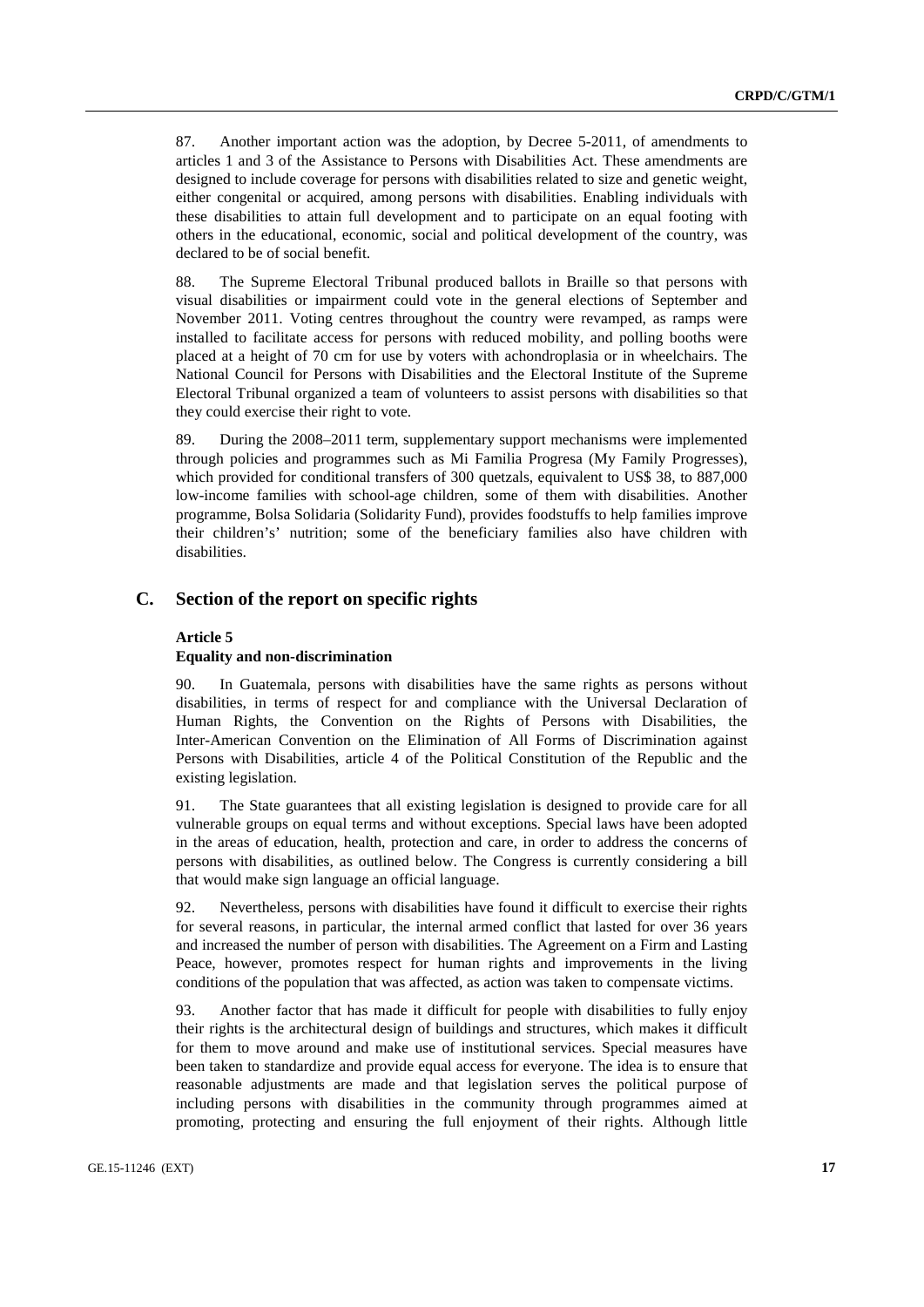87. Another important action was the adoption, by Decree 5-2011, of amendments to articles 1 and 3 of the Assistance to Persons with Disabilities Act. These amendments are designed to include coverage for persons with disabilities related to size and genetic weight, either congenital or acquired, among persons with disabilities. Enabling individuals with these disabilities to attain full development and to participate on an equal footing with others in the educational, economic, social and political development of the country, was declared to be of social benefit.

88. The Supreme Electoral Tribunal produced ballots in Braille so that persons with visual disabilities or impairment could vote in the general elections of September and November 2011. Voting centres throughout the country were revamped, as ramps were installed to facilitate access for persons with reduced mobility, and polling booths were placed at a height of 70 cm for use by voters with achondroplasia or in wheelchairs. The National Council for Persons with Disabilities and the Electoral Institute of the Supreme Electoral Tribunal organized a team of volunteers to assist persons with disabilities so that they could exercise their right to vote.

89. During the 2008–2011 term, supplementary support mechanisms were implemented through policies and programmes such as Mi Familia Progresa (My Family Progresses), which provided for conditional transfers of 300 quetzals, equivalent to US$ 38, to 887,000 low-income families with school-age children, some of them with disabilities. Another programme, Bolsa Solidaria (Solidarity Fund), provides foodstuffs to help families improve their children's' nutrition; some of the beneficiary families also have children with disabilities.

## C. Section of the report on specific rights

### Article 5
### Equality and non-discrimination

90. In Guatemala, persons with disabilities have the same rights as persons without disabilities, in terms of respect for and compliance with the Universal Declaration of Human Rights, the Convention on the Rights of Persons with Disabilities, the Inter-American Convention on the Elimination of All Forms of Discrimination against Persons with Disabilities, article 4 of the Political Constitution of the Republic and the existing legislation.

91. The State guarantees that all existing legislation is designed to provide care for all vulnerable groups on equal terms and without exceptions. Special laws have been adopted in the areas of education, health, protection and care, in order to address the concerns of persons with disabilities, as outlined below. The Congress is currently considering a bill that would make sign language an official language.

92. Nevertheless, persons with disabilities have found it difficult to exercise their rights for several reasons, in particular, the internal armed conflict that lasted for over 36 years and increased the number of person with disabilities. The Agreement on a Firm and Lasting Peace, however, promotes respect for human rights and improvements in the living conditions of the population that was affected, as action was taken to compensate victims.

93. Another factor that has made it difficult for people with disabilities to fully enjoy their rights is the architectural design of buildings and structures, which makes it difficult for them to move around and make use of institutional services. Special measures have been taken to standardize and provide equal access for everyone. The idea is to ensure that reasonable adjustments are made and that legislation serves the political purpose of including persons with disabilities in the community through programmes aimed at promoting, protecting and ensuring the full enjoyment of their rights. Although little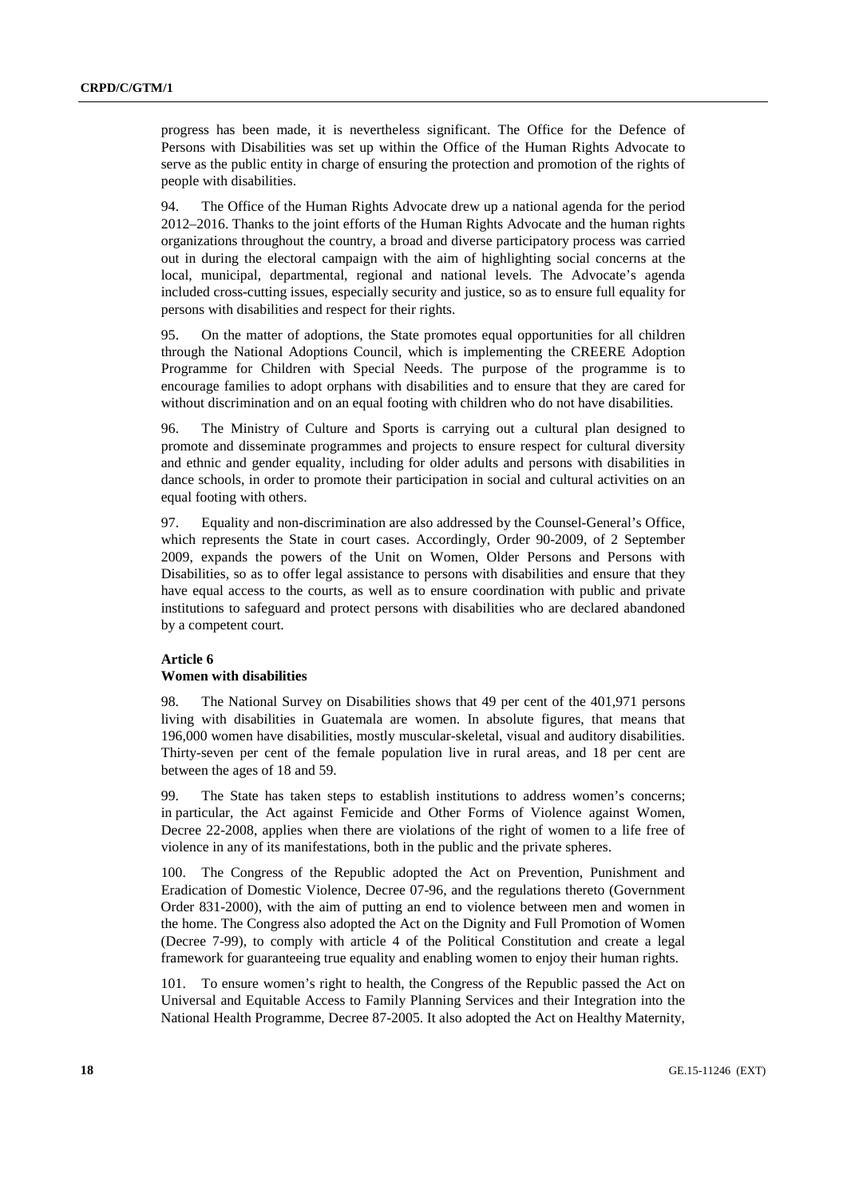progress has been made, it is nevertheless significant. The Office for the Defence of Persons with Disabilities was set up within the Office of the Human Rights Advocate to serve as the public entity in charge of ensuring the protection and promotion of the rights of people with disabilities.

94. The Office of the Human Rights Advocate drew up a national agenda for the period 2012–2016. Thanks to the joint efforts of the Human Rights Advocate and the human rights organizations throughout the country, a broad and diverse participatory process was carried out in during the electoral campaign with the aim of highlighting social concerns at the local, municipal, departmental, regional and national levels. The Advocate's agenda included cross-cutting issues, especially security and justice, so as to ensure full equality for persons with disabilities and respect for their rights.

95. On the matter of adoptions, the State promotes equal opportunities for all children through the National Adoptions Council, which is implementing the CREERE Adoption Programme for Children with Special Needs. The purpose of the programme is to encourage families to adopt orphans with disabilities and to ensure that they are cared for without discrimination and on an equal footing with children who do not have disabilities.

96. The Ministry of Culture and Sports is carrying out a cultural plan designed to promote and disseminate programmes and projects to ensure respect for cultural diversity and ethnic and gender equality, including for older adults and persons with disabilities in dance schools, in order to promote their participation in social and cultural activities on an equal footing with others.

97. Equality and non-discrimination are also addressed by the Counsel-General's Office, which represents the State in court cases. Accordingly, Order 90-2009, of 2 September 2009, expands the powers of the Unit on Women, Older Persons and Persons with Disabilities, so as to offer legal assistance to persons with disabilities and ensure that they have equal access to the courts, as well as to ensure coordination with public and private institutions to safeguard and protect persons with disabilities who are declared abandoned by a competent court.

### Article 6
### Women with disabilities

98. The National Survey on Disabilities shows that 49 per cent of the 401,971 persons living with disabilities in Guatemala are women. In absolute figures, that means that 196,000 women have disabilities, mostly muscular-skeletal, visual and auditory disabilities. Thirty-seven per cent of the female population live in rural areas, and 18 per cent are between the ages of 18 and 59.

99. The State has taken steps to establish institutions to address women's concerns; in particular, the Act against Femicide and Other Forms of Violence against Women, Decree 22-2008, applies when there are violations of the right of women to a life free of violence in any of its manifestations, both in the public and the private spheres.

100. The Congress of the Republic adopted the Act on Prevention, Punishment and Eradication of Domestic Violence, Decree 07-96, and the regulations thereto (Government Order 831-2000), with the aim of putting an end to violence between men and women in the home. The Congress also adopted the Act on the Dignity and Full Promotion of Women (Decree 7-99), to comply with article 4 of the Political Constitution and create a legal framework for guaranteeing true equality and enabling women to enjoy their human rights.

101. To ensure women's right to health, the Congress of the Republic passed the Act on Universal and Equitable Access to Family Planning Services and their Integration into the National Health Programme, Decree 87-2005. It also adopted the Act on Healthy Maternity,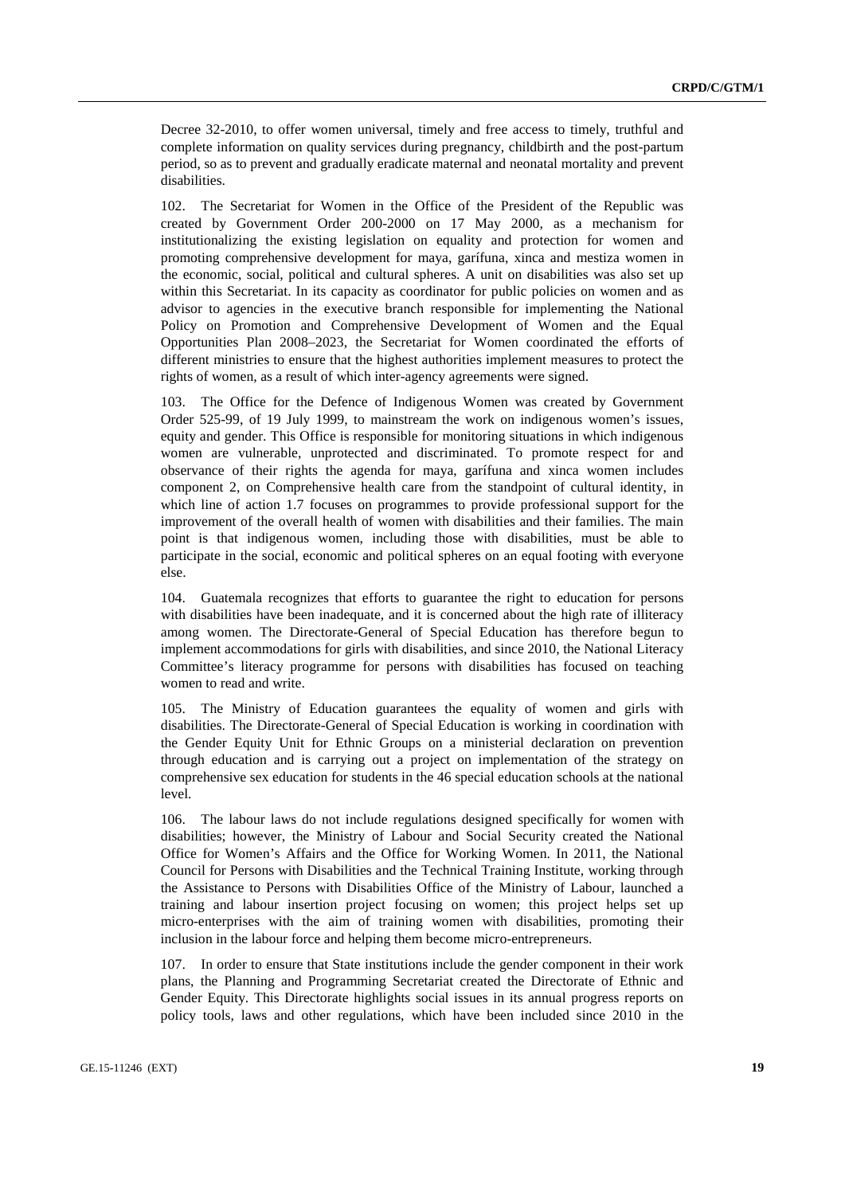Decree 32-2010, to offer women universal, timely and free access to timely, truthful and complete information on quality services during pregnancy, childbirth and the post-partum period, so as to prevent and gradually eradicate maternal and neonatal mortality and prevent disabilities.

102. The Secretariat for Women in the Office of the President of the Republic was created by Government Order 200-2000 on 17 May 2000, as a mechanism for institutionalizing the existing legislation on equality and protection for women and promoting comprehensive development for maya, garífuna, xinca and mestiza women in the economic, social, political and cultural spheres. A unit on disabilities was also set up within this Secretariat. In its capacity as coordinator for public policies on women and as advisor to agencies in the executive branch responsible for implementing the National Policy on Promotion and Comprehensive Development of Women and the Equal Opportunities Plan 2008–2023, the Secretariat for Women coordinated the efforts of different ministries to ensure that the highest authorities implement measures to protect the rights of women, as a result of which inter-agency agreements were signed.

103. The Office for the Defence of Indigenous Women was created by Government Order 525-99, of 19 July 1999, to mainstream the work on indigenous women's issues, equity and gender. This Office is responsible for monitoring situations in which indigenous women are vulnerable, unprotected and discriminated. To promote respect for and observance of their rights the agenda for maya, garífuna and xinca women includes component 2, on Comprehensive health care from the standpoint of cultural identity, in which line of action 1.7 focuses on programmes to provide professional support for the improvement of the overall health of women with disabilities and their families. The main point is that indigenous women, including those with disabilities, must be able to participate in the social, economic and political spheres on an equal footing with everyone else.

104. Guatemala recognizes that efforts to guarantee the right to education for persons with disabilities have been inadequate, and it is concerned about the high rate of illiteracy among women. The Directorate-General of Special Education has therefore begun to implement accommodations for girls with disabilities, and since 2010, the National Literacy Committee's literacy programme for persons with disabilities has focused on teaching women to read and write.

105. The Ministry of Education guarantees the equality of women and girls with disabilities. The Directorate-General of Special Education is working in coordination with the Gender Equity Unit for Ethnic Groups on a ministerial declaration on prevention through education and is carrying out a project on implementation of the strategy on comprehensive sex education for students in the 46 special education schools at the national level.

106. The labour laws do not include regulations designed specifically for women with disabilities; however, the Ministry of Labour and Social Security created the National Office for Women's Affairs and the Office for Working Women. In 2011, the National Council for Persons with Disabilities and the Technical Training Institute, working through the Assistance to Persons with Disabilities Office of the Ministry of Labour, launched a training and labour insertion project focusing on women; this project helps set up micro-enterprises with the aim of training women with disabilities, promoting their inclusion in the labour force and helping them become micro-entrepreneurs.

107. In order to ensure that State institutions include the gender component in their work plans, the Planning and Programming Secretariat created the Directorate of Ethnic and Gender Equity. This Directorate highlights social issues in its annual progress reports on policy tools, laws and other regulations, which have been included since 2010 in the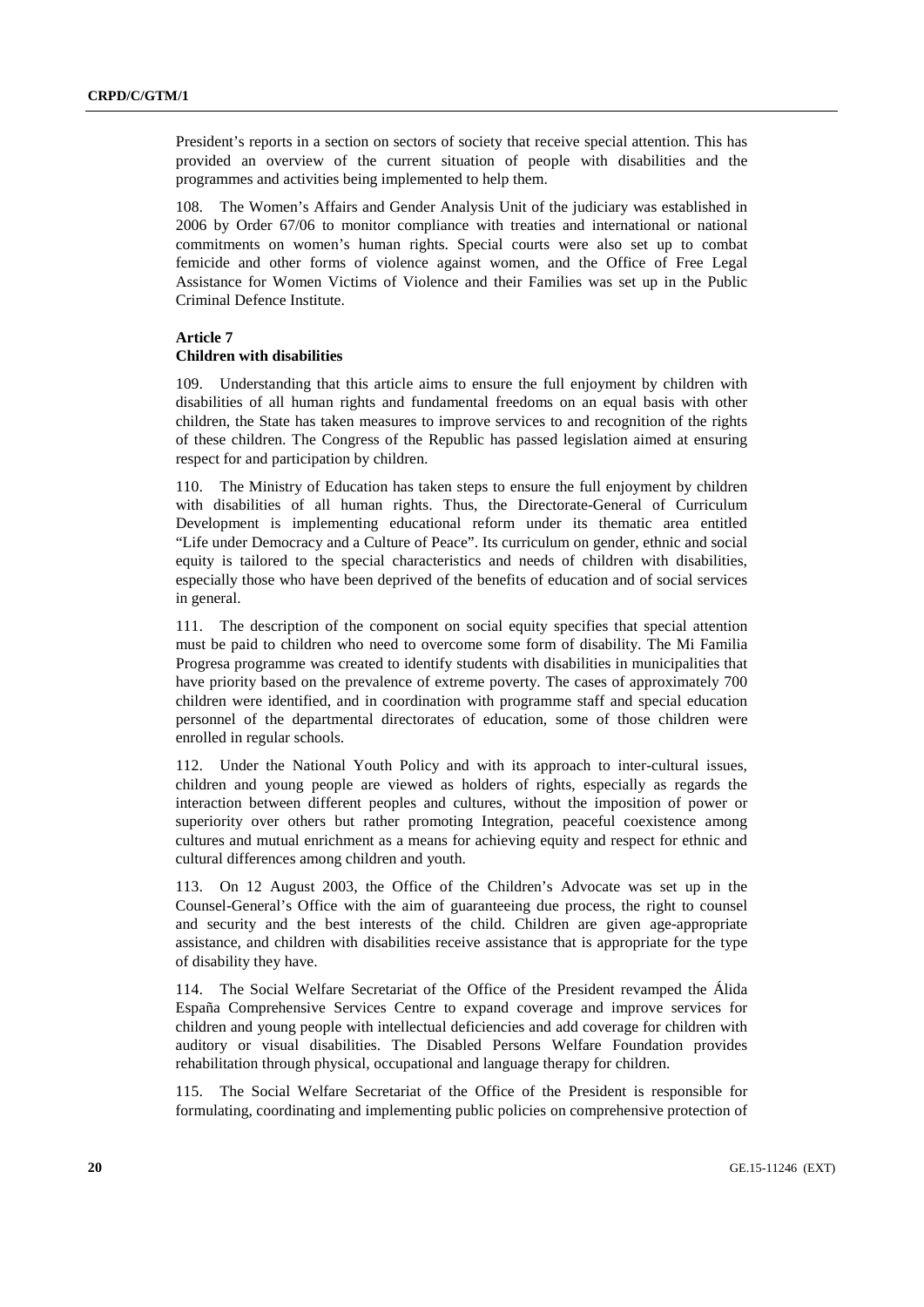President's reports in a section on sectors of society that receive special attention. This has provided an overview of the current situation of people with disabilities and the programmes and activities being implemented to help them.

108. The Women's Affairs and Gender Analysis Unit of the judiciary was established in 2006 by Order 67/06 to monitor compliance with treaties and international or national commitments on women's human rights. Special courts were also set up to combat femicide and other forms of violence against women, and the Office of Free Legal Assistance for Women Victims of Violence and their Families was set up in the Public Criminal Defence Institute.

### Article 7
### Children with disabilities

109. Understanding that this article aims to ensure the full enjoyment by children with disabilities of all human rights and fundamental freedoms on an equal basis with other children, the State has taken measures to improve services to and recognition of the rights of these children. The Congress of the Republic has passed legislation aimed at ensuring respect for and participation by children.

110. The Ministry of Education has taken steps to ensure the full enjoyment by children with disabilities of all human rights. Thus, the Directorate-General of Curriculum Development is implementing educational reform under its thematic area entitled "Life under Democracy and a Culture of Peace". Its curriculum on gender, ethnic and social equity is tailored to the special characteristics and needs of children with disabilities, especially those who have been deprived of the benefits of education and of social services in general.

111. The description of the component on social equity specifies that special attention must be paid to children who need to overcome some form of disability. The Mi Familia Progresa programme was created to identify students with disabilities in municipalities that have priority based on the prevalence of extreme poverty. The cases of approximately 700 children were identified, and in coordination with programme staff and special education personnel of the departmental directorates of education, some of those children were enrolled in regular schools.

112. Under the National Youth Policy and with its approach to inter-cultural issues, children and young people are viewed as holders of rights, especially as regards the interaction between different peoples and cultures, without the imposition of power or superiority over others but rather promoting Integration, peaceful coexistence among cultures and mutual enrichment as a means for achieving equity and respect for ethnic and cultural differences among children and youth.

113. On 12 August 2003, the Office of the Children's Advocate was set up in the Counsel-General's Office with the aim of guaranteeing due process, the right to counsel and security and the best interests of the child. Children are given age-appropriate assistance, and children with disabilities receive assistance that is appropriate for the type of disability they have.

114. The Social Welfare Secretariat of the Office of the President revamped the Álida España Comprehensive Services Centre to expand coverage and improve services for children and young people with intellectual deficiencies and add coverage for children with auditory or visual disabilities. The Disabled Persons Welfare Foundation provides rehabilitation through physical, occupational and language therapy for children.

115. The Social Welfare Secretariat of the Office of the President is responsible for formulating, coordinating and implementing public policies on comprehensive protection of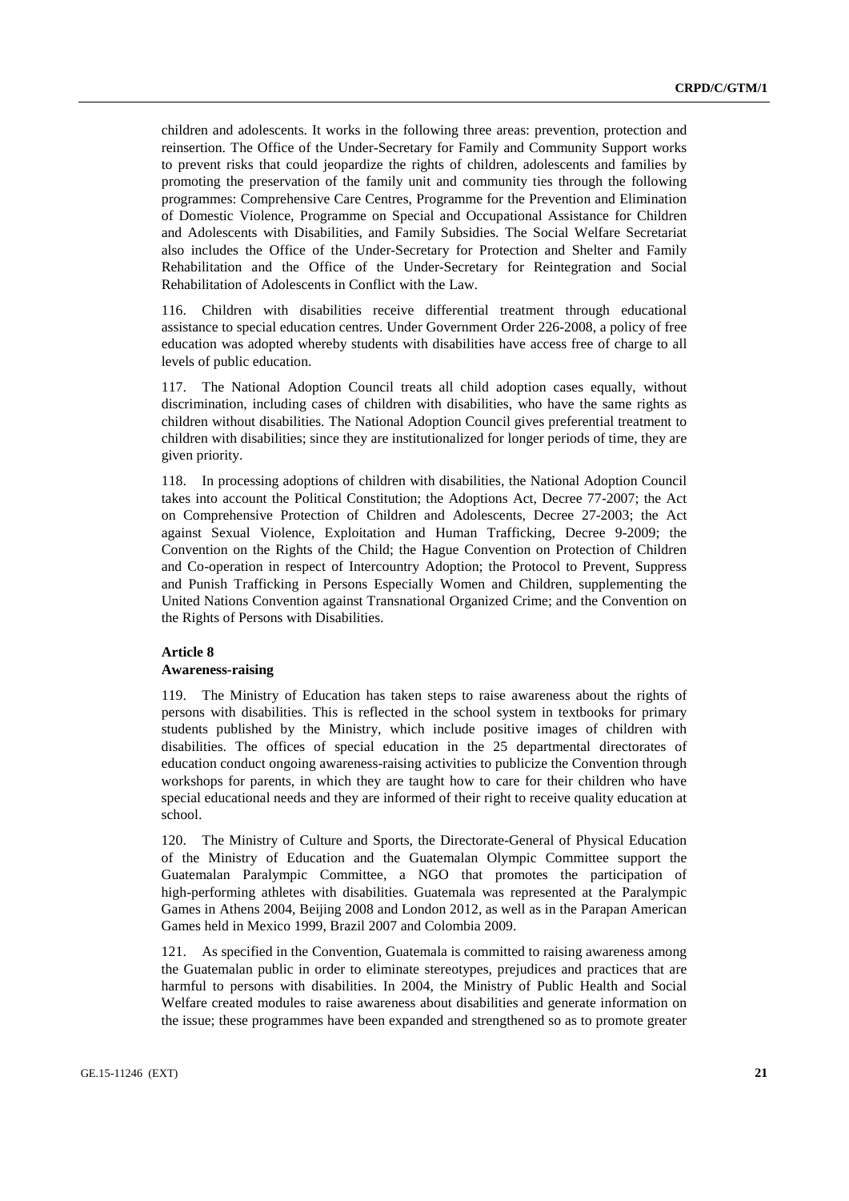children and adolescents. It works in the following three areas: prevention, protection and reinsertion. The Office of the Under-Secretary for Family and Community Support works to prevent risks that could jeopardize the rights of children, adolescents and families by promoting the preservation of the family unit and community ties through the following programmes: Comprehensive Care Centres, Programme for the Prevention and Elimination of Domestic Violence, Programme on Special and Occupational Assistance for Children and Adolescents with Disabilities, and Family Subsidies. The Social Welfare Secretariat also includes the Office of the Under-Secretary for Protection and Shelter and Family Rehabilitation and the Office of the Under-Secretary for Reintegration and Social Rehabilitation of Adolescents in Conflict with the Law.

116. Children with disabilities receive differential treatment through educational assistance to special education centres. Under Government Order 226-2008, a policy of free education was adopted whereby students with disabilities have access free of charge to all levels of public education.

117. The National Adoption Council treats all child adoption cases equally, without discrimination, including cases of children with disabilities, who have the same rights as children without disabilities. The National Adoption Council gives preferential treatment to children with disabilities; since they are institutionalized for longer periods of time, they are given priority.

118. In processing adoptions of children with disabilities, the National Adoption Council takes into account the Political Constitution; the Adoptions Act, Decree 77-2007; the Act on Comprehensive Protection of Children and Adolescents, Decree 27-2003; the Act against Sexual Violence, Exploitation and Human Trafficking, Decree 9-2009; the Convention on the Rights of the Child; the Hague Convention on Protection of Children and Co-operation in respect of Intercountry Adoption; the Protocol to Prevent, Suppress and Punish Trafficking in Persons Especially Women and Children, supplementing the United Nations Convention against Transnational Organized Crime; and the Convention on the Rights of Persons with Disabilities.

### Article 8
### Awareness-raising

119. The Ministry of Education has taken steps to raise awareness about the rights of persons with disabilities. This is reflected in the school system in textbooks for primary students published by the Ministry, which include positive images of children with disabilities. The offices of special education in the 25 departmental directorates of education conduct ongoing awareness-raising activities to publicize the Convention through workshops for parents, in which they are taught how to care for their children who have special educational needs and they are informed of their right to receive quality education at school.

120. The Ministry of Culture and Sports, the Directorate-General of Physical Education of the Ministry of Education and the Guatemalan Olympic Committee support the Guatemalan Paralympic Committee, a NGO that promotes the participation of high-performing athletes with disabilities. Guatemala was represented at the Paralympic Games in Athens 2004, Beijing 2008 and London 2012, as well as in the Parapan American Games held in Mexico 1999, Brazil 2007 and Colombia 2009.

121. As specified in the Convention, Guatemala is committed to raising awareness among the Guatemalan public in order to eliminate stereotypes, prejudices and practices that are harmful to persons with disabilities. In 2004, the Ministry of Public Health and Social Welfare created modules to raise awareness about disabilities and generate information on the issue; these programmes have been expanded and strengthened so as to promote greater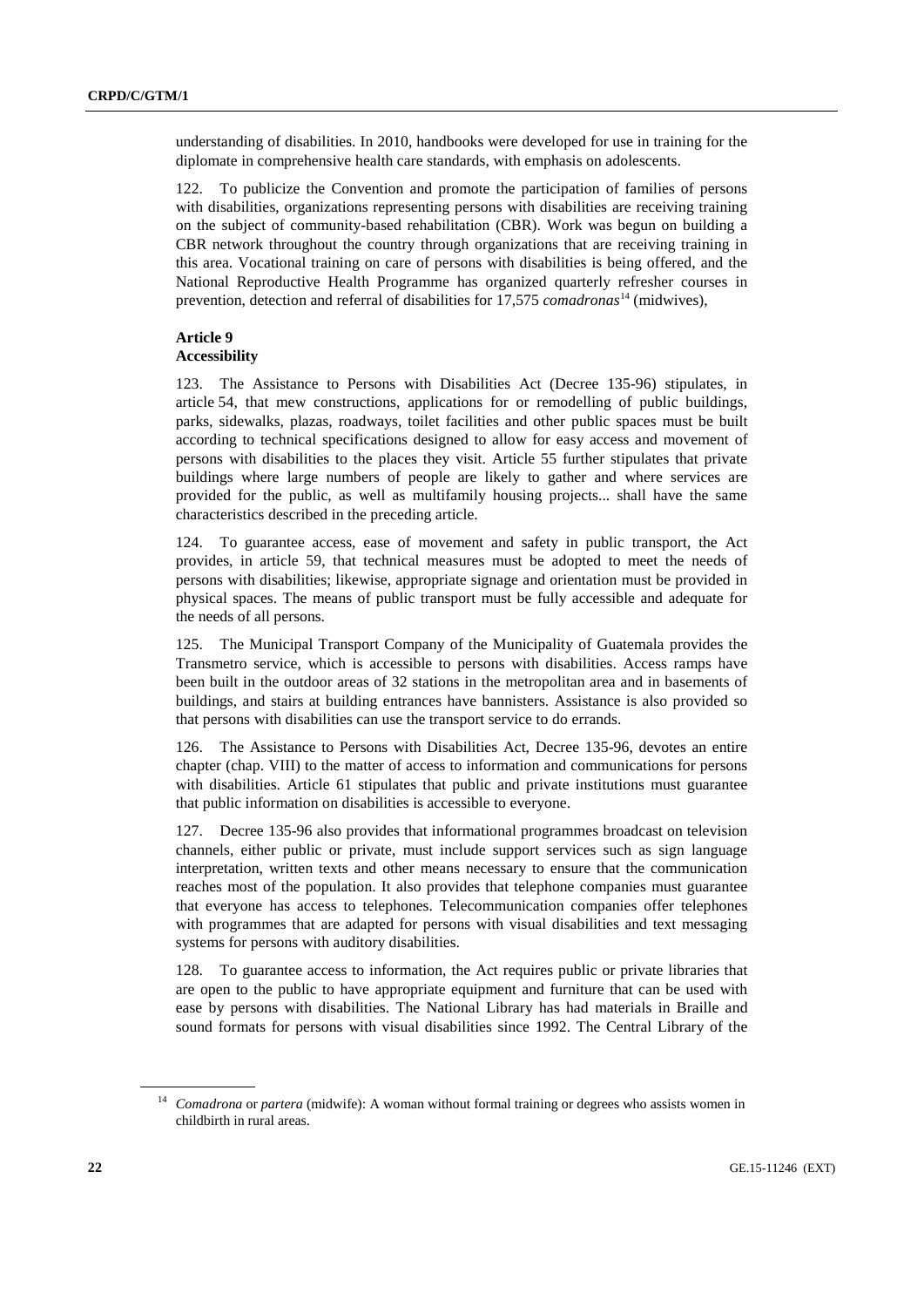understanding of disabilities. In 2010, handbooks were developed for use in training for the diplomate in comprehensive health care standards, with emphasis on adolescents.

122. To publicize the Convention and promote the participation of families of persons with disabilities, organizations representing persons with disabilities are receiving training on the subject of community-based rehabilitation (CBR). Work was begun on building a CBR network throughout the country through organizations that are receiving training in this area. Vocational training on care of persons with disabilities is being offered, and the National Reproductive Health Programme has organized quarterly refresher courses in prevention, detection and referral of disabilities for 17,575 *comadronas*[14] (midwives),

### Article 9
### Accessibility

123. The Assistance to Persons with Disabilities Act (Decree 135-96) stipulates, in article 54, that mew constructions, applications for or remodelling of public buildings, parks, sidewalks, plazas, roadways, toilet facilities and other public spaces must be built according to technical specifications designed to allow for easy access and movement of persons with disabilities to the places they visit. Article 55 further stipulates that private buildings where large numbers of people are likely to gather and where services are provided for the public, as well as multifamily housing projects... shall have the same characteristics described in the preceding article.

124. To guarantee access, ease of movement and safety in public transport, the Act provides, in article 59, that technical measures must be adopted to meet the needs of persons with disabilities; likewise, appropriate signage and orientation must be provided in physical spaces. The means of public transport must be fully accessible and adequate for the needs of all persons.

125. The Municipal Transport Company of the Municipality of Guatemala provides the Transmetro service, which is accessible to persons with disabilities. Access ramps have been built in the outdoor areas of 32 stations in the metropolitan area and in basements of buildings, and stairs at building entrances have bannisters. Assistance is also provided so that persons with disabilities can use the transport service to do errands.

126. The Assistance to Persons with Disabilities Act, Decree 135-96, devotes an entire chapter (chap. VIII) to the matter of access to information and communications for persons with disabilities. Article 61 stipulates that public and private institutions must guarantee that public information on disabilities is accessible to everyone.

127. Decree 135-96 also provides that informational programmes broadcast on television channels, either public or private, must include support services such as sign language interpretation, written texts and other means necessary to ensure that the communication reaches most of the population. It also provides that telephone companies must guarantee that everyone has access to telephones. Telecommunication companies offer telephones with programmes that are adapted for persons with visual disabilities and text messaging systems for persons with auditory disabilities.

128. To guarantee access to information, the Act requires public or private libraries that are open to the public to have appropriate equipment and furniture that can be used with ease by persons with disabilities. The National Library has had materials in Braille and sound formats for persons with visual disabilities since 1992. The Central Library of the

---

[14] *Comadrona* or *partera* (midwife): A woman without formal training or degrees who assists women in childbirth in rural areas.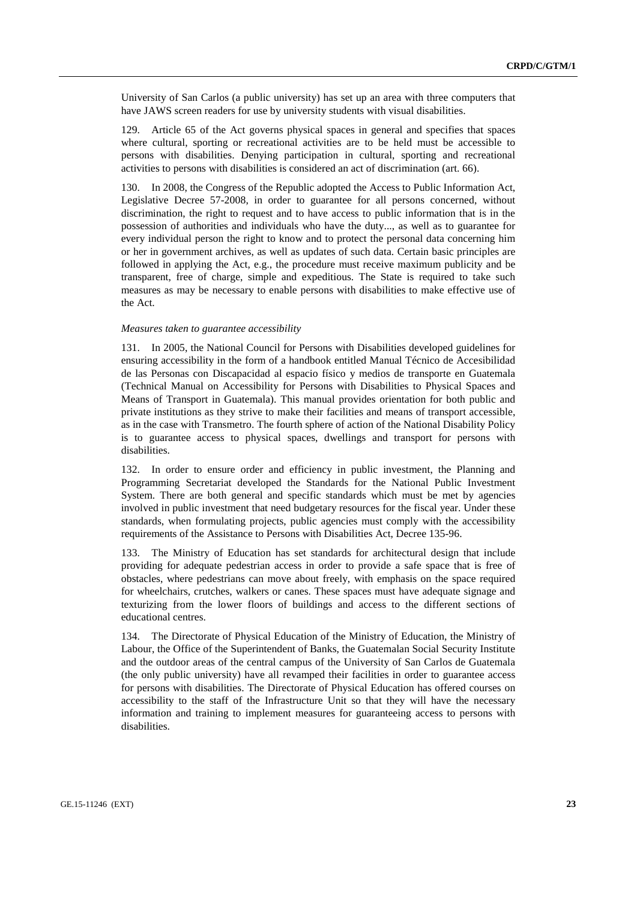University of San Carlos (a public university) has set up an area with three computers that have JAWS screen readers for use by university students with visual disabilities.

129. Article 65 of the Act governs physical spaces in general and specifies that spaces where cultural, sporting or recreational activities are to be held must be accessible to persons with disabilities. Denying participation in cultural, sporting and recreational activities to persons with disabilities is considered an act of discrimination (art. 66).

130. In 2008, the Congress of the Republic adopted the Access to Public Information Act, Legislative Decree 57-2008, in order to guarantee for all persons concerned, without discrimination, the right to request and to have access to public information that is in the possession of authorities and individuals who have the duty..., as well as to guarantee for every individual person the right to know and to protect the personal data concerning him or her in government archives, as well as updates of such data. Certain basic principles are followed in applying the Act, e.g., the procedure must receive maximum publicity and be transparent, free of charge, simple and expeditious. The State is required to take such measures as may be necessary to enable persons with disabilities to make effective use of the Act.

*Measures taken to guarantee accessibility*

131. In 2005, the National Council for Persons with Disabilities developed guidelines for ensuring accessibility in the form of a handbook entitled Manual Técnico de Accesibilidad de las Personas con Discapacidad al espacio físico y medios de transporte en Guatemala (Technical Manual on Accessibility for Persons with Disabilities to Physical Spaces and Means of Transport in Guatemala). This manual provides orientation for both public and private institutions as they strive to make their facilities and means of transport accessible, as in the case with Transmetro. The fourth sphere of action of the National Disability Policy is to guarantee access to physical spaces, dwellings and transport for persons with disabilities.

132. In order to ensure order and efficiency in public investment, the Planning and Programming Secretariat developed the Standards for the National Public Investment System. There are both general and specific standards which must be met by agencies involved in public investment that need budgetary resources for the fiscal year. Under these standards, when formulating projects, public agencies must comply with the accessibility requirements of the Assistance to Persons with Disabilities Act, Decree 135-96.

133. The Ministry of Education has set standards for architectural design that include providing for adequate pedestrian access in order to provide a safe space that is free of obstacles, where pedestrians can move about freely, with emphasis on the space required for wheelchairs, crutches, walkers or canes. These spaces must have adequate signage and texturizing from the lower floors of buildings and access to the different sections of educational centres.

134. The Directorate of Physical Education of the Ministry of Education, the Ministry of Labour, the Office of the Superintendent of Banks, the Guatemalan Social Security Institute and the outdoor areas of the central campus of the University of San Carlos de Guatemala (the only public university) have all revamped their facilities in order to guarantee access for persons with disabilities. The Directorate of Physical Education has offered courses on accessibility to the staff of the Infrastructure Unit so that they will have the necessary information and training to implement measures for guaranteeing access to persons with disabilities.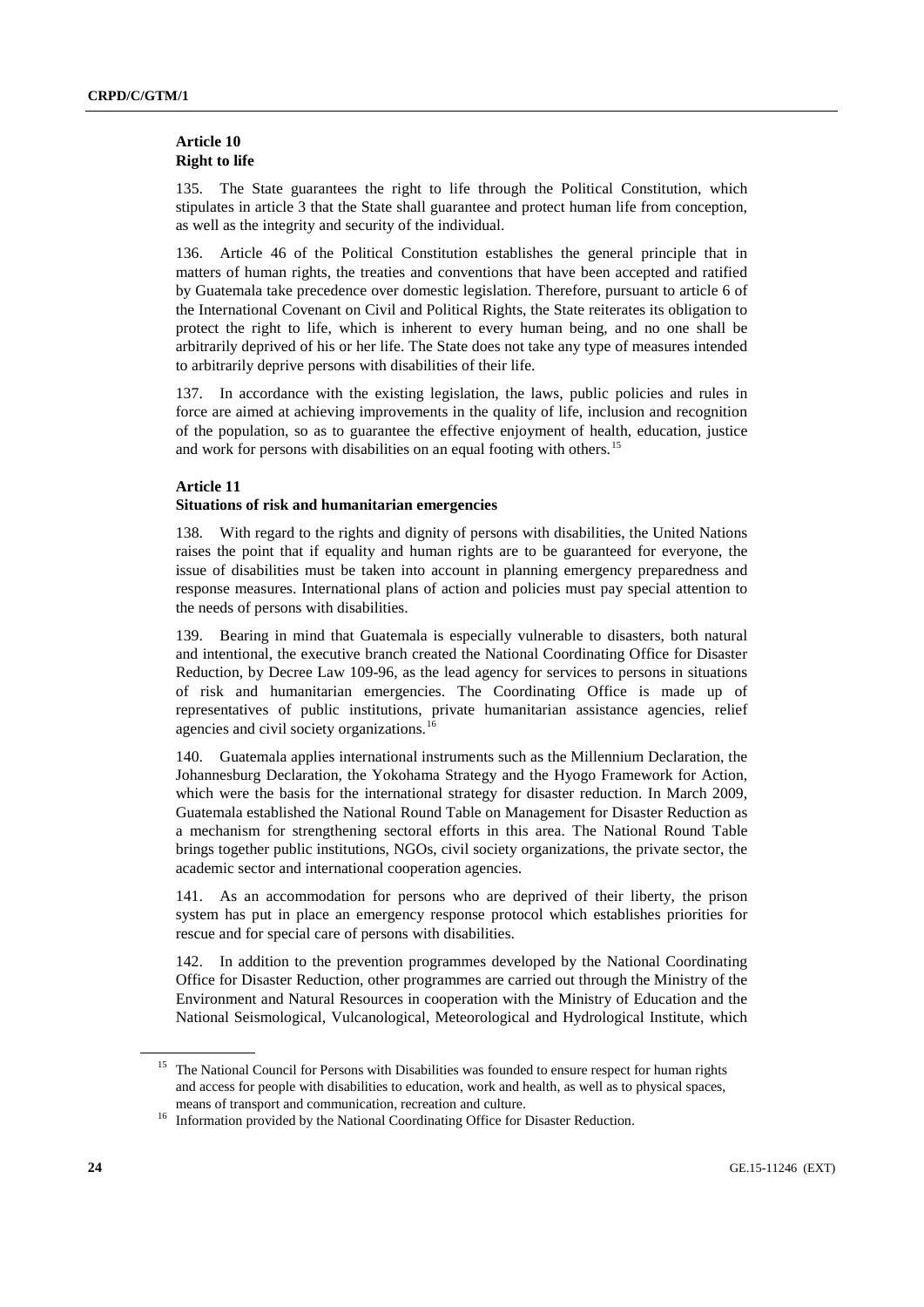### Article 10
### Right to life

135. The State guarantees the right to life through the Political Constitution, which stipulates in article 3 that the State shall guarantee and protect human life from conception, as well as the integrity and security of the individual.

136. Article 46 of the Political Constitution establishes the general principle that in matters of human rights, the treaties and conventions that have been accepted and ratified by Guatemala take precedence over domestic legislation. Therefore, pursuant to article 6 of the International Covenant on Civil and Political Rights, the State reiterates its obligation to protect the right to life, which is inherent to every human being, and no one shall be arbitrarily deprived of his or her life. The State does not take any type of measures intended to arbitrarily deprive persons with disabilities of their life.

137. In accordance with the existing legislation, the laws, public policies and rules in force are aimed at achieving improvements in the quality of life, inclusion and recognition of the population, so as to guarantee the effective enjoyment of health, education, justice and work for persons with disabilities on an equal footing with others.[15]

### Article 11
### Situations of risk and humanitarian emergencies

138. With regard to the rights and dignity of persons with disabilities, the United Nations raises the point that if equality and human rights are to be guaranteed for everyone, the issue of disabilities must be taken into account in planning emergency preparedness and response measures. International plans of action and policies must pay special attention to the needs of persons with disabilities.

139. Bearing in mind that Guatemala is especially vulnerable to disasters, both natural and intentional, the executive branch created the National Coordinating Office for Disaster Reduction, by Decree Law 109-96, as the lead agency for services to persons in situations of risk and humanitarian emergencies. The Coordinating Office is made up of representatives of public institutions, private humanitarian assistance agencies, relief agencies and civil society organizations.[16]

140. Guatemala applies international instruments such as the Millennium Declaration, the Johannesburg Declaration, the Yokohama Strategy and the Hyogo Framework for Action, which were the basis for the international strategy for disaster reduction. In March 2009, Guatemala established the National Round Table on Management for Disaster Reduction as a mechanism for strengthening sectoral efforts in this area. The National Round Table brings together public institutions, NGOs, civil society organizations, the private sector, the academic sector and international cooperation agencies.

141. As an accommodation for persons who are deprived of their liberty, the prison system has put in place an emergency response protocol which establishes priorities for rescue and for special care of persons with disabilities.

142. In addition to the prevention programmes developed by the National Coordinating Office for Disaster Reduction, other programmes are carried out through the Ministry of the Environment and Natural Resources in cooperation with the Ministry of Education and the National Seismological, Vulcanological, Meteorological and Hydrological Institute, which

---

[15] The National Council for Persons with Disabilities was founded to ensure respect for human rights and access for people with disabilities to education, work and health, as well as to physical spaces, means of transport and communication, recreation and culture.

[16] Information provided by the National Coordinating Office for Disaster Reduction.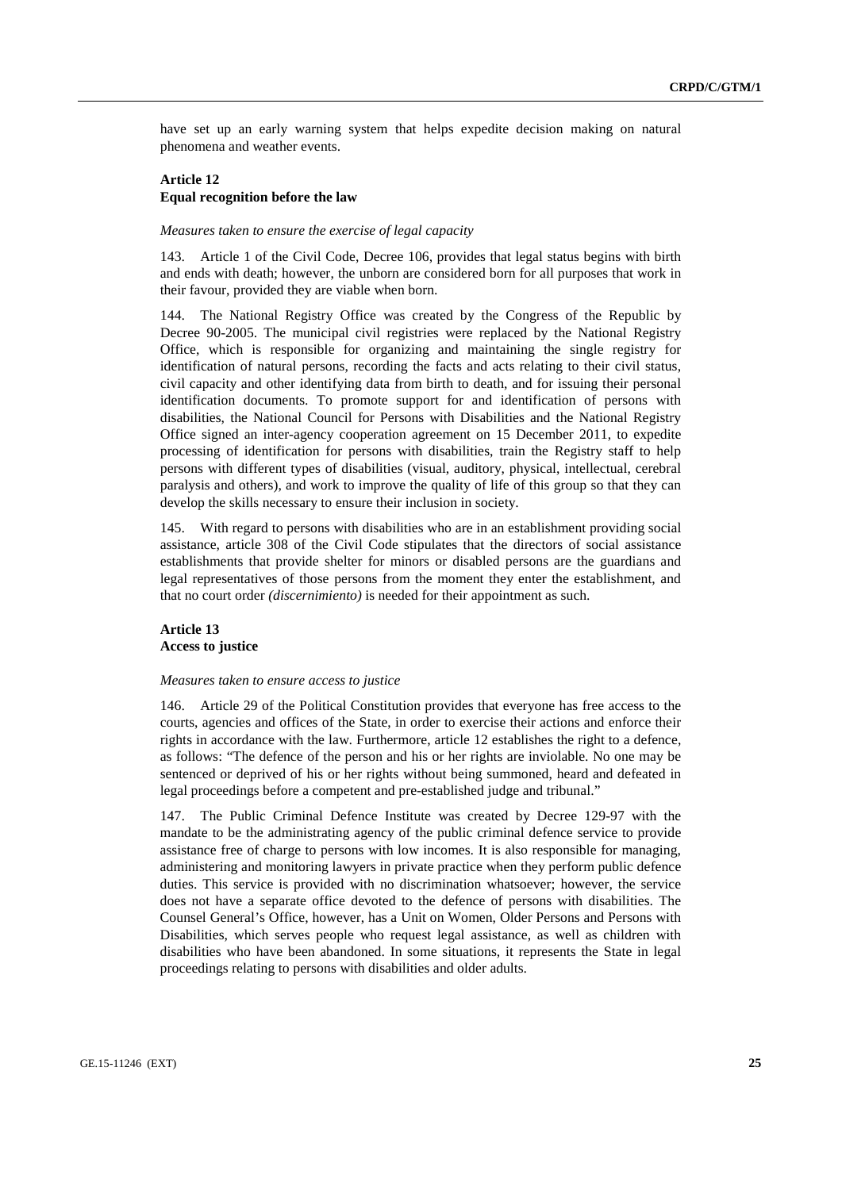have set up an early warning system that helps expedite decision making on natural phenomena and weather events.

### Article 12
### Equal recognition before the law

*Measures taken to ensure the exercise of legal capacity*

143. Article 1 of the Civil Code, Decree 106, provides that legal status begins with birth and ends with death; however, the unborn are considered born for all purposes that work in their favour, provided they are viable when born.

144. The National Registry Office was created by the Congress of the Republic by Decree 90-2005. The municipal civil registries were replaced by the National Registry Office, which is responsible for organizing and maintaining the single registry for identification of natural persons, recording the facts and acts relating to their civil status, civil capacity and other identifying data from birth to death, and for issuing their personal identification documents. To promote support for and identification of persons with disabilities, the National Council for Persons with Disabilities and the National Registry Office signed an inter-agency cooperation agreement on 15 December 2011, to expedite processing of identification for persons with disabilities, train the Registry staff to help persons with different types of disabilities (visual, auditory, physical, intellectual, cerebral paralysis and others), and work to improve the quality of life of this group so that they can develop the skills necessary to ensure their inclusion in society.

145. With regard to persons with disabilities who are in an establishment providing social assistance, article 308 of the Civil Code stipulates that the directors of social assistance establishments that provide shelter for minors or disabled persons are the guardians and legal representatives of those persons from the moment they enter the establishment, and that no court order *(discernimiento)* is needed for their appointment as such.

### Article 13
### Access to justice

*Measures taken to ensure access to justice*

146. Article 29 of the Political Constitution provides that everyone has free access to the courts, agencies and offices of the State, in order to exercise their actions and enforce their rights in accordance with the law. Furthermore, article 12 establishes the right to a defence, as follows: "The defence of the person and his or her rights are inviolable. No one may be sentenced or deprived of his or her rights without being summoned, heard and defeated in legal proceedings before a competent and pre-established judge and tribunal."

147. The Public Criminal Defence Institute was created by Decree 129-97 with the mandate to be the administrating agency of the public criminal defence service to provide assistance free of charge to persons with low incomes. It is also responsible for managing, administering and monitoring lawyers in private practice when they perform public defence duties. This service is provided with no discrimination whatsoever; however, the service does not have a separate office devoted to the defence of persons with disabilities. The Counsel General's Office, however, has a Unit on Women, Older Persons and Persons with Disabilities, which serves people who request legal assistance, as well as children with disabilities who have been abandoned. In some situations, it represents the State in legal proceedings relating to persons with disabilities and older adults.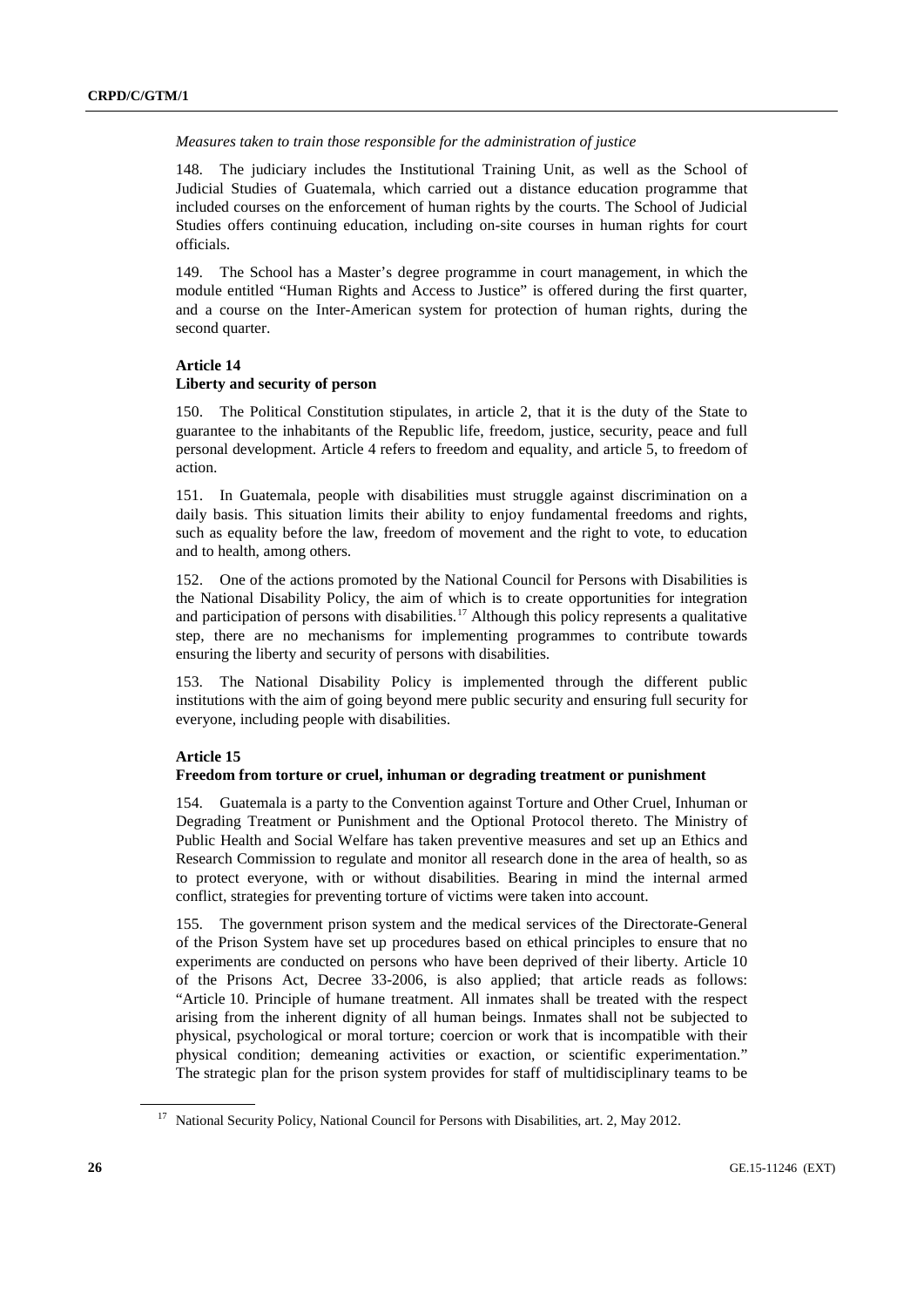*Measures taken to train those responsible for the administration of justice*

148. The judiciary includes the Institutional Training Unit, as well as the School of Judicial Studies of Guatemala, which carried out a distance education programme that included courses on the enforcement of human rights by the courts. The School of Judicial Studies offers continuing education, including on-site courses in human rights for court officials.

149. The School has a Master's degree programme in court management, in which the module entitled "Human Rights and Access to Justice" is offered during the first quarter, and a course on the Inter-American system for protection of human rights, during the second quarter.

**Article 14**
**Liberty and security of person**

150. The Political Constitution stipulates, in article 2, that it is the duty of the State to guarantee to the inhabitants of the Republic life, freedom, justice, security, peace and full personal development. Article 4 refers to freedom and equality, and article 5, to freedom of action.

151. In Guatemala, people with disabilities must struggle against discrimination on a daily basis. This situation limits their ability to enjoy fundamental freedoms and rights, such as equality before the law, freedom of movement and the right to vote, to education and to health, among others.

152. One of the actions promoted by the National Council for Persons with Disabilities is the National Disability Policy, the aim of which is to create opportunities for integration and participation of persons with disabilities.[17] Although this policy represents a qualitative step, there are no mechanisms for implementing programmes to contribute towards ensuring the liberty and security of persons with disabilities.

153. The National Disability Policy is implemented through the different public institutions with the aim of going beyond mere public security and ensuring full security for everyone, including people with disabilities.

**Article 15**
**Freedom from torture or cruel, inhuman or degrading treatment or punishment**

154. Guatemala is a party to the Convention against Torture and Other Cruel, Inhuman or Degrading Treatment or Punishment and the Optional Protocol thereto. The Ministry of Public Health and Social Welfare has taken preventive measures and set up an Ethics and Research Commission to regulate and monitor all research done in the area of health, so as to protect everyone, with or without disabilities. Bearing in mind the internal armed conflict, strategies for preventing torture of victims were taken into account.

155. The government prison system and the medical services of the Directorate-General of the Prison System have set up procedures based on ethical principles to ensure that no experiments are conducted on persons who have been deprived of their liberty. Article 10 of the Prisons Act, Decree 33-2006, is also applied; that article reads as follows: "Article 10. Principle of humane treatment. All inmates shall be treated with the respect arising from the inherent dignity of all human beings. Inmates shall not be subjected to physical, psychological or moral torture; coercion or work that is incompatible with their physical condition; demeaning activities or exaction, or scientific experimentation." The strategic plan for the prison system provides for staff of multidisciplinary teams to be

[17] National Security Policy, National Council for Persons with Disabilities, art. 2, May 2012.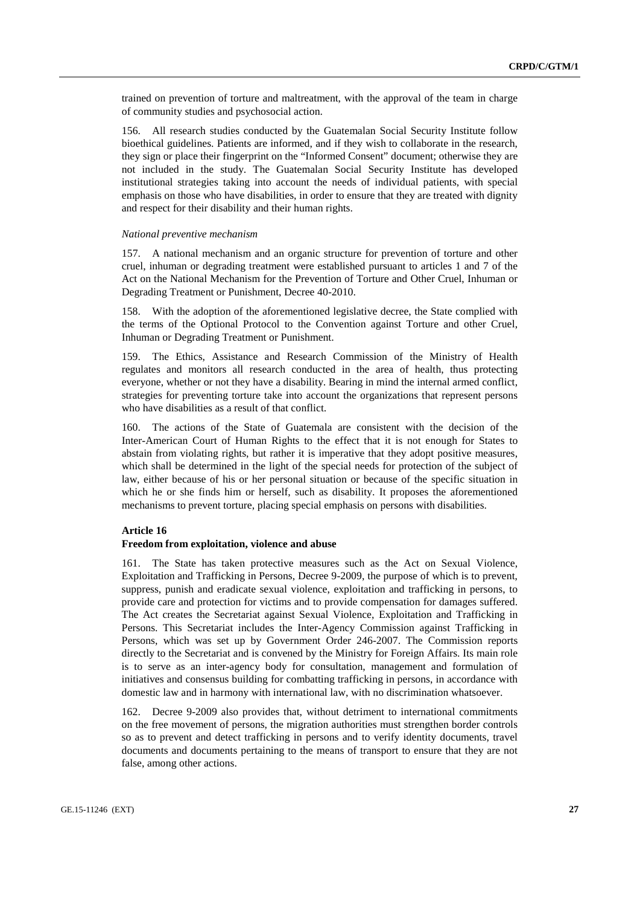trained on prevention of torture and maltreatment, with the approval of the team in charge of community studies and psychosocial action.

156. All research studies conducted by the Guatemalan Social Security Institute follow bioethical guidelines. Patients are informed, and if they wish to collaborate in the research, they sign or place their fingerprint on the "Informed Consent" document; otherwise they are not included in the study. The Guatemalan Social Security Institute has developed institutional strategies taking into account the needs of individual patients, with special emphasis on those who have disabilities, in order to ensure that they are treated with dignity and respect for their disability and their human rights.

*National preventive mechanism*

157. A national mechanism and an organic structure for prevention of torture and other cruel, inhuman or degrading treatment were established pursuant to articles 1 and 7 of the Act on the National Mechanism for the Prevention of Torture and Other Cruel, Inhuman or Degrading Treatment or Punishment, Decree 40-2010.

158. With the adoption of the aforementioned legislative decree, the State complied with the terms of the Optional Protocol to the Convention against Torture and other Cruel, Inhuman or Degrading Treatment or Punishment.

159. The Ethics, Assistance and Research Commission of the Ministry of Health regulates and monitors all research conducted in the area of health, thus protecting everyone, whether or not they have a disability. Bearing in mind the internal armed conflict, strategies for preventing torture take into account the organizations that represent persons who have disabilities as a result of that conflict.

160. The actions of the State of Guatemala are consistent with the decision of the Inter-American Court of Human Rights to the effect that it is not enough for States to abstain from violating rights, but rather it is imperative that they adopt positive measures, which shall be determined in the light of the special needs for protection of the subject of law, either because of his or her personal situation or because of the specific situation in which he or she finds him or herself, such as disability. It proposes the aforementioned mechanisms to prevent torture, placing special emphasis on persons with disabilities.

**Article 16**

**Freedom from exploitation, violence and abuse**

161. The State has taken protective measures such as the Act on Sexual Violence, Exploitation and Trafficking in Persons, Decree 9-2009, the purpose of which is to prevent, suppress, punish and eradicate sexual violence, exploitation and trafficking in persons, to provide care and protection for victims and to provide compensation for damages suffered. The Act creates the Secretariat against Sexual Violence, Exploitation and Trafficking in Persons. This Secretariat includes the Inter-Agency Commission against Trafficking in Persons, which was set up by Government Order 246-2007. The Commission reports directly to the Secretariat and is convened by the Ministry for Foreign Affairs. Its main role is to serve as an inter-agency body for consultation, management and formulation of initiatives and consensus building for combatting trafficking in persons, in accordance with domestic law and in harmony with international law, with no discrimination whatsoever.

162. Decree 9-2009 also provides that, without detriment to international commitments on the free movement of persons, the migration authorities must strengthen border controls so as to prevent and detect trafficking in persons and to verify identity documents, travel documents and documents pertaining to the means of transport to ensure that they are not false, among other actions.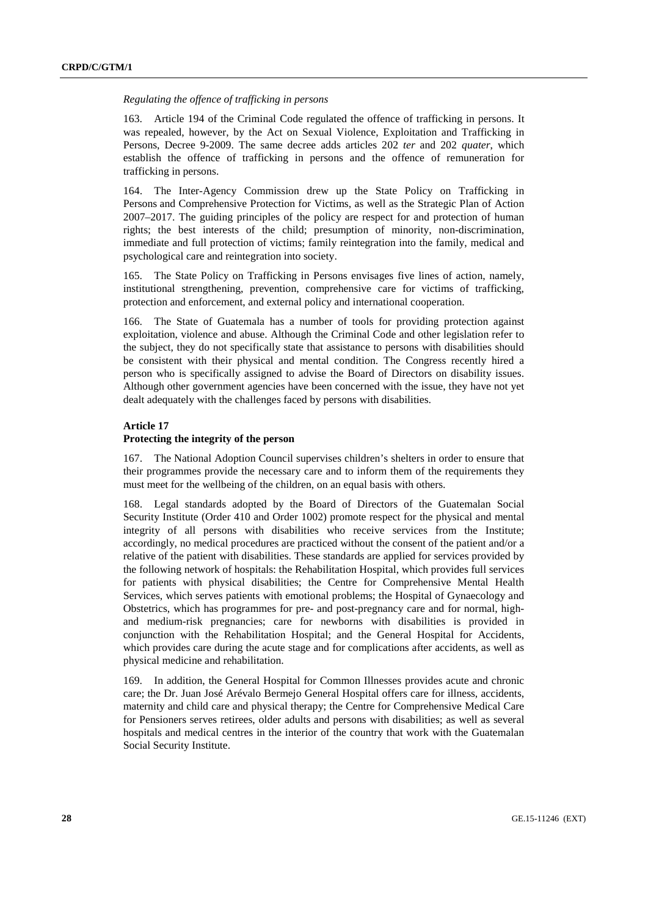*Regulating the offence of trafficking in persons*

163. Article 194 of the Criminal Code regulated the offence of trafficking in persons. It was repealed, however, by the Act on Sexual Violence, Exploitation and Trafficking in Persons, Decree 9-2009. The same decree adds articles 202 *ter* and 202 *quater*, which establish the offence of trafficking in persons and the offence of remuneration for trafficking in persons.

164. The Inter-Agency Commission drew up the State Policy on Trafficking in Persons and Comprehensive Protection for Victims, as well as the Strategic Plan of Action 2007–2017. The guiding principles of the policy are respect for and protection of human rights; the best interests of the child; presumption of minority, non-discrimination, immediate and full protection of victims; family reintegration into the family, medical and psychological care and reintegration into society.

165. The State Policy on Trafficking in Persons envisages five lines of action, namely, institutional strengthening, prevention, comprehensive care for victims of trafficking, protection and enforcement, and external policy and international cooperation.

166. The State of Guatemala has a number of tools for providing protection against exploitation, violence and abuse. Although the Criminal Code and other legislation refer to the subject, they do not specifically state that assistance to persons with disabilities should be consistent with their physical and mental condition. The Congress recently hired a person who is specifically assigned to advise the Board of Directors on disability issues. Although other government agencies have been concerned with the issue, they have not yet dealt adequately with the challenges faced by persons with disabilities.

**Article 17**
**Protecting the integrity of the person**

167. The National Adoption Council supervises children's shelters in order to ensure that their programmes provide the necessary care and to inform them of the requirements they must meet for the wellbeing of the children, on an equal basis with others.

168. Legal standards adopted by the Board of Directors of the Guatemalan Social Security Institute (Order 410 and Order 1002) promote respect for the physical and mental integrity of all persons with disabilities who receive services from the Institute; accordingly, no medical procedures are practiced without the consent of the patient and/or a relative of the patient with disabilities. These standards are applied for services provided by the following network of hospitals: the Rehabilitation Hospital, which provides full services for patients with physical disabilities; the Centre for Comprehensive Mental Health Services, which serves patients with emotional problems; the Hospital of Gynaecology and Obstetrics, which has programmes for pre- and post-pregnancy care and for normal, high- and medium-risk pregnancies; care for newborns with disabilities is provided in conjunction with the Rehabilitation Hospital; and the General Hospital for Accidents, which provides care during the acute stage and for complications after accidents, as well as physical medicine and rehabilitation.

169. In addition, the General Hospital for Common Illnesses provides acute and chronic care; the Dr. Juan José Arévalo Bermejo General Hospital offers care for illness, accidents, maternity and child care and physical therapy; the Centre for Comprehensive Medical Care for Pensioners serves retirees, older adults and persons with disabilities; as well as several hospitals and medical centres in the interior of the country that work with the Guatemalan Social Security Institute.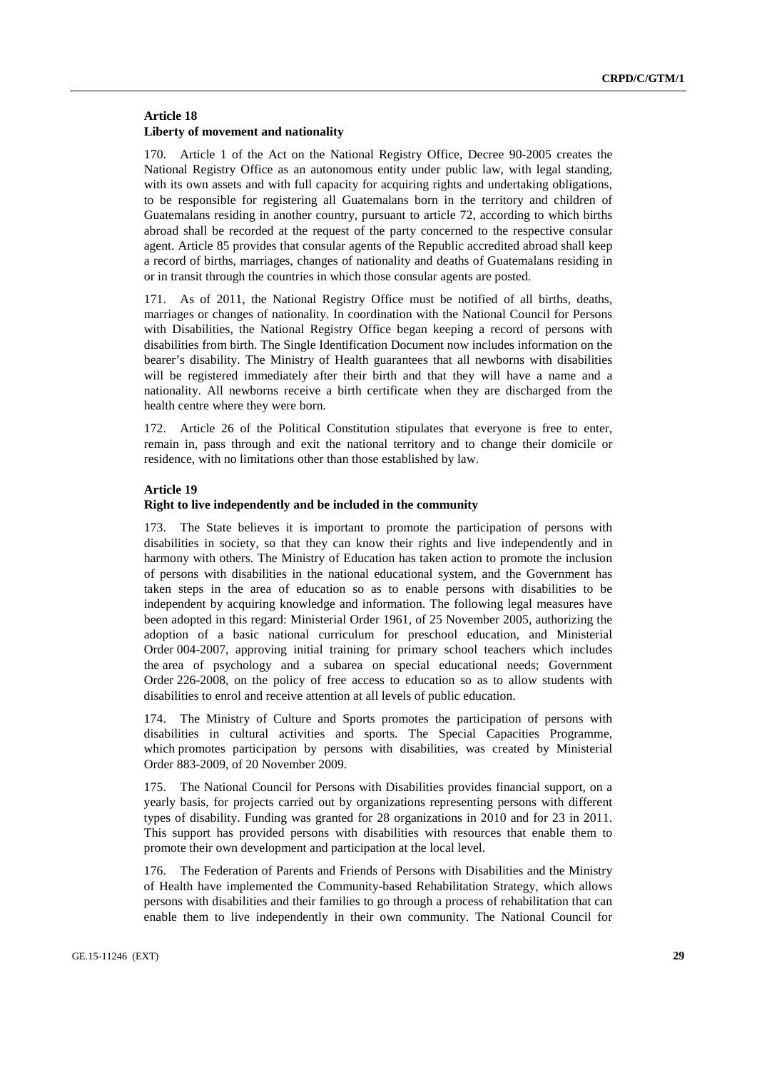### Article 18
### Liberty of movement and nationality

170. Article 1 of the Act on the National Registry Office, Decree 90-2005 creates the National Registry Office as an autonomous entity under public law, with legal standing, with its own assets and with full capacity for acquiring rights and undertaking obligations, to be responsible for registering all Guatemalans born in the territory and children of Guatemalans residing in another country, pursuant to article 72, according to which births abroad shall be recorded at the request of the party concerned to the respective consular agent. Article 85 provides that consular agents of the Republic accredited abroad shall keep a record of births, marriages, changes of nationality and deaths of Guatemalans residing in or in transit through the countries in which those consular agents are posted.

171. As of 2011, the National Registry Office must be notified of all births, deaths, marriages or changes of nationality. In coordination with the National Council for Persons with Disabilities, the National Registry Office began keeping a record of persons with disabilities from birth. The Single Identification Document now includes information on the bearer's disability. The Ministry of Health guarantees that all newborns with disabilities will be registered immediately after their birth and that they will have a name and a nationality. All newborns receive a birth certificate when they are discharged from the health centre where they were born.

172. Article 26 of the Political Constitution stipulates that everyone is free to enter, remain in, pass through and exit the national territory and to change their domicile or residence, with no limitations other than those established by law.

### Article 19
### Right to live independently and be included in the community

173. The State believes it is important to promote the participation of persons with disabilities in society, so that they can know their rights and live independently and in harmony with others. The Ministry of Education has taken action to promote the inclusion of persons with disabilities in the national educational system, and the Government has taken steps in the area of education so as to enable persons with disabilities to be independent by acquiring knowledge and information. The following legal measures have been adopted in this regard: Ministerial Order 1961, of 25 November 2005, authorizing the adoption of a basic national curriculum for preschool education, and Ministerial Order 004-2007, approving initial training for primary school teachers which includes the area of psychology and a subarea on special educational needs; Government Order 226-2008, on the policy of free access to education so as to allow students with disabilities to enrol and receive attention at all levels of public education.

174. The Ministry of Culture and Sports promotes the participation of persons with disabilities in cultural activities and sports. The Special Capacities Programme, which promotes participation by persons with disabilities, was created by Ministerial Order 883-2009, of 20 November 2009.

175. The National Council for Persons with Disabilities provides financial support, on a yearly basis, for projects carried out by organizations representing persons with different types of disability. Funding was granted for 28 organizations in 2010 and for 23 in 2011. This support has provided persons with disabilities with resources that enable them to promote their own development and participation at the local level.

176. The Federation of Parents and Friends of Persons with Disabilities and the Ministry of Health have implemented the Community-based Rehabilitation Strategy, which allows persons with disabilities and their families to go through a process of rehabilitation that can enable them to live independently in their own community. The National Council for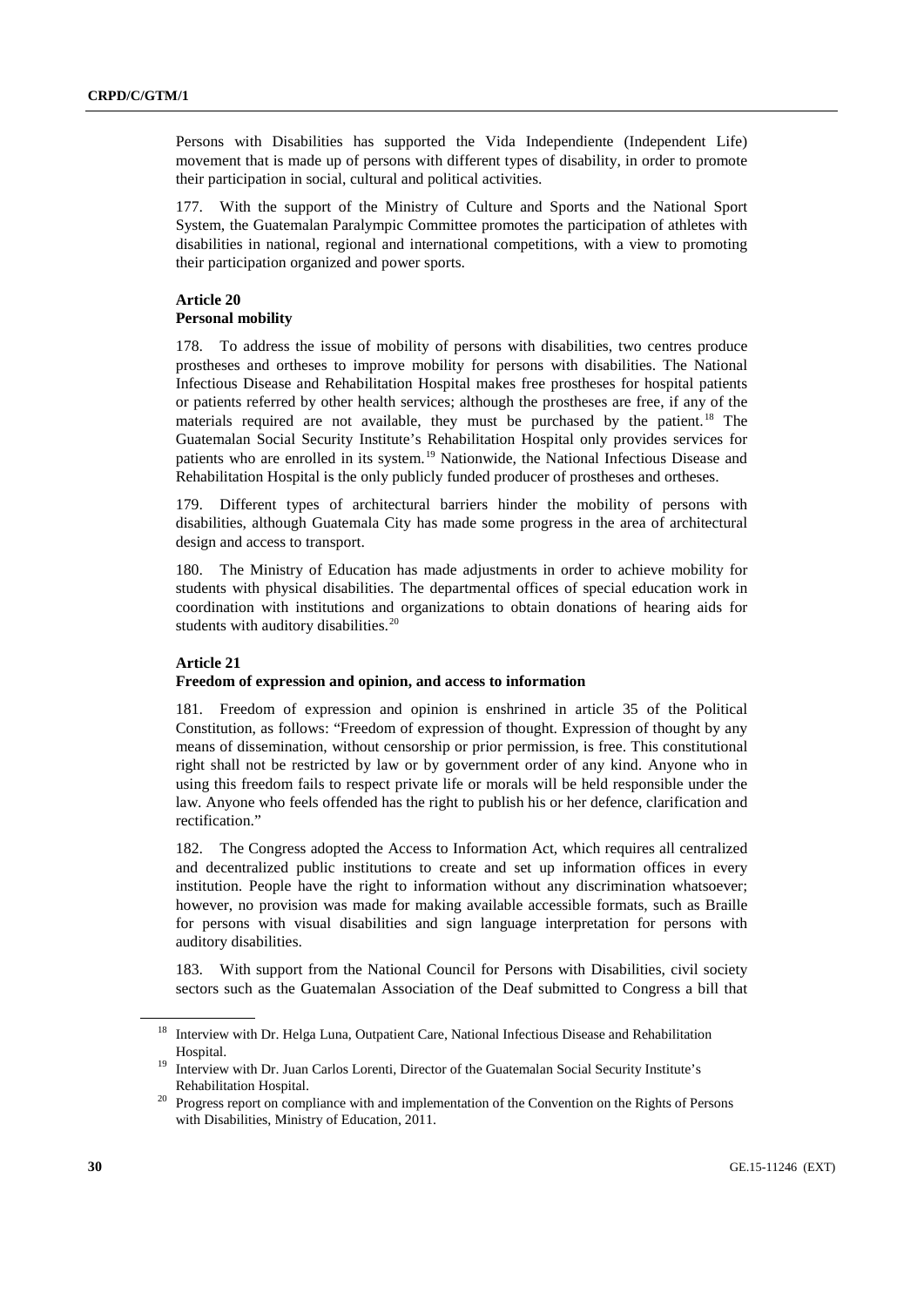Persons with Disabilities has supported the Vida Independiente (Independent Life) movement that is made up of persons with different types of disability, in order to promote their participation in social, cultural and political activities.

177. With the support of the Ministry of Culture and Sports and the National Sport System, the Guatemalan Paralympic Committee promotes the participation of athletes with disabilities in national, regional and international competitions, with a view to promoting their participation organized and power sports.

**Article 20**
**Personal mobility**

178. To address the issue of mobility of persons with disabilities, two centres produce prostheses and ortheses to improve mobility for persons with disabilities. The National Infectious Disease and Rehabilitation Hospital makes free prostheses for hospital patients or patients referred by other health services; although the prostheses are free, if any of the materials required are not available, they must be purchased by the patient.[18] The Guatemalan Social Security Institute's Rehabilitation Hospital only provides services for patients who are enrolled in its system.[19] Nationwide, the National Infectious Disease and Rehabilitation Hospital is the only publicly funded producer of prostheses and ortheses.

179. Different types of architectural barriers hinder the mobility of persons with disabilities, although Guatemala City has made some progress in the area of architectural design and access to transport.

180. The Ministry of Education has made adjustments in order to achieve mobility for students with physical disabilities. The departmental offices of special education work in coordination with institutions and organizations to obtain donations of hearing aids for students with auditory disabilities.[20]

**Article 21**
**Freedom of expression and opinion, and access to information**

181. Freedom of expression and opinion is enshrined in article 35 of the Political Constitution, as follows: "Freedom of expression of thought. Expression of thought by any means of dissemination, without censorship or prior permission, is free. This constitutional right shall not be restricted by law or by government order of any kind. Anyone who in using this freedom fails to respect private life or morals will be held responsible under the law. Anyone who feels offended has the right to publish his or her defence, clarification and rectification."

182. The Congress adopted the Access to Information Act, which requires all centralized and decentralized public institutions to create and set up information offices in every institution. People have the right to information without any discrimination whatsoever; however, no provision was made for making available accessible formats, such as Braille for persons with visual disabilities and sign language interpretation for persons with auditory disabilities.

183. With support from the National Council for Persons with Disabilities, civil society sectors such as the Guatemalan Association of the Deaf submitted to Congress a bill that

---

[18] Interview with Dr. Helga Luna, Outpatient Care, National Infectious Disease and Rehabilitation Hospital.

[19] Interview with Dr. Juan Carlos Lorenti, Director of the Guatemalan Social Security Institute's Rehabilitation Hospital.

[20] Progress report on compliance with and implementation of the Convention on the Rights of Persons with Disabilities, Ministry of Education, 2011.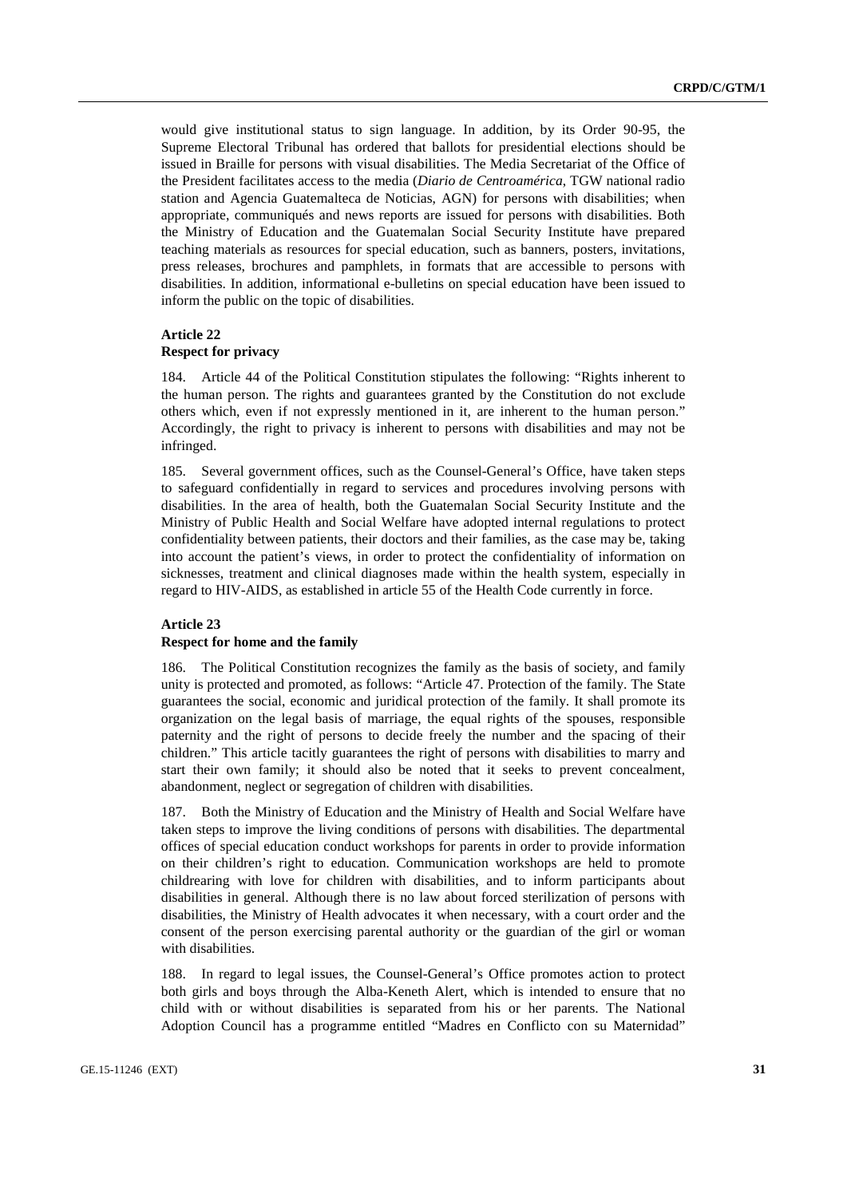would give institutional status to sign language. In addition, by its Order 90-95, the Supreme Electoral Tribunal has ordered that ballots for presidential elections should be issued in Braille for persons with visual disabilities. The Media Secretariat of the Office of the President facilitates access to the media (*Diario de Centroamérica*, TGW national radio station and Agencia Guatemalteca de Noticias, AGN) for persons with disabilities; when appropriate, communiqués and news reports are issued for persons with disabilities. Both the Ministry of Education and the Guatemalan Social Security Institute have prepared teaching materials as resources for special education, such as banners, posters, invitations, press releases, brochures and pamphlets, in formats that are accessible to persons with disabilities. In addition, informational e-bulletins on special education have been issued to inform the public on the topic of disabilities.

### Article 22
### Respect for privacy

184. Article 44 of the Political Constitution stipulates the following: "Rights inherent to the human person. The rights and guarantees granted by the Constitution do not exclude others which, even if not expressly mentioned in it, are inherent to the human person." Accordingly, the right to privacy is inherent to persons with disabilities and may not be infringed.

185. Several government offices, such as the Counsel-General's Office, have taken steps to safeguard confidentially in regard to services and procedures involving persons with disabilities. In the area of health, both the Guatemalan Social Security Institute and the Ministry of Public Health and Social Welfare have adopted internal regulations to protect confidentiality between patients, their doctors and their families, as the case may be, taking into account the patient's views, in order to protect the confidentiality of information on sicknesses, treatment and clinical diagnoses made within the health system, especially in regard to HIV-AIDS, as established in article 55 of the Health Code currently in force.

### Article 23
### Respect for home and the family

186. The Political Constitution recognizes the family as the basis of society, and family unity is protected and promoted, as follows: "Article 47. Protection of the family. The State guarantees the social, economic and juridical protection of the family. It shall promote its organization on the legal basis of marriage, the equal rights of the spouses, responsible paternity and the right of persons to decide freely the number and the spacing of their children." This article tacitly guarantees the right of persons with disabilities to marry and start their own family; it should also be noted that it seeks to prevent concealment, abandonment, neglect or segregation of children with disabilities.

187. Both the Ministry of Education and the Ministry of Health and Social Welfare have taken steps to improve the living conditions of persons with disabilities. The departmental offices of special education conduct workshops for parents in order to provide information on their children's right to education. Communication workshops are held to promote childrearing with love for children with disabilities, and to inform participants about disabilities in general. Although there is no law about forced sterilization of persons with disabilities, the Ministry of Health advocates it when necessary, with a court order and the consent of the person exercising parental authority or the guardian of the girl or woman with disabilities.

188. In regard to legal issues, the Counsel-General's Office promotes action to protect both girls and boys through the Alba-Keneth Alert, which is intended to ensure that no child with or without disabilities is separated from his or her parents. The National Adoption Council has a programme entitled "Madres en Conflicto con su Maternidad"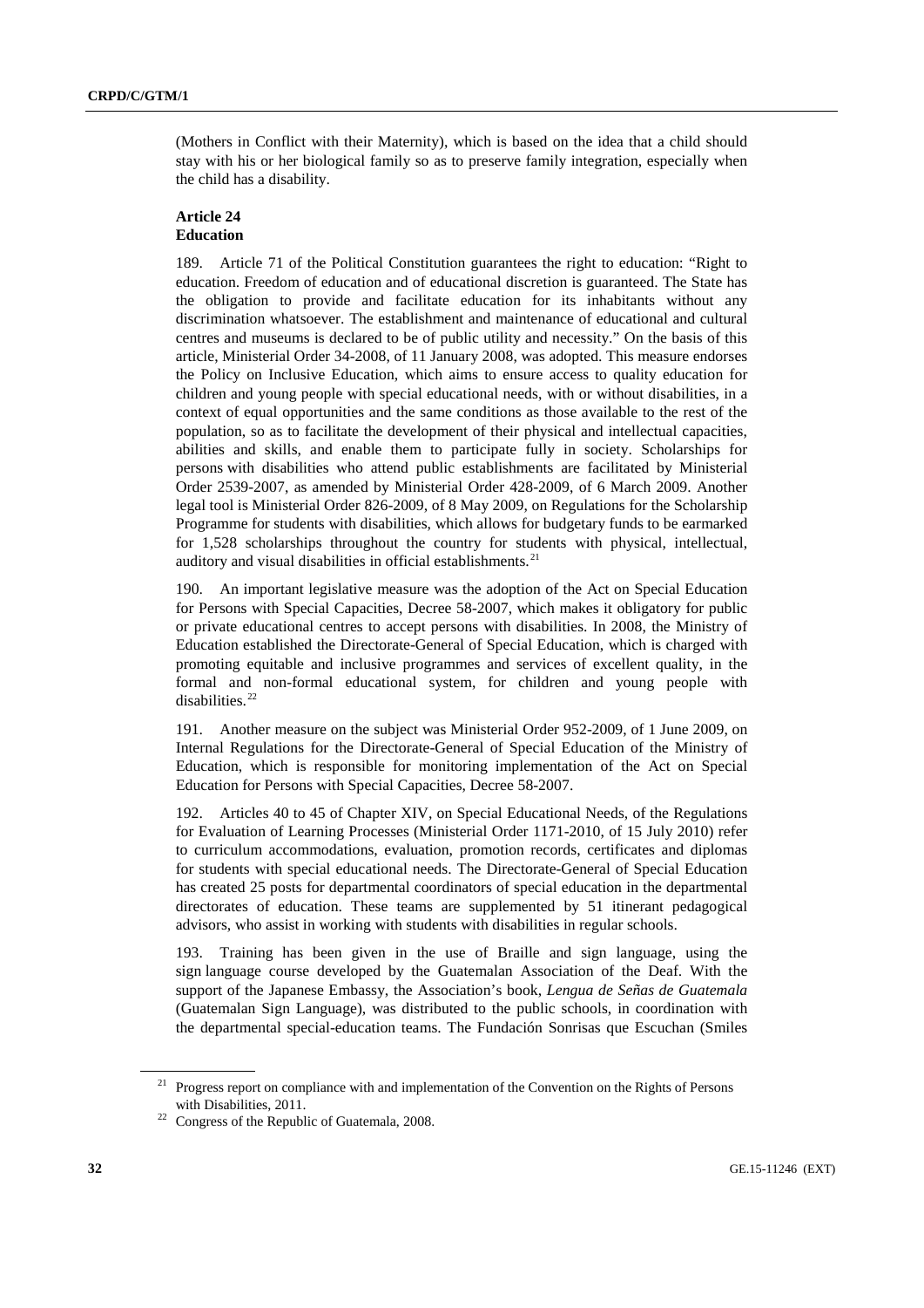(Mothers in Conflict with their Maternity), which is based on the idea that a child should stay with his or her biological family so as to preserve family integration, especially when the child has a disability.

### Article 24
### Education

189. Article 71 of the Political Constitution guarantees the right to education: "Right to education. Freedom of education and of educational discretion is guaranteed. The State has the obligation to provide and facilitate education for its inhabitants without any discrimination whatsoever. The establishment and maintenance of educational and cultural centres and museums is declared to be of public utility and necessity." On the basis of this article, Ministerial Order 34-2008, of 11 January 2008, was adopted. This measure endorses the Policy on Inclusive Education, which aims to ensure access to quality education for children and young people with special educational needs, with or without disabilities, in a context of equal opportunities and the same conditions as those available to the rest of the population, so as to facilitate the development of their physical and intellectual capacities, abilities and skills, and enable them to participate fully in society. Scholarships for persons with disabilities who attend public establishments are facilitated by Ministerial Order 2539-2007, as amended by Ministerial Order 428-2009, of 6 March 2009. Another legal tool is Ministerial Order 826-2009, of 8 May 2009, on Regulations for the Scholarship Programme for students with disabilities, which allows for budgetary funds to be earmarked for 1,528 scholarships throughout the country for students with physical, intellectual, auditory and visual disabilities in official establishments.[21]

190. An important legislative measure was the adoption of the Act on Special Education for Persons with Special Capacities, Decree 58-2007, which makes it obligatory for public or private educational centres to accept persons with disabilities. In 2008, the Ministry of Education established the Directorate-General of Special Education, which is charged with promoting equitable and inclusive programmes and services of excellent quality, in the formal and non-formal educational system, for children and young people with disabilities.[22]

191. Another measure on the subject was Ministerial Order 952-2009, of 1 June 2009, on Internal Regulations for the Directorate-General of Special Education of the Ministry of Education, which is responsible for monitoring implementation of the Act on Special Education for Persons with Special Capacities, Decree 58-2007.

192. Articles 40 to 45 of Chapter XIV, on Special Educational Needs, of the Regulations for Evaluation of Learning Processes (Ministerial Order 1171-2010, of 15 July 2010) refer to curriculum accommodations, evaluation, promotion records, certificates and diplomas for students with special educational needs. The Directorate-General of Special Education has created 25 posts for departmental coordinators of special education in the departmental directorates of education. These teams are supplemented by 51 itinerant pedagogical advisors, who assist in working with students with disabilities in regular schools.

193. Training has been given in the use of Braille and sign language, using the sign language course developed by the Guatemalan Association of the Deaf. With the support of the Japanese Embassy, the Association's book, *Lengua de Señas de Guatemala* (Guatemalan Sign Language), was distributed to the public schools, in coordination with the departmental special-education teams. The Fundación Sonrisas que Escuchan (Smiles

---

[21] Progress report on compliance with and implementation of the Convention on the Rights of Persons with Disabilities, 2011.

[22] Congress of the Republic of Guatemala, 2008.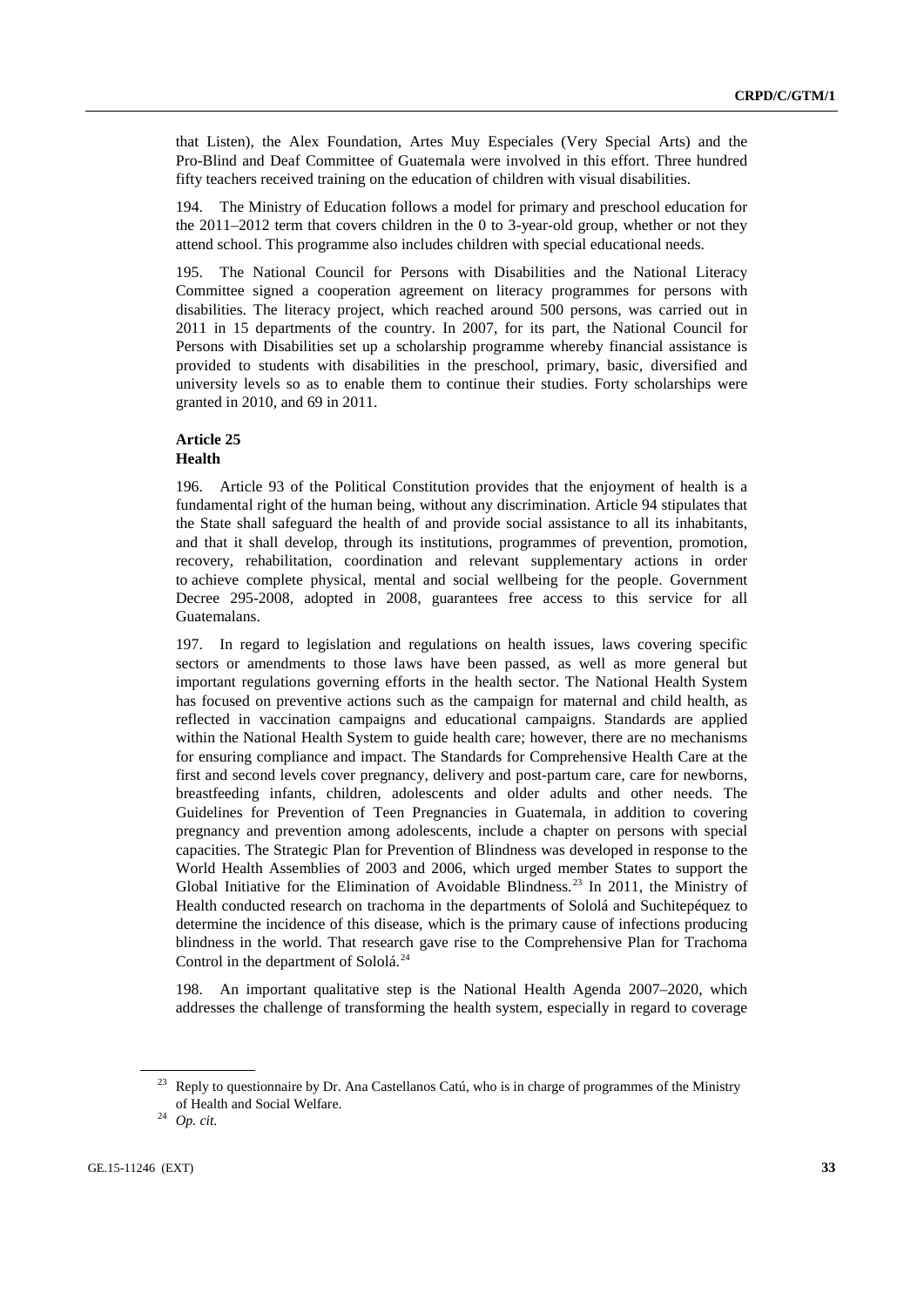that Listen), the Alex Foundation, Artes Muy Especiales (Very Special Arts) and the Pro-Blind and Deaf Committee of Guatemala were involved in this effort. Three hundred fifty teachers received training on the education of children with visual disabilities.

194. The Ministry of Education follows a model for primary and preschool education for the 2011–2012 term that covers children in the 0 to 3-year-old group, whether or not they attend school. This programme also includes children with special educational needs.

195. The National Council for Persons with Disabilities and the National Literacy Committee signed a cooperation agreement on literacy programmes for persons with disabilities. The literacy project, which reached around 500 persons, was carried out in 2011 in 15 departments of the country. In 2007, for its part, the National Council for Persons with Disabilities set up a scholarship programme whereby financial assistance is provided to students with disabilities in the preschool, primary, basic, diversified and university levels so as to enable them to continue their studies. Forty scholarships were granted in 2010, and 69 in 2011.

### Article 25
### Health

196. Article 93 of the Political Constitution provides that the enjoyment of health is a fundamental right of the human being, without any discrimination. Article 94 stipulates that the State shall safeguard the health of and provide social assistance to all its inhabitants, and that it shall develop, through its institutions, programmes of prevention, promotion, recovery, rehabilitation, coordination and relevant supplementary actions in order to achieve complete physical, mental and social wellbeing for the people. Government Decree 295-2008, adopted in 2008, guarantees free access to this service for all Guatemalans.

197. In regard to legislation and regulations on health issues, laws covering specific sectors or amendments to those laws have been passed, as well as more general but important regulations governing efforts in the health sector. The National Health System has focused on preventive actions such as the campaign for maternal and child health, as reflected in vaccination campaigns and educational campaigns. Standards are applied within the National Health System to guide health care; however, there are no mechanisms for ensuring compliance and impact. The Standards for Comprehensive Health Care at the first and second levels cover pregnancy, delivery and post-partum care, care for newborns, breastfeeding infants, children, adolescents and older adults and other needs. The Guidelines for Prevention of Teen Pregnancies in Guatemala, in addition to covering pregnancy and prevention among adolescents, include a chapter on persons with special capacities. The Strategic Plan for Prevention of Blindness was developed in response to the World Health Assemblies of 2003 and 2006, which urged member States to support the Global Initiative for the Elimination of Avoidable Blindness.[23] In 2011, the Ministry of Health conducted research on trachoma in the departments of Sololá and Suchitepéquez to determine the incidence of this disease, which is the primary cause of infections producing blindness in the world. That research gave rise to the Comprehensive Plan for Trachoma Control in the department of Sololá.[24]

198. An important qualitative step is the National Health Agenda 2007–2020, which addresses the challenge of transforming the health system, especially in regard to coverage

[23] Reply to questionnaire by Dr. Ana Castellanos Catú, who is in charge of programmes of the Ministry of Health and Social Welfare.

[24] *Op. cit.*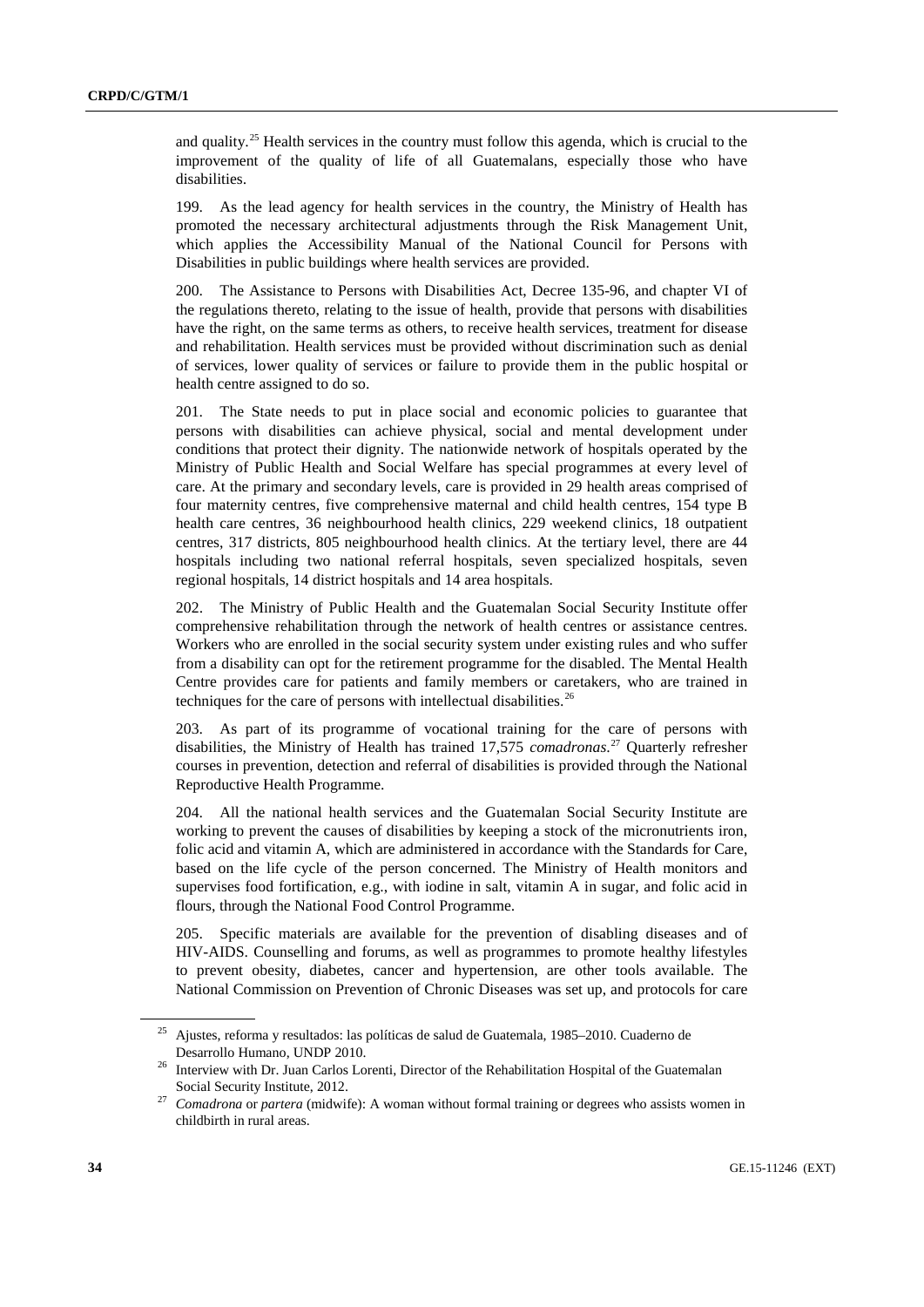and quality.[25] Health services in the country must follow this agenda, which is crucial to the improvement of the quality of life of all Guatemalans, especially those who have disabilities.

199. As the lead agency for health services in the country, the Ministry of Health has promoted the necessary architectural adjustments through the Risk Management Unit, which applies the Accessibility Manual of the National Council for Persons with Disabilities in public buildings where health services are provided.

200. The Assistance to Persons with Disabilities Act, Decree 135-96, and chapter VI of the regulations thereto, relating to the issue of health, provide that persons with disabilities have the right, on the same terms as others, to receive health services, treatment for disease and rehabilitation. Health services must be provided without discrimination such as denial of services, lower quality of services or failure to provide them in the public hospital or health centre assigned to do so.

201. The State needs to put in place social and economic policies to guarantee that persons with disabilities can achieve physical, social and mental development under conditions that protect their dignity. The nationwide network of hospitals operated by the Ministry of Public Health and Social Welfare has special programmes at every level of care. At the primary and secondary levels, care is provided in 29 health areas comprised of four maternity centres, five comprehensive maternal and child health centres, 154 type B health care centres, 36 neighbourhood health clinics, 229 weekend clinics, 18 outpatient centres, 317 districts, 805 neighbourhood health clinics. At the tertiary level, there are 44 hospitals including two national referral hospitals, seven specialized hospitals, seven regional hospitals, 14 district hospitals and 14 area hospitals.

202. The Ministry of Public Health and the Guatemalan Social Security Institute offer comprehensive rehabilitation through the network of health centres or assistance centres. Workers who are enrolled in the social security system under existing rules and who suffer from a disability can opt for the retirement programme for the disabled. The Mental Health Centre provides care for patients and family members or caretakers, who are trained in techniques for the care of persons with intellectual disabilities.[26]

203. As part of its programme of vocational training for the care of persons with disabilities, the Ministry of Health has trained 17,575 *comadronas*.[27] Quarterly refresher courses in prevention, detection and referral of disabilities is provided through the National Reproductive Health Programme.

204. All the national health services and the Guatemalan Social Security Institute are working to prevent the causes of disabilities by keeping a stock of the micronutrients iron, folic acid and vitamin A, which are administered in accordance with the Standards for Care, based on the life cycle of the person concerned. The Ministry of Health monitors and supervises food fortification, e.g., with iodine in salt, vitamin A in sugar, and folic acid in flours, through the National Food Control Programme.

205. Specific materials are available for the prevention of disabling diseases and of HIV-AIDS. Counselling and forums, as well as programmes to promote healthy lifestyles to prevent obesity, diabetes, cancer and hypertension, are other tools available. The National Commission on Prevention of Chronic Diseases was set up, and protocols for care

---

[25] Ajustes, reforma y resultados: las políticas de salud de Guatemala, 1985–2010. Cuaderno de Desarrollo Humano, UNDP 2010.

[26] Interview with Dr. Juan Carlos Lorenti, Director of the Rehabilitation Hospital of the Guatemalan Social Security Institute, 2012.

[27] *Comadrona* or *partera* (midwife): A woman without formal training or degrees who assists women in childbirth in rural areas.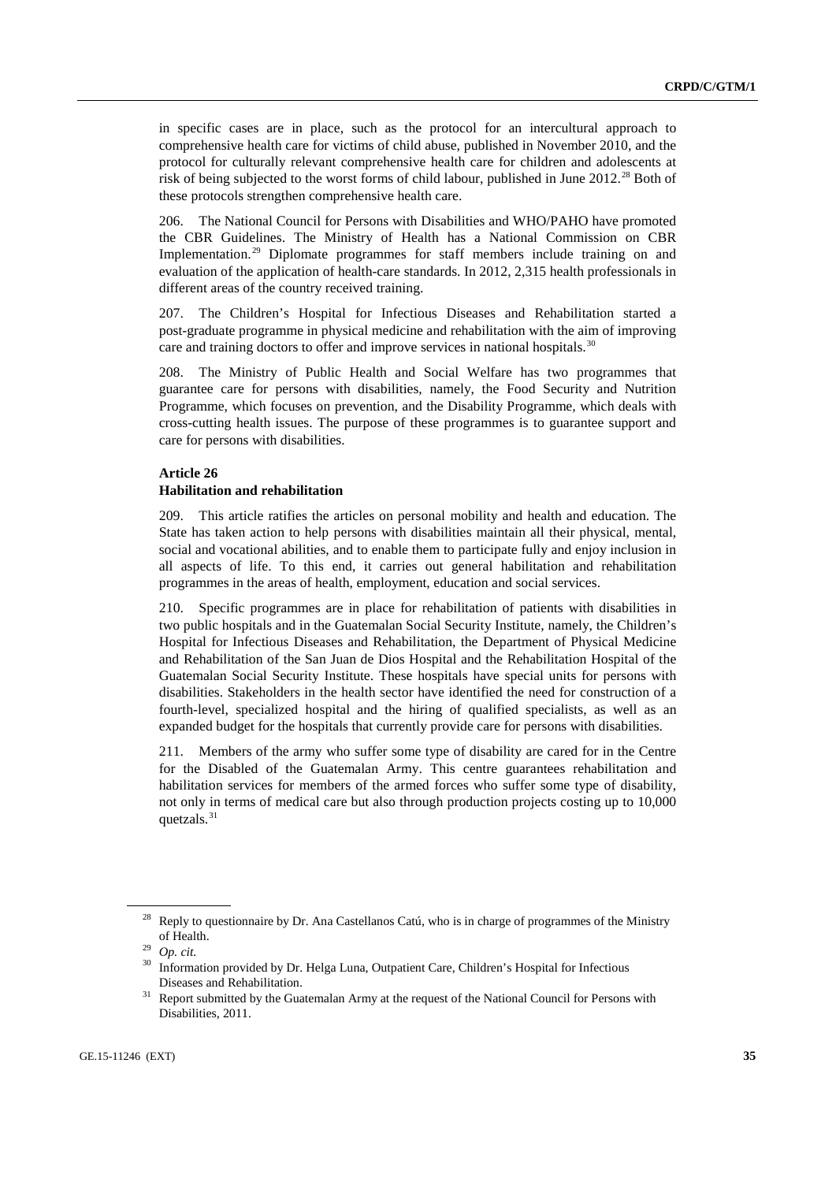in specific cases are in place, such as the protocol for an intercultural approach to comprehensive health care for victims of child abuse, published in November 2010, and the protocol for culturally relevant comprehensive health care for children and adolescents at risk of being subjected to the worst forms of child labour, published in June 2012.[28] Both of these protocols strengthen comprehensive health care.

206. The National Council for Persons with Disabilities and WHO/PAHO have promoted the CBR Guidelines. The Ministry of Health has a National Commission on CBR Implementation.[29] Diplomate programmes for staff members include training on and evaluation of the application of health-care standards. In 2012, 2,315 health professionals in different areas of the country received training.

207. The Children's Hospital for Infectious Diseases and Rehabilitation started a post-graduate programme in physical medicine and rehabilitation with the aim of improving care and training doctors to offer and improve services in national hospitals.[30]

208. The Ministry of Public Health and Social Welfare has two programmes that guarantee care for persons with disabilities, namely, the Food Security and Nutrition Programme, which focuses on prevention, and the Disability Programme, which deals with cross-cutting health issues. The purpose of these programmes is to guarantee support and care for persons with disabilities.

**Article 26**
**Habilitation and rehabilitation**

209. This article ratifies the articles on personal mobility and health and education. The State has taken action to help persons with disabilities maintain all their physical, mental, social and vocational abilities, and to enable them to participate fully and enjoy inclusion in all aspects of life. To this end, it carries out general habilitation and rehabilitation programmes in the areas of health, employment, education and social services.

210. Specific programmes are in place for rehabilitation of patients with disabilities in two public hospitals and in the Guatemalan Social Security Institute, namely, the Children's Hospital for Infectious Diseases and Rehabilitation, the Department of Physical Medicine and Rehabilitation of the San Juan de Dios Hospital and the Rehabilitation Hospital of the Guatemalan Social Security Institute. These hospitals have special units for persons with disabilities. Stakeholders in the health sector have identified the need for construction of a fourth-level, specialized hospital and the hiring of qualified specialists, as well as an expanded budget for the hospitals that currently provide care for persons with disabilities.

211. Members of the army who suffer some type of disability are cared for in the Centre for the Disabled of the Guatemalan Army. This centre guarantees rehabilitation and habilitation services for members of the armed forces who suffer some type of disability, not only in terms of medical care but also through production projects costing up to 10,000 quetzals.[31]

---

[28] Reply to questionnaire by Dr. Ana Castellanos Catú, who is in charge of programmes of the Ministry of Health.

[29] *Op. cit.*

[30] Information provided by Dr. Helga Luna, Outpatient Care, Children's Hospital for Infectious Diseases and Rehabilitation.

[31] Report submitted by the Guatemalan Army at the request of the National Council for Persons with Disabilities, 2011.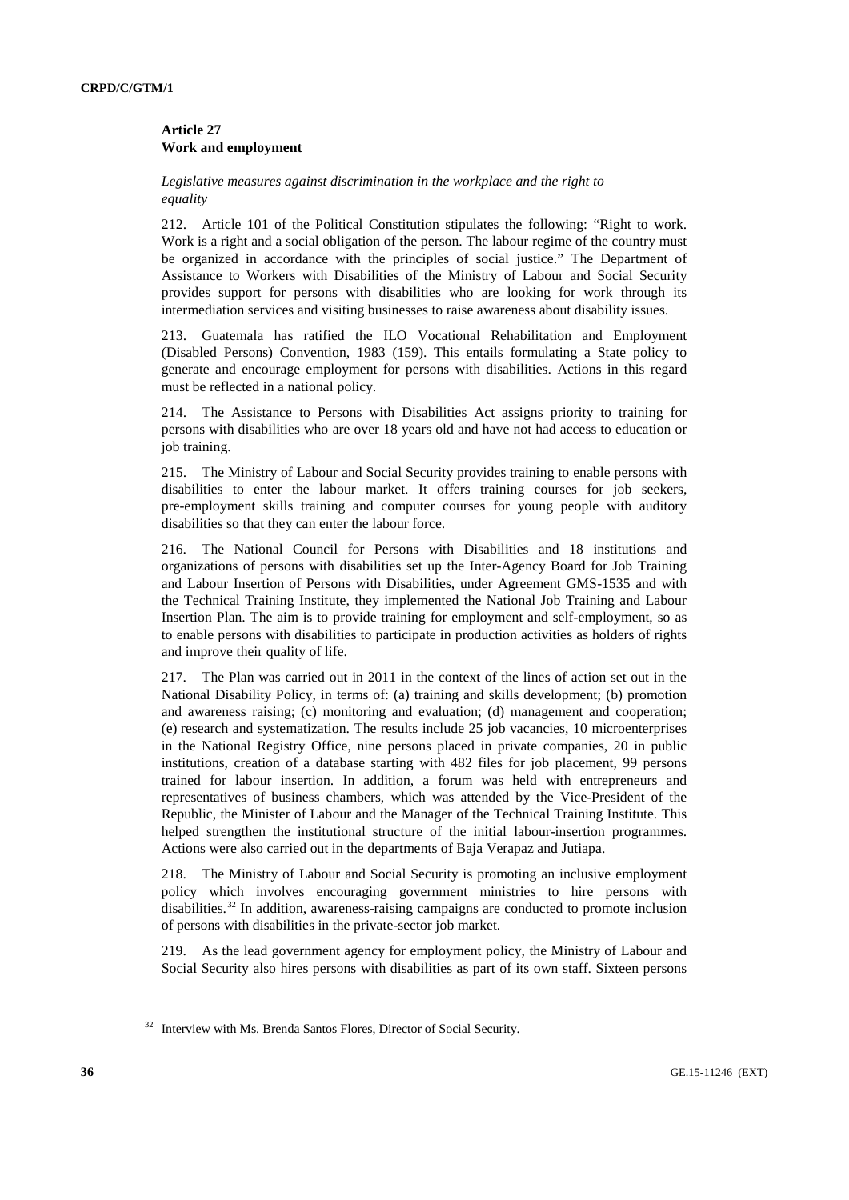### Article 27
### Work and employment

*Legislative measures against discrimination in the workplace and the right to equality*

212. Article 101 of the Political Constitution stipulates the following: "Right to work. Work is a right and a social obligation of the person. The labour regime of the country must be organized in accordance with the principles of social justice." The Department of Assistance to Workers with Disabilities of the Ministry of Labour and Social Security provides support for persons with disabilities who are looking for work through its intermediation services and visiting businesses to raise awareness about disability issues.

213. Guatemala has ratified the ILO Vocational Rehabilitation and Employment (Disabled Persons) Convention, 1983 (159). This entails formulating a State policy to generate and encourage employment for persons with disabilities. Actions in this regard must be reflected in a national policy.

214. The Assistance to Persons with Disabilities Act assigns priority to training for persons with disabilities who are over 18 years old and have not had access to education or job training.

215. The Ministry of Labour and Social Security provides training to enable persons with disabilities to enter the labour market. It offers training courses for job seekers, pre-employment skills training and computer courses for young people with auditory disabilities so that they can enter the labour force.

216. The National Council for Persons with Disabilities and 18 institutions and organizations of persons with disabilities set up the Inter-Agency Board for Job Training and Labour Insertion of Persons with Disabilities, under Agreement GMS-1535 and with the Technical Training Institute, they implemented the National Job Training and Labour Insertion Plan. The aim is to provide training for employment and self-employment, so as to enable persons with disabilities to participate in production activities as holders of rights and improve their quality of life.

217. The Plan was carried out in 2011 in the context of the lines of action set out in the National Disability Policy, in terms of: (a) training and skills development; (b) promotion and awareness raising; (c) monitoring and evaluation; (d) management and cooperation; (e) research and systematization. The results include 25 job vacancies, 10 microenterprises in the National Registry Office, nine persons placed in private companies, 20 in public institutions, creation of a database starting with 482 files for job placement, 99 persons trained for labour insertion. In addition, a forum was held with entrepreneurs and representatives of business chambers, which was attended by the Vice-President of the Republic, the Minister of Labour and the Manager of the Technical Training Institute. This helped strengthen the institutional structure of the initial labour-insertion programmes. Actions were also carried out in the departments of Baja Verapaz and Jutiapa.

218. The Ministry of Labour and Social Security is promoting an inclusive employment policy which involves encouraging government ministries to hire persons with disabilities.[32] In addition, awareness-raising campaigns are conducted to promote inclusion of persons with disabilities in the private-sector job market.

219. As the lead government agency for employment policy, the Ministry of Labour and Social Security also hires persons with disabilities as part of its own staff. Sixteen persons

[32] Interview with Ms. Brenda Santos Flores, Director of Social Security.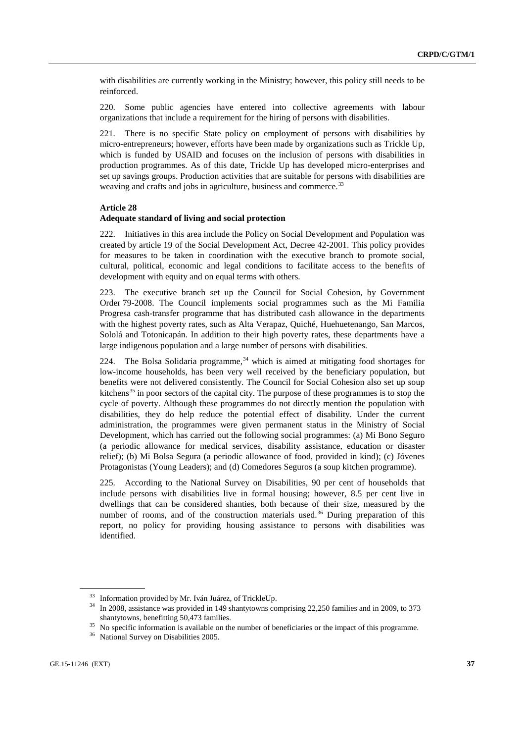with disabilities are currently working in the Ministry; however, this policy still needs to be reinforced.

220. Some public agencies have entered into collective agreements with labour organizations that include a requirement for the hiring of persons with disabilities.

221. There is no specific State policy on employment of persons with disabilities by micro-entrepreneurs; however, efforts have been made by organizations such as Trickle Up, which is funded by USAID and focuses on the inclusion of persons with disabilities in production programmes. As of this date, Trickle Up has developed micro-enterprises and set up savings groups. Production activities that are suitable for persons with disabilities are weaving and crafts and jobs in agriculture, business and commerce.[33]

**Article 28**

**Adequate standard of living and social protection**

222. Initiatives in this area include the Policy on Social Development and Population was created by article 19 of the Social Development Act, Decree 42-2001. This policy provides for measures to be taken in coordination with the executive branch to promote social, cultural, political, economic and legal conditions to facilitate access to the benefits of development with equity and on equal terms with others.

223. The executive branch set up the Council for Social Cohesion, by Government Order 79-2008. The Council implements social programmes such as the Mi Familia Progresa cash-transfer programme that has distributed cash allowance in the departments with the highest poverty rates, such as Alta Verapaz, Quiché, Huehuetenango, San Marcos, Sololá and Totonicapán. In addition to their high poverty rates, these departments have a large indigenous population and a large number of persons with disabilities.

224. The Bolsa Solidaria programme,[34] which is aimed at mitigating food shortages for low-income households, has been very well received by the beneficiary population, but benefits were not delivered consistently. The Council for Social Cohesion also set up soup kitchens[35] in poor sectors of the capital city. The purpose of these programmes is to stop the cycle of poverty. Although these programmes do not directly mention the population with disabilities, they do help reduce the potential effect of disability. Under the current administration, the programmes were given permanent status in the Ministry of Social Development, which has carried out the following social programmes: (a) Mi Bono Seguro (a periodic allowance for medical services, disability assistance, education or disaster relief); (b) Mi Bolsa Segura (a periodic allowance of food, provided in kind); (c) Jóvenes Protagonistas (Young Leaders); and (d) Comedores Seguros (a soup kitchen programme).

225. According to the National Survey on Disabilities, 90 per cent of households that include persons with disabilities live in formal housing; however, 8.5 per cent live in dwellings that can be considered shanties, both because of their size, measured by the number of rooms, and of the construction materials used.[36] During preparation of this report, no policy for providing housing assistance to persons with disabilities was identified.

---

[33] Information provided by Mr. Iván Juárez, of TrickleUp.

[34] In 2008, assistance was provided in 149 shantytowns comprising 22,250 families and in 2009, to 373 shantytowns, benefitting 50,473 families.

[35] No specific information is available on the number of beneficiaries or the impact of this programme.

[36] National Survey on Disabilities 2005.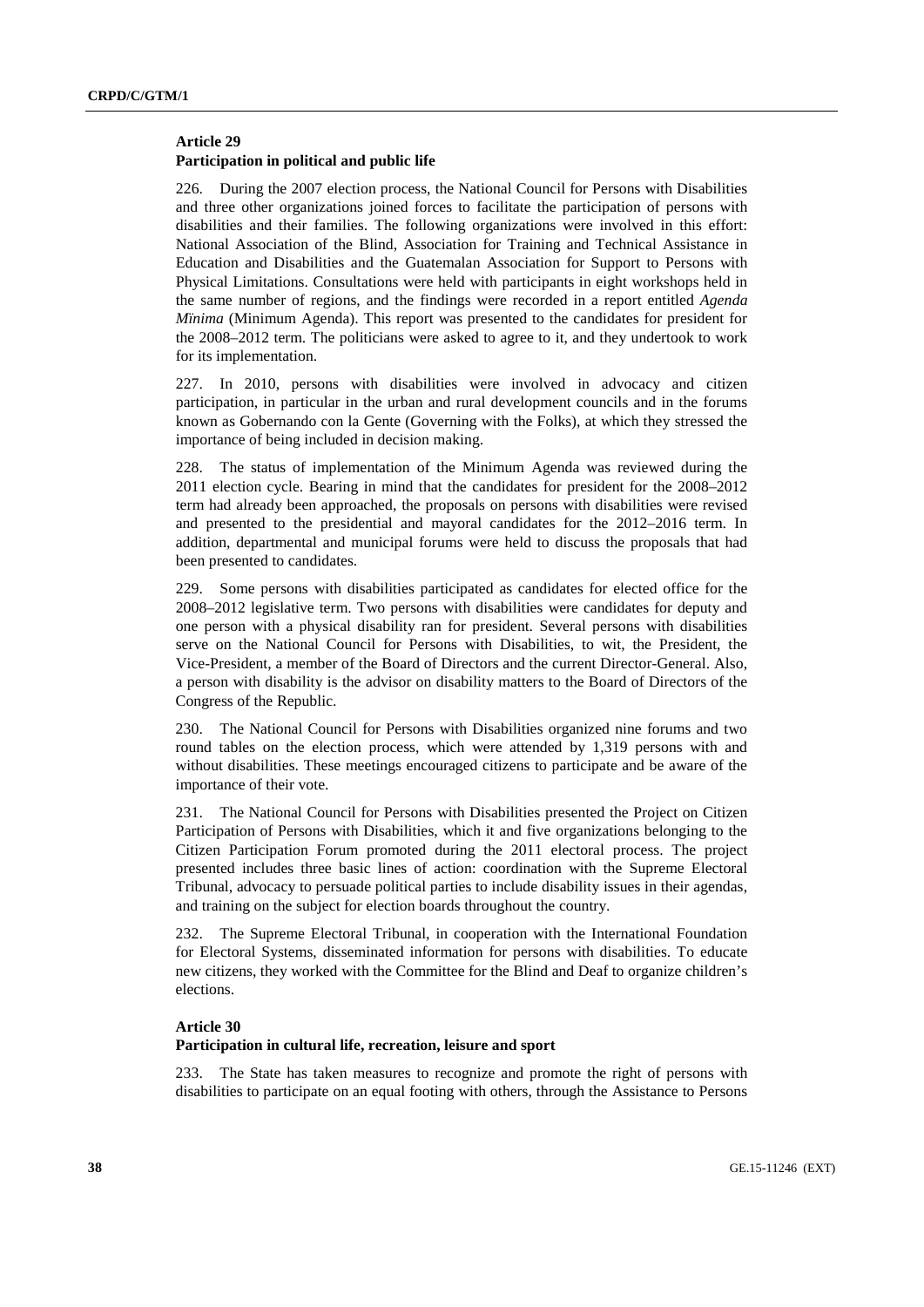### Article 29
### Participation in political and public life

226. During the 2007 election process, the National Council for Persons with Disabilities and three other organizations joined forces to facilitate the participation of persons with disabilities and their families. The following organizations were involved in this effort: National Association of the Blind, Association for Training and Technical Assistance in Education and Disabilities and the Guatemalan Association for Support to Persons with Physical Limitations. Consultations were held with participants in eight workshops held in the same number of regions, and the findings were recorded in a report entitled *Agenda Mïnima* (Minimum Agenda). This report was presented to the candidates for president for the 2008–2012 term. The politicians were asked to agree to it, and they undertook to work for its implementation.

227. In 2010, persons with disabilities were involved in advocacy and citizen participation, in particular in the urban and rural development councils and in the forums known as Gobernando con la Gente (Governing with the Folks), at which they stressed the importance of being included in decision making.

228. The status of implementation of the Minimum Agenda was reviewed during the 2011 election cycle. Bearing in mind that the candidates for president for the 2008–2012 term had already been approached, the proposals on persons with disabilities were revised and presented to the presidential and mayoral candidates for the 2012–2016 term. In addition, departmental and municipal forums were held to discuss the proposals that had been presented to candidates.

229. Some persons with disabilities participated as candidates for elected office for the 2008–2012 legislative term. Two persons with disabilities were candidates for deputy and one person with a physical disability ran for president. Several persons with disabilities serve on the National Council for Persons with Disabilities, to wit, the President, the Vice-President, a member of the Board of Directors and the current Director-General. Also, a person with disability is the advisor on disability matters to the Board of Directors of the Congress of the Republic.

230. The National Council for Persons with Disabilities organized nine forums and two round tables on the election process, which were attended by 1,319 persons with and without disabilities. These meetings encouraged citizens to participate and be aware of the importance of their vote.

231. The National Council for Persons with Disabilities presented the Project on Citizen Participation of Persons with Disabilities, which it and five organizations belonging to the Citizen Participation Forum promoted during the 2011 electoral process. The project presented includes three basic lines of action: coordination with the Supreme Electoral Tribunal, advocacy to persuade political parties to include disability issues in their agendas, and training on the subject for election boards throughout the country.

232. The Supreme Electoral Tribunal, in cooperation with the International Foundation for Electoral Systems, disseminated information for persons with disabilities. To educate new citizens, they worked with the Committee for the Blind and Deaf to organize children's elections.

### Article 30
### Participation in cultural life, recreation, leisure and sport

233. The State has taken measures to recognize and promote the right of persons with disabilities to participate on an equal footing with others, through the Assistance to Persons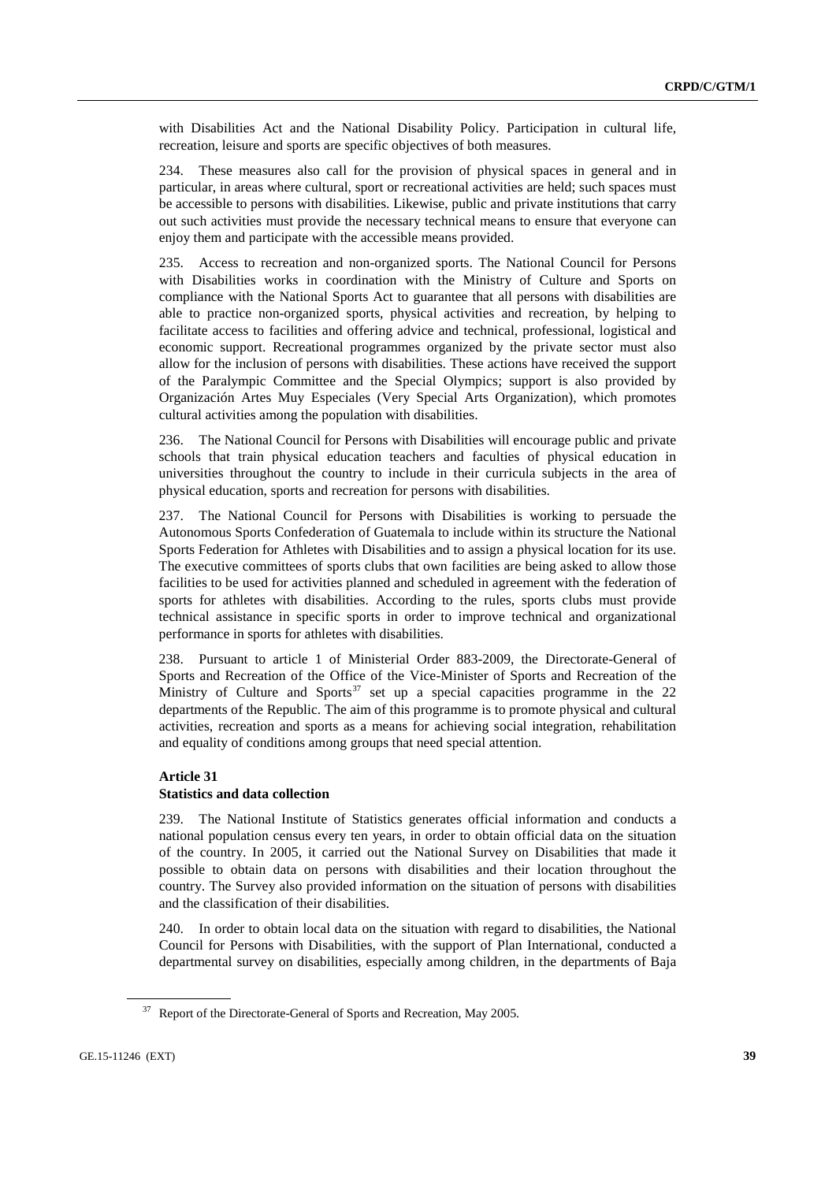with Disabilities Act and the National Disability Policy. Participation in cultural life, recreation, leisure and sports are specific objectives of both measures.

234. These measures also call for the provision of physical spaces in general and in particular, in areas where cultural, sport or recreational activities are held; such spaces must be accessible to persons with disabilities. Likewise, public and private institutions that carry out such activities must provide the necessary technical means to ensure that everyone can enjoy them and participate with the accessible means provided.

235. Access to recreation and non-organized sports. The National Council for Persons with Disabilities works in coordination with the Ministry of Culture and Sports on compliance with the National Sports Act to guarantee that all persons with disabilities are able to practice non-organized sports, physical activities and recreation, by helping to facilitate access to facilities and offering advice and technical, professional, logistical and economic support. Recreational programmes organized by the private sector must also allow for the inclusion of persons with disabilities. These actions have received the support of the Paralympic Committee and the Special Olympics; support is also provided by Organización Artes Muy Especiales (Very Special Arts Organization), which promotes cultural activities among the population with disabilities.

236. The National Council for Persons with Disabilities will encourage public and private schools that train physical education teachers and faculties of physical education in universities throughout the country to include in their curricula subjects in the area of physical education, sports and recreation for persons with disabilities.

237. The National Council for Persons with Disabilities is working to persuade the Autonomous Sports Confederation of Guatemala to include within its structure the National Sports Federation for Athletes with Disabilities and to assign a physical location for its use. The executive committees of sports clubs that own facilities are being asked to allow those facilities to be used for activities planned and scheduled in agreement with the federation of sports for athletes with disabilities. According to the rules, sports clubs must provide technical assistance in specific sports in order to improve technical and organizational performance in sports for athletes with disabilities.

238. Pursuant to article 1 of Ministerial Order 883-2009, the Directorate-General of Sports and Recreation of the Office of the Vice-Minister of Sports and Recreation of the Ministry of Culture and Sports[37] set up a special capacities programme in the 22 departments of the Republic. The aim of this programme is to promote physical and cultural activities, recreation and sports as a means for achieving social integration, rehabilitation and equality of conditions among groups that need special attention.

**Article 31**

**Statistics and data collection**

239. The National Institute of Statistics generates official information and conducts a national population census every ten years, in order to obtain official data on the situation of the country. In 2005, it carried out the National Survey on Disabilities that made it possible to obtain data on persons with disabilities and their location throughout the country. The Survey also provided information on the situation of persons with disabilities and the classification of their disabilities.

240. In order to obtain local data on the situation with regard to disabilities, the National Council for Persons with Disabilities, with the support of Plan International, conducted a departmental survey on disabilities, especially among children, in the departments of Baja

[37] Report of the Directorate-General of Sports and Recreation, May 2005.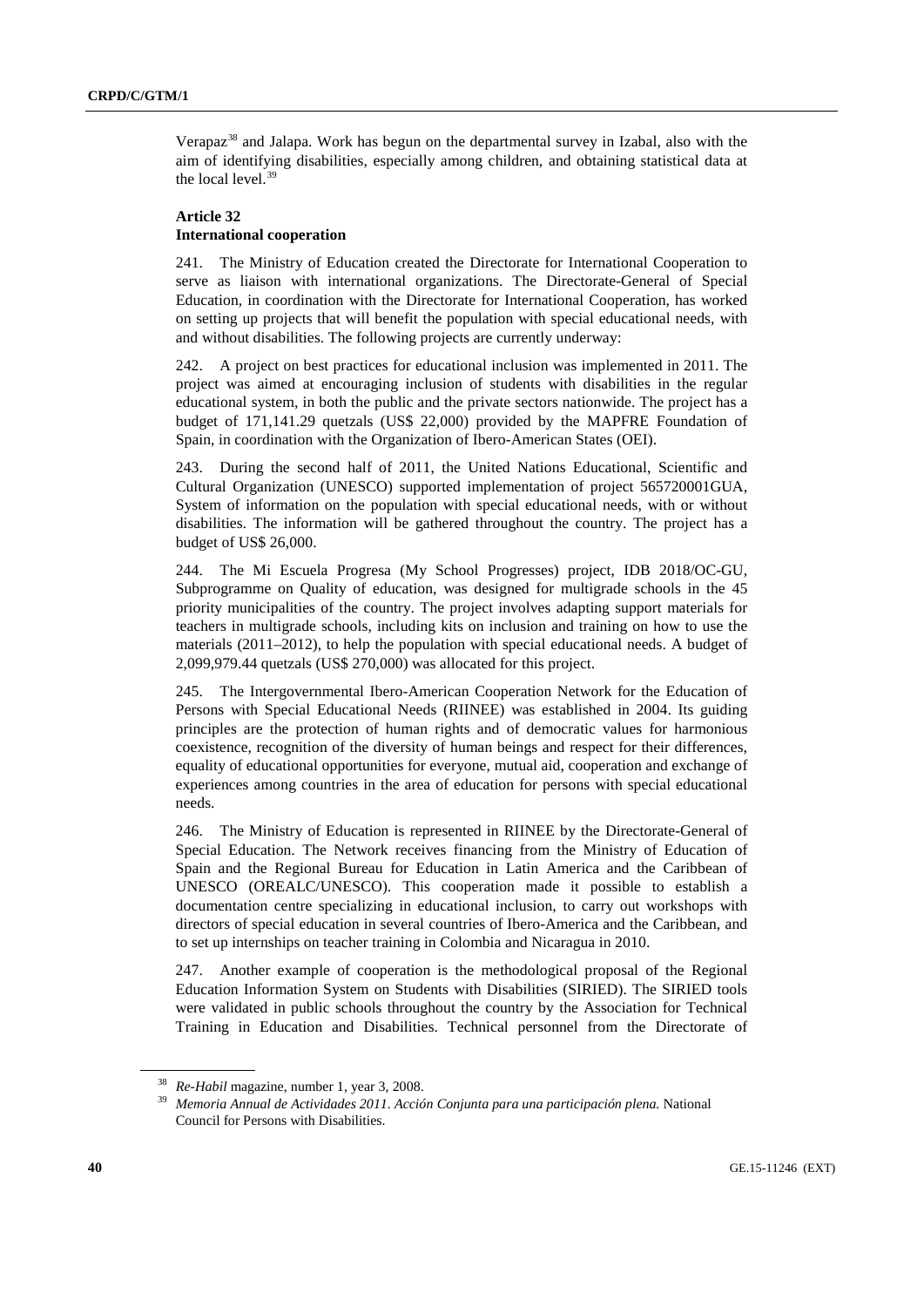Verapaz[38] and Jalapa. Work has begun on the departmental survey in Izabal, also with the aim of identifying disabilities, especially among children, and obtaining statistical data at the local level.[39]

**Article 32**
**International cooperation**

241. The Ministry of Education created the Directorate for International Cooperation to serve as liaison with international organizations. The Directorate-General of Special Education, in coordination with the Directorate for International Cooperation, has worked on setting up projects that will benefit the population with special educational needs, with and without disabilities. The following projects are currently underway:

242. A project on best practices for educational inclusion was implemented in 2011. The project was aimed at encouraging inclusion of students with disabilities in the regular educational system, in both the public and the private sectors nationwide. The project has a budget of 171,141.29 quetzals (US$ 22,000) provided by the MAPFRE Foundation of Spain, in coordination with the Organization of Ibero-American States (OEI).

243. During the second half of 2011, the United Nations Educational, Scientific and Cultural Organization (UNESCO) supported implementation of project 565720001GUA, System of information on the population with special educational needs, with or without disabilities. The information will be gathered throughout the country. The project has a budget of US$ 26,000.

244. The Mi Escuela Progresa (My School Progresses) project, IDB 2018/OC-GU, Subprogramme on Quality of education, was designed for multigrade schools in the 45 priority municipalities of the country. The project involves adapting support materials for teachers in multigrade schools, including kits on inclusion and training on how to use the materials (2011–2012), to help the population with special educational needs. A budget of 2,099,979.44 quetzals (US$ 270,000) was allocated for this project.

245. The Intergovernmental Ibero-American Cooperation Network for the Education of Persons with Special Educational Needs (RIINEE) was established in 2004. Its guiding principles are the protection of human rights and of democratic values for harmonious coexistence, recognition of the diversity of human beings and respect for their differences, equality of educational opportunities for everyone, mutual aid, cooperation and exchange of experiences among countries in the area of education for persons with special educational needs.

246. The Ministry of Education is represented in RIINEE by the Directorate-General of Special Education. The Network receives financing from the Ministry of Education of Spain and the Regional Bureau for Education in Latin America and the Caribbean of UNESCO (OREALC/UNESCO). This cooperation made it possible to establish a documentation centre specializing in educational inclusion, to carry out workshops with directors of special education in several countries of Ibero-America and the Caribbean, and to set up internships on teacher training in Colombia and Nicaragua in 2010.

247. Another example of cooperation is the methodological proposal of the Regional Education Information System on Students with Disabilities (SIRIED). The SIRIED tools were validated in public schools throughout the country by the Association for Technical Training in Education and Disabilities. Technical personnel from the Directorate of

[38] *Re-Habil* magazine, number 1, year 3, 2008.

[39] *Memoria Annual de Actividades 2011. Acción Conjunta para una participación plena.* National Council for Persons with Disabilities.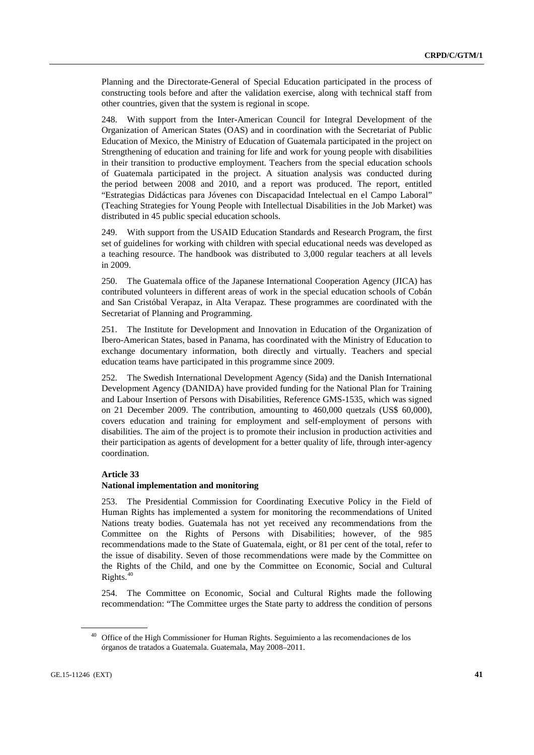Planning and the Directorate-General of Special Education participated in the process of constructing tools before and after the validation exercise, along with technical staff from other countries, given that the system is regional in scope.

248. With support from the Inter-American Council for Integral Development of the Organization of American States (OAS) and in coordination with the Secretariat of Public Education of Mexico, the Ministry of Education of Guatemala participated in the project on Strengthening of education and training for life and work for young people with disabilities in their transition to productive employment. Teachers from the special education schools of Guatemala participated in the project. A situation analysis was conducted during the period between 2008 and 2010, and a report was produced. The report, entitled "Estrategias Didácticas para Jóvenes con Discapacidad Intelectual en el Campo Laboral" (Teaching Strategies for Young People with Intellectual Disabilities in the Job Market) was distributed in 45 public special education schools.

249. With support from the USAID Education Standards and Research Program, the first set of guidelines for working with children with special educational needs was developed as a teaching resource. The handbook was distributed to 3,000 regular teachers at all levels in 2009.

250. The Guatemala office of the Japanese International Cooperation Agency (JICA) has contributed volunteers in different areas of work in the special education schools of Cobán and San Cristóbal Verapaz, in Alta Verapaz. These programmes are coordinated with the Secretariat of Planning and Programming.

251. The Institute for Development and Innovation in Education of the Organization of Ibero-American States, based in Panama, has coordinated with the Ministry of Education to exchange documentary information, both directly and virtually. Teachers and special education teams have participated in this programme since 2009.

252. The Swedish International Development Agency (Sida) and the Danish International Development Agency (DANIDA) have provided funding for the National Plan for Training and Labour Insertion of Persons with Disabilities, Reference GMS-1535, which was signed on 21 December 2009. The contribution, amounting to 460,000 quetzals (US$ 60,000), covers education and training for employment and self-employment of persons with disabilities. The aim of the project is to promote their inclusion in production activities and their participation as agents of development for a better quality of life, through inter-agency coordination.

#### Article 33
#### National implementation and monitoring

253. The Presidential Commission for Coordinating Executive Policy in the Field of Human Rights has implemented a system for monitoring the recommendations of United Nations treaty bodies. Guatemala has not yet received any recommendations from the Committee on the Rights of Persons with Disabilities; however, of the 985 recommendations made to the State of Guatemala, eight, or 81 per cent of the total, refer to the issue of disability. Seven of those recommendations were made by the Committee on the Rights of the Child, and one by the Committee on Economic, Social and Cultural Rights.[40]

254. The Committee on Economic, Social and Cultural Rights made the following recommendation: "The Committee urges the State party to address the condition of persons

[40] Office of the High Commissioner for Human Rights. Seguimiento a las recomendaciones de los órganos de tratados a Guatemala. Guatemala, May 2008–2011.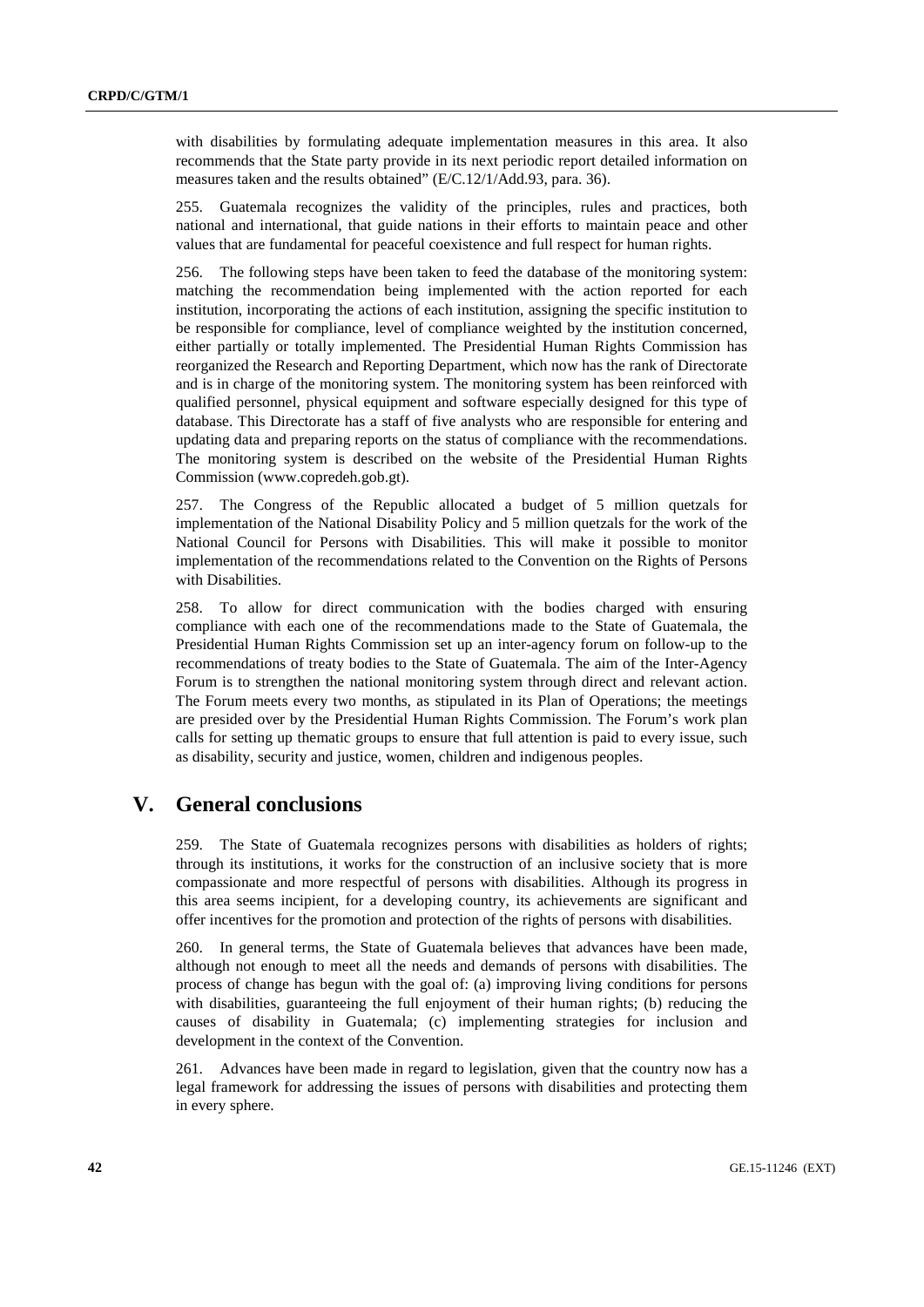with disabilities by formulating adequate implementation measures in this area. It also recommends that the State party provide in its next periodic report detailed information on measures taken and the results obtained" (E/C.12/1/Add.93, para. 36).

255. Guatemala recognizes the validity of the principles, rules and practices, both national and international, that guide nations in their efforts to maintain peace and other values that are fundamental for peaceful coexistence and full respect for human rights.

256. The following steps have been taken to feed the database of the monitoring system: matching the recommendation being implemented with the action reported for each institution, incorporating the actions of each institution, assigning the specific institution to be responsible for compliance, level of compliance weighted by the institution concerned, either partially or totally implemented. The Presidential Human Rights Commission has reorganized the Research and Reporting Department, which now has the rank of Directorate and is in charge of the monitoring system. The monitoring system has been reinforced with qualified personnel, physical equipment and software especially designed for this type of database. This Directorate has a staff of five analysts who are responsible for entering and updating data and preparing reports on the status of compliance with the recommendations. The monitoring system is described on the website of the Presidential Human Rights Commission (www.copredeh.gob.gt).

257. The Congress of the Republic allocated a budget of 5 million quetzals for implementation of the National Disability Policy and 5 million quetzals for the work of the National Council for Persons with Disabilities. This will make it possible to monitor implementation of the recommendations related to the Convention on the Rights of Persons with Disabilities.

258. To allow for direct communication with the bodies charged with ensuring compliance with each one of the recommendations made to the State of Guatemala, the Presidential Human Rights Commission set up an inter-agency forum on follow-up to the recommendations of treaty bodies to the State of Guatemala. The aim of the Inter-Agency Forum is to strengthen the national monitoring system through direct and relevant action. The Forum meets every two months, as stipulated in its Plan of Operations; the meetings are presided over by the Presidential Human Rights Commission. The Forum's work plan calls for setting up thematic groups to ensure that full attention is paid to every issue, such as disability, security and justice, women, children and indigenous peoples.

# V. General conclusions

259. The State of Guatemala recognizes persons with disabilities as holders of rights; through its institutions, it works for the construction of an inclusive society that is more compassionate and more respectful of persons with disabilities. Although its progress in this area seems incipient, for a developing country, its achievements are significant and offer incentives for the promotion and protection of the rights of persons with disabilities.

260. In general terms, the State of Guatemala believes that advances have been made, although not enough to meet all the needs and demands of persons with disabilities. The process of change has begun with the goal of: (a) improving living conditions for persons with disabilities, guaranteeing the full enjoyment of their human rights; (b) reducing the causes of disability in Guatemala; (c) implementing strategies for inclusion and development in the context of the Convention.

261. Advances have been made in regard to legislation, given that the country now has a legal framework for addressing the issues of persons with disabilities and protecting them in every sphere.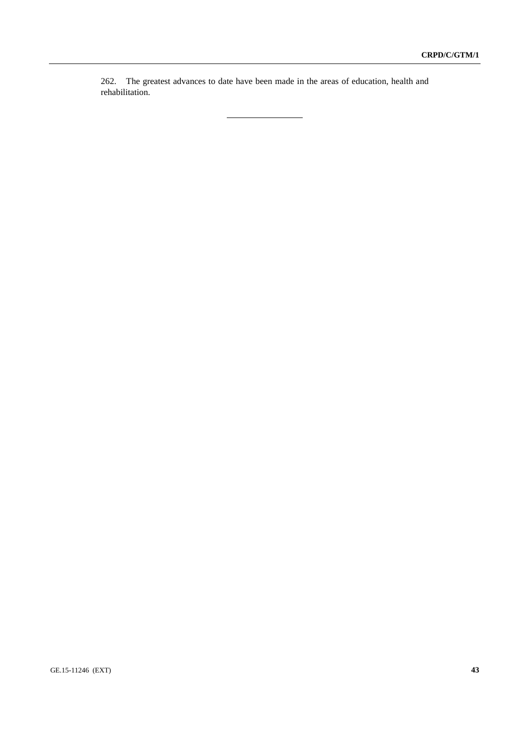262. The greatest advances to date have been made in the areas of education, health and rehabilitation.